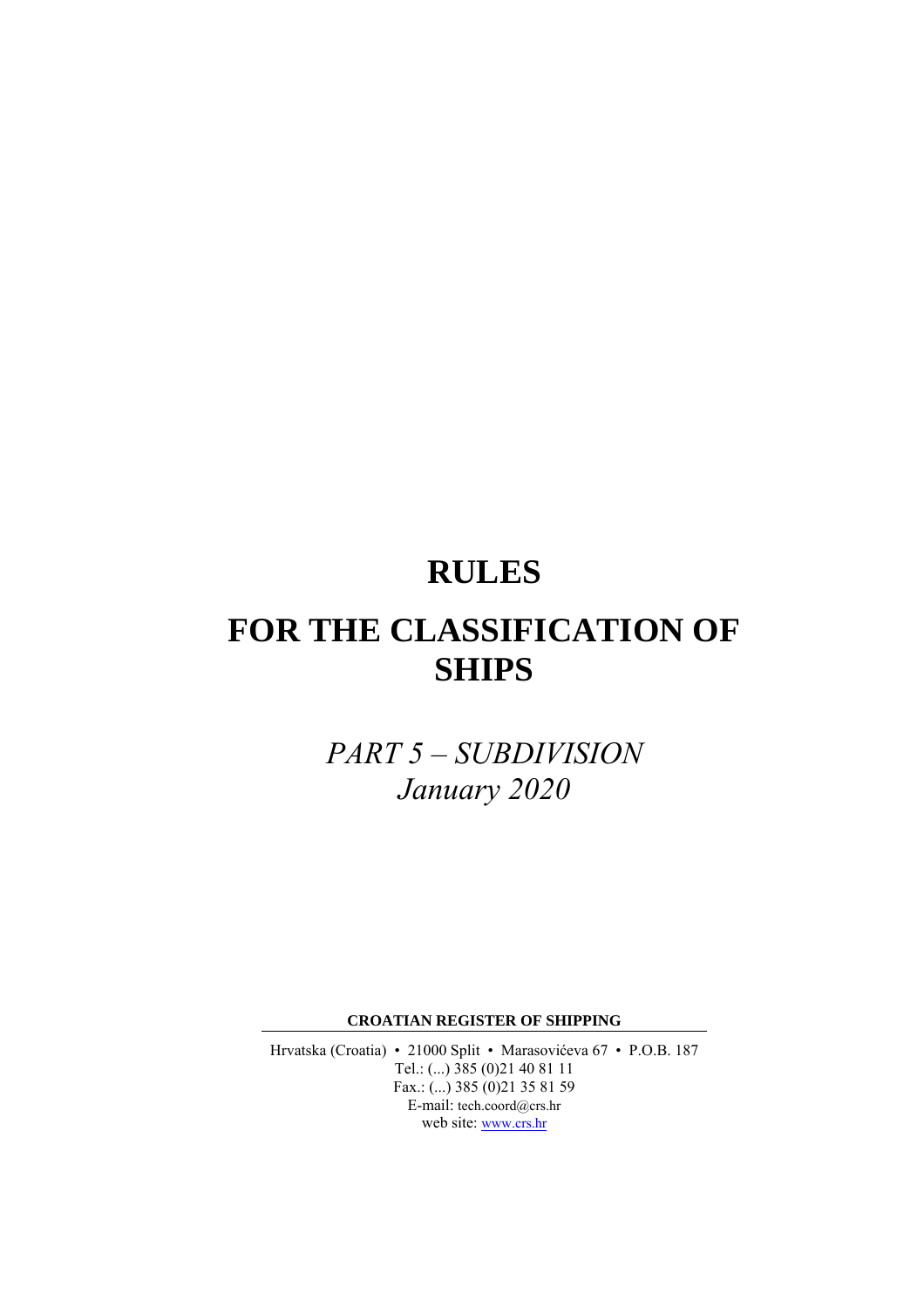# RULES

# FOR THE CLASSIFICATION OF SHIPS

*PART 5 – SUBDIVISION*
*January 2020*

**CROATIAN REGISTER OF SHIPPING**

Hrvatska (Croatia) • 21000 Split • Marasovićeva 67 • P.O.B. 187
Tel.: (...) 385 (0)21 40 81 11
Fax.: (...) 385 (0)21 35 81 59
E-mail: tech.coord@crs.hr
web site: www.crs.hr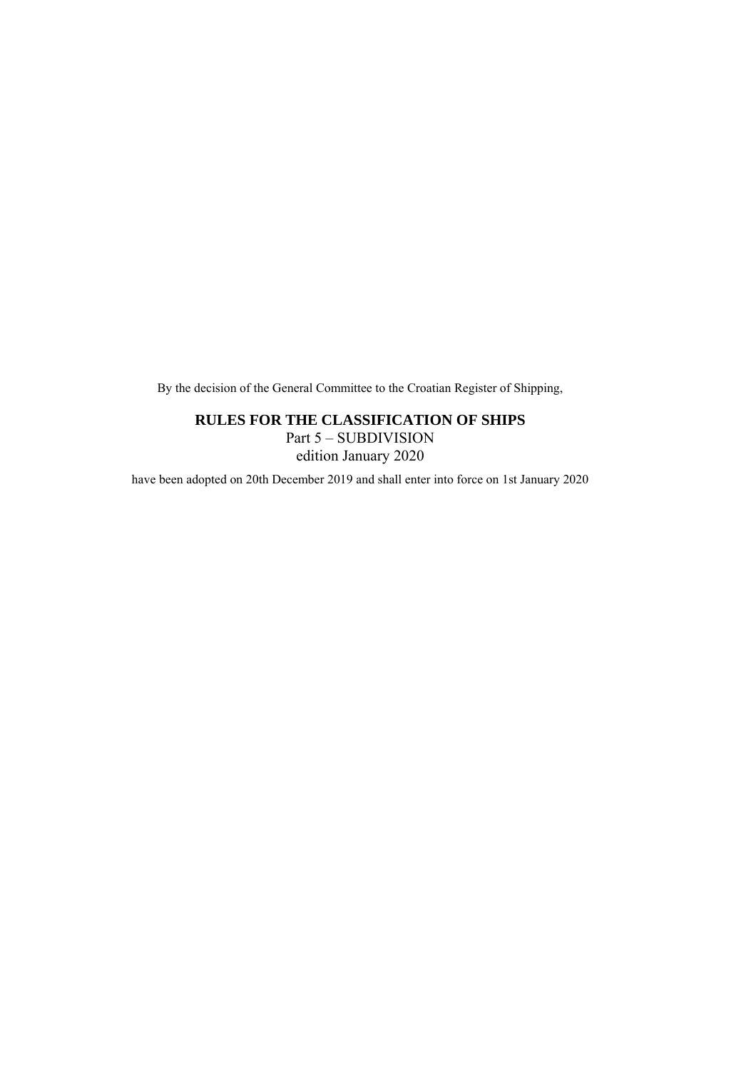By the decision of the General Committee to the Croatian Register of Shipping,

**RULES FOR THE CLASSIFICATION OF SHIPS**
Part 5 – SUBDIVISION
edition January 2020

have been adopted on 20th December 2019 and shall enter into force on 1st January 2020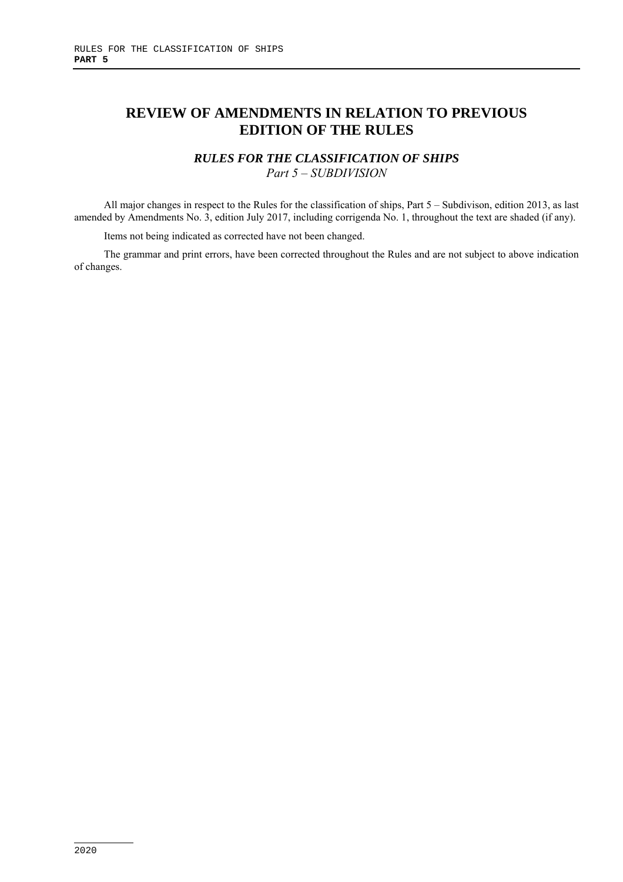# REVIEW OF AMENDMENTS IN RELATION TO PREVIOUS EDITION OF THE RULES

## *RULES FOR THE CLASSIFICATION OF SHIPS*

*Part 5 – SUBDIVISION*

All major changes in respect to the Rules for the classification of ships, Part 5 – Subdivison, edition 2013, as last amended by Amendments No. 3, edition July 2017, including corrigenda No. 1, throughout the text are shaded (if any).

Items not being indicated as corrected have not been changed.

The grammar and print errors, have been corrected throughout the Rules and are not subject to above indication of changes.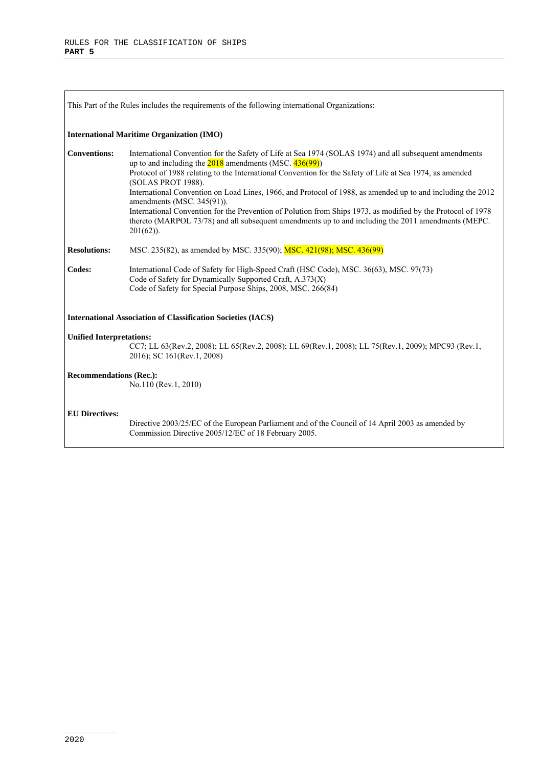This Part of the Rules includes the requirements of the following international Organizations:

**International Maritime Organization (IMO)**

**Conventions:** International Convention for the Safety of Life at Sea 1974 (SOLAS 1974) and all subsequent amendments up to and including the 2018 amendments (MSC. 436(99))
Protocol of 1988 relating to the International Convention for the Safety of Life at Sea 1974, as amended (SOLAS PROT 1988).
International Convention on Load Lines, 1966, and Protocol of 1988, as amended up to and including the 2012 amendments (MSC. 345(91)).
International Convention for the Prevention of Polution from Ships 1973, as modified by the Protocol of 1978 thereto (MARPOL 73/78) and all subsequent amendments up to and including the 2011 amendments (MEPC. 201(62)).

**Resolutions:** MSC. 235(82), as amended by MSC. 335(90); MSC. 421(98); MSC. 436(99)

**Codes:** International Code of Safety for High-Speed Craft (HSC Code), MSC. 36(63), MSC. 97(73)
Code of Safety for Dynamically Supported Craft, A.373(X)
Code of Safety for Special Purpose Ships, 2008, MSC. 266(84)

**International Association of Classification Societies (IACS)**

**Unified Interpretations:**
CC7; LL 63(Rev.2, 2008); LL 65(Rev.2, 2008); LL 69(Rev.1, 2008); LL 75(Rev.1, 2009); MPC93 (Rev.1, 2016); SC 161(Rev.1, 2008)

**Recommendations (Rec.):**
No.110 (Rev.1, 2010)

**EU Directives:**
Directive 2003/25/EC of the European Parliament and of the Council of 14 April 2003 as amended by Commission Directive 2005/12/EC of 18 February 2005.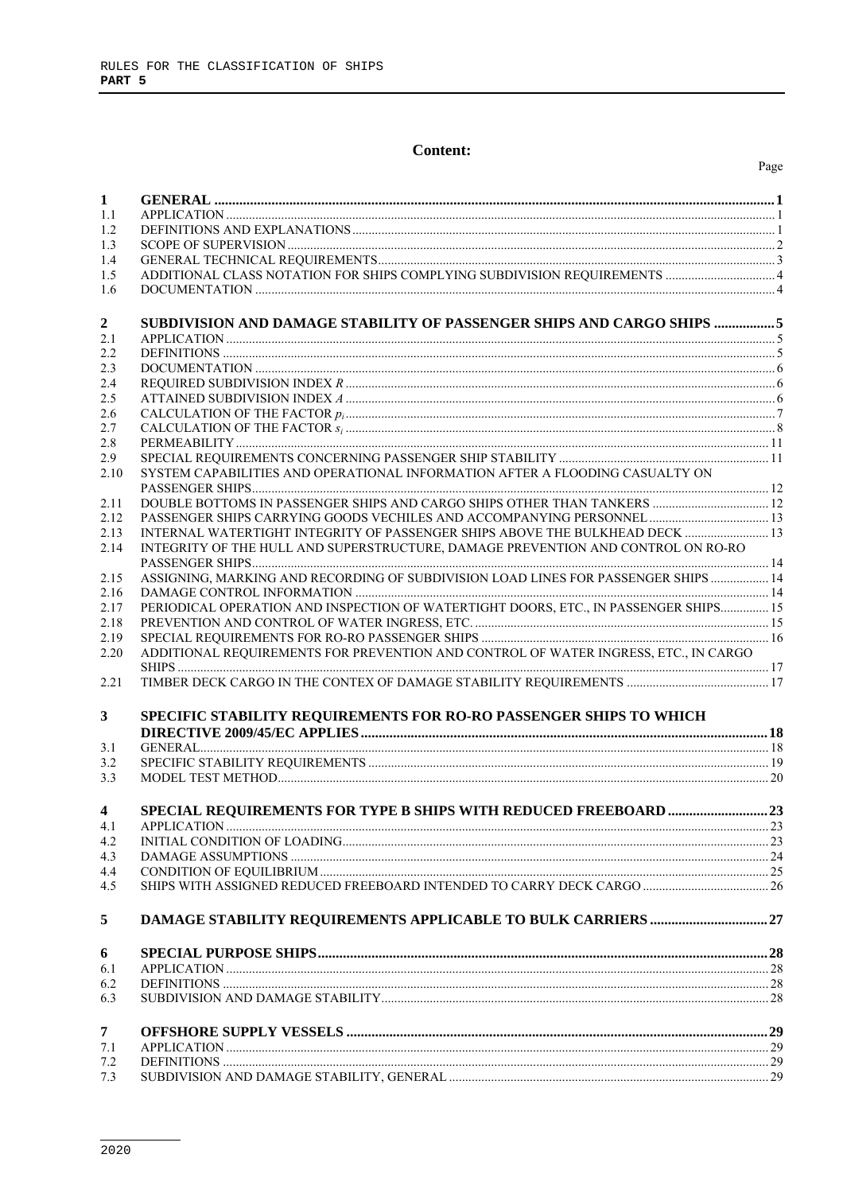# Content:

| | | Page |
|---|---|---|
| **1** | **GENERAL** | **1** |
| 1.1 | APPLICATION | 1 |
| 1.2 | DEFINITIONS AND EXPLANATIONS | 1 |
| 1.3 | SCOPE OF SUPERVISION | 2 |
| 1.4 | GENERAL TECHNICAL REQUIREMENTS | 3 |
| 1.5 | ADDITIONAL CLASS NOTATION FOR SHIPS COMPLYING SUBDIVISION REQUIREMENTS | 4 |
| 1.6 | DOCUMENTATION | 4 |
| **2** | **SUBDIVISION AND DAMAGE STABILITY OF PASSENGER SHIPS AND CARGO SHIPS** | **5** |
| 2.1 | APPLICATION | 5 |
| 2.2 | DEFINITIONS | 5 |
| 2.3 | DOCUMENTATION | 6 |
| 2.4 | REQUIRED SUBDIVISION INDEX *R* | 6 |
| 2.5 | ATTAINED SUBDIVISION INDEX *A* | 6 |
| 2.6 | CALCULATION OF THE FACTOR $p_i$ | 7 |
| 2.7 | CALCULATION OF THE FACTOR $s_i$ | 8 |
| 2.8 | PERMEABILITY | 11 |
| 2.9 | SPECIAL REQUIREMENTS CONCERNING PASSENGER SHIP STABILITY | 11 |
| 2.10 | SYSTEM CAPABILITIES AND OPERATIONAL INFORMATION AFTER A FLOODING CASUALTY ON PASSENGER SHIPS | 12 |
| 2.11 | DOUBLE BOTTOMS IN PASSENGER SHIPS AND CARGO SHIPS OTHER THAN TANKERS | 12 |
| 2.12 | PASSENGER SHIPS CARRYING GOODS VECHILES AND ACCOMPANYING PERSONNEL | 13 |
| 2.13 | INTERNAL WATERTIGHT INTEGRITY OF PASSENGER SHIPS ABOVE THE BULKHEAD DECK | 13 |
| 2.14 | INTEGRITY OF THE HULL AND SUPERSTRUCTURE, DAMAGE PREVENTION AND CONTROL ON RO-RO PASSENGER SHIPS | 14 |
| 2.15 | ASSIGNING, MARKING AND RECORDING OF SUBDIVISION LOAD LINES FOR PASSENGER SHIPS | 14 |
| 2.16 | DAMAGE CONTROL INFORMATION | 14 |
| 2.17 | PERIODICAL OPERATION AND INSPECTION OF WATERTIGHT DOORS, ETC., IN PASSENGER SHIPS | 15 |
| 2.18 | PREVENTION AND CONTROL OF WATER INGRESS, ETC. | 15 |
| 2.19 | SPECIAL REQUIREMENTS FOR RO-RO PASSENGER SHIPS | 16 |
| 2.20 | ADDITIONAL REQUIREMENTS FOR PREVENTION AND CONTROL OF WATER INGRESS, ETC., IN CARGO SHIPS | 17 |
| 2.21 | TIMBER DECK CARGO IN THE CONTEX OF DAMAGE STABILITY REQUIREMENTS | 17 |
| **3** | **SPECIFIC STABILITY REQUIREMENTS FOR RO-RO PASSENGER SHIPS TO WHICH DIRECTIVE 2009/45/EC APPLIES** | **18** |
| 3.1 | GENERAL | 18 |
| 3.2 | SPECIFIC STABILITY REQUIREMENTS | 19 |
| 3.3 | MODEL TEST METHOD | 20 |
| **4** | **SPECIAL REQUIREMENTS FOR TYPE B SHIPS WITH REDUCED FREEBOARD** | **23** |
| 4.1 | APPLICATION | 23 |
| 4.2 | INITIAL CONDITION OF LOADING | 23 |
| 4.3 | DAMAGE ASSUMPTIONS | 24 |
| 4.4 | CONDITION OF EQUILIBRIUM | 25 |
| 4.5 | SHIPS WITH ASSIGNED REDUCED FREEBOARD INTENDED TO CARRY DECK CARGO | 26 |
| **5** | **DAMAGE STABILITY REQUIREMENTS APPLICABLE TO BULK CARRIERS** | **27** |
| **6** | **SPECIAL PURPOSE SHIPS** | **28** |
| 6.1 | APPLICATION | 28 |
| 6.2 | DEFINITIONS | 28 |
| 6.3 | SUBDIVISION AND DAMAGE STABILITY | 28 |
| **7** | **OFFSHORE SUPPLY VESSELS** | **29** |
| 7.1 | APPLICATION | 29 |
| 7.2 | DEFINITIONS | 29 |
| 7.3 | SUBDIVISION AND DAMAGE STABILITY, GENERAL | 29 |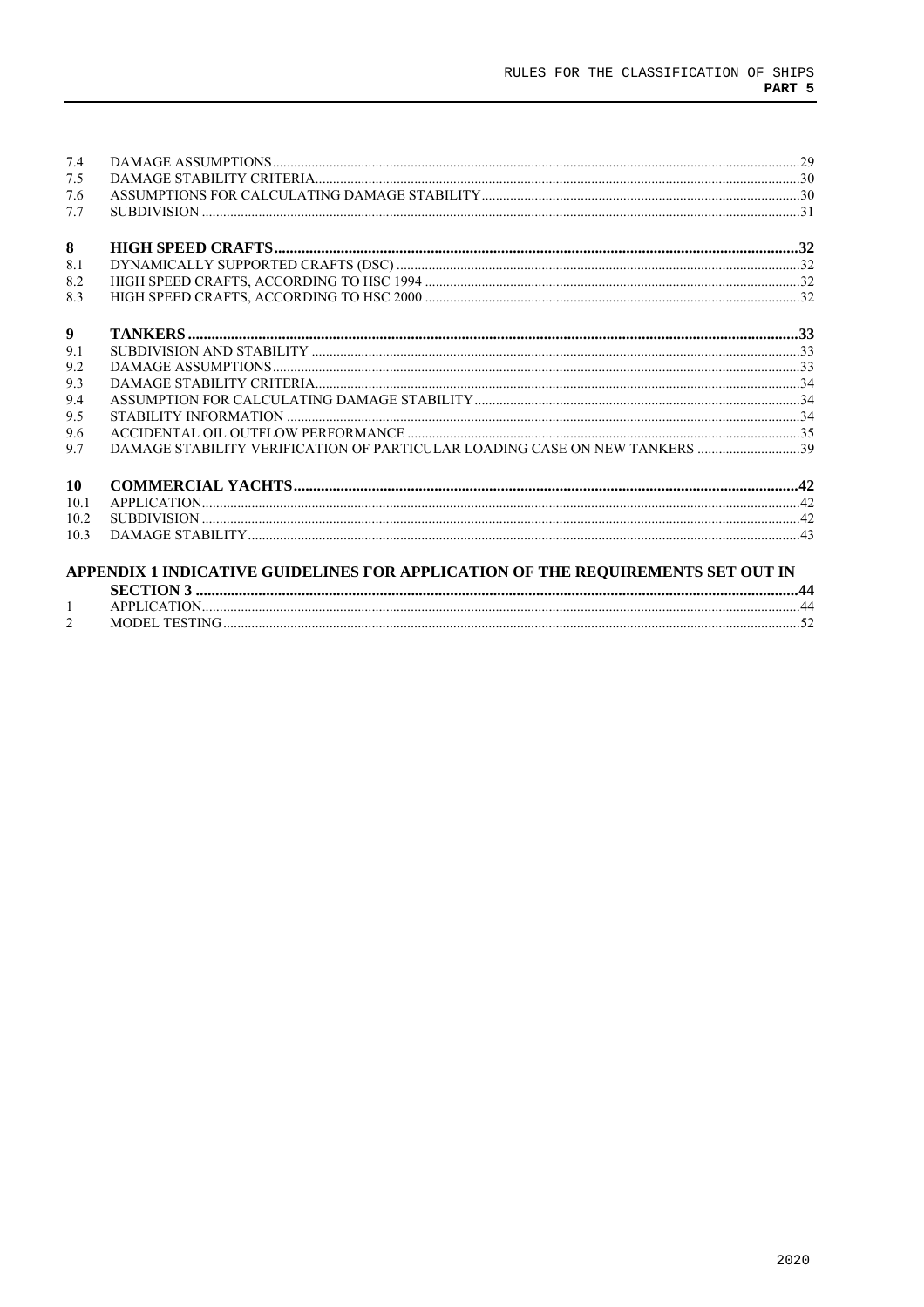| | | |
|---|---|---|
| 7.4 | DAMAGE ASSUMPTIONS | 29 |
| 7.5 | DAMAGE STABILITY CRITERIA | 30 |
| 7.6 | ASSUMPTIONS FOR CALCULATING DAMAGE STABILITY | 30 |
| 7.7 | SUBDIVISION | 31 |
| **8** | **HIGH SPEED CRAFTS** | **32** |
| 8.1 | DYNAMICALLY SUPPORTED CRAFTS (DSC) | 32 |
| 8.2 | HIGH SPEED CRAFTS, ACCORDING TO HSC 1994 | 32 |
| 8.3 | HIGH SPEED CRAFTS, ACCORDING TO HSC 2000 | 32 |
| **9** | **TANKERS** | **33** |
| 9.1 | SUBDIVISION AND STABILITY | 33 |
| 9.2 | DAMAGE ASSUMPTIONS | 33 |
| 9.3 | DAMAGE STABILITY CRITERIA | 34 |
| 9.4 | ASSUMPTION FOR CALCULATING DAMAGE STABILITY | 34 |
| 9.5 | STABILITY INFORMATION | 34 |
| 9.6 | ACCIDENTAL OIL OUTFLOW PERFORMANCE | 35 |
| 9.7 | DAMAGE STABILITY VERIFICATION OF PARTICULAR LOADING CASE ON NEW TANKERS | 39 |
| **10** | **COMMERCIAL YACHTS** | **42** |
| 10.1 | APPLICATION | 42 |
| 10.2 | SUBDIVISION | 42 |
| 10.3 | DAMAGE STABILITY | 43 |
| | **APPENDIX 1 INDICATIVE GUIDELINES FOR APPLICATION OF THE REQUIREMENTS SET OUT IN SECTION 3** | **44** |
| 1 | APPLICATION | 44 |
| 2 | MODEL TESTING | 52 |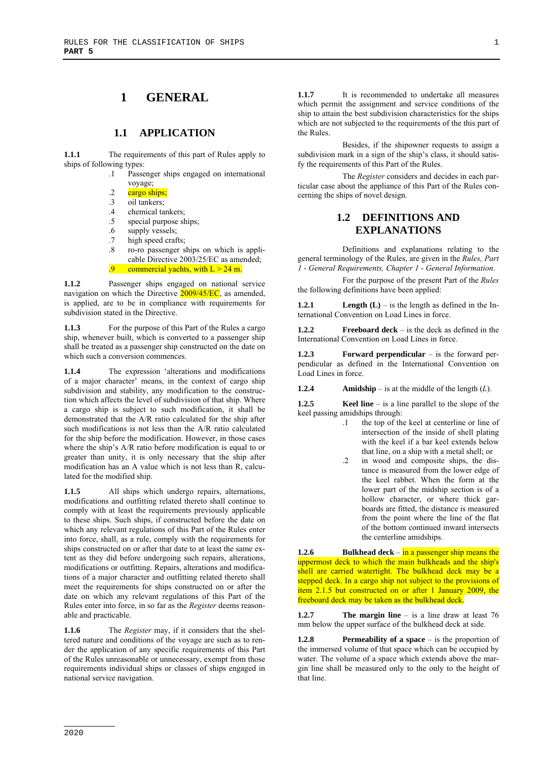# 1 GENERAL

## 1.1 APPLICATION

**1.1.1** The requirements of this part of Rules apply to ships of following types:

.1 Passenger ships engaged on international voyage;
.2 cargo ships;
.3 oil tankers;
.4 chemical tankers;
.5 special purpose ships;
.6 supply vessels;
.7 high speed crafts;
.8 ro-ro passenger ships on which is applicable Directive 2003/25/EC as amended;
.9 commercial yachts, with L > 24 m.

**1.1.2** Passenger ships engaged on national service navigation on which the Directive 2009/45/EC, as amended, is applied, are to be in compliance with requirements for subdivision stated in the Directive.

**1.1.3** For the purpose of this Part of the Rules a cargo ship, whenever built, which is converted to a passenger ship shall be treated as a passenger ship constructed on the date on which such a conversion commences.

**1.1.4** The expression 'alterations and modifications of a major character' means, in the context of cargo ship subdivision and stability, any modification to the construction which affects the level of subdivision of that ship. Where a cargo ship is subject to such modification, it shall be demonstrated that the A/R ratio calculated for the ship after such modifications is not less than the A/R ratio calculated for the ship before the modification. However, in those cases where the ship's A/R ratio before modification is equal to or greater than unity, it is only necessary that the ship after modification has an A value which is not less than R, calculated for the modified ship.

**1.1.5** All ships which undergo repairs, alternations, modifications and outfitting related thereto shall continue to comply with at least the requirements previously applicable to these ships. Such ships, if constructed before the date on which any relevant regulations of this Part of the Rules enter into force, shall, as a rule, comply with the requirements for ships constructed on or after that date to at least the same extent as they did before undergoing such repairs, alterations, modifications or outfitting. Repairs, alterations and modifications of a major character and outfitting related thereto shall meet the requirements for ships constructed on or after the date on which any relevant regulations of this Part of the Rules enter into force, in so far as the *Register* deems reasonable and practicable.

**1.1.6** The *Register* may, if it considers that the sheltered nature and conditions of the voyage are such as to render the application of any specific requirements of this Part of the Rules unreasonable or unnecessary, exempt from those requirements individual ships or classes of ships engaged in national service navigation.

**1.1.7** It is recommended to undertake all measures which permit the assignment and service conditions of the ship to attain the best subdivision characteristics for the ships which are not subjected to the requirements of the this part of the Rules.

Besides, if the shipowner requests to assign a subdivision mark in a sign of the ship's class, it should satisfy the requirements of this Part of the Rules.

The *Register* considers and decides in each particular case about the appliance of this Part of the Rules concerning the ships of novel design.

## 1.2 DEFINITIONS AND EXPLANATIONS

Definitions and explanations relating to the general terminology of the Rules, are given in the *Rules, Part 1 - General Requirements, Chapter 1 - General Information*.

For the purpose of the present Part of the *Rules* the following definitions have been applied:

**1.2.1** **Length (L)** – is the length as defined in the International Convention on Load Lines in force.

**1.2.2** **Freeboard deck** – is the deck as defined in the International Convention on Load Lines in force.

**1.2.3** **Forward perpendicular** – is the forward perpendicular as defined in the International Convention on Load Lines in force.

**1.2.4** **Amidship** – is at the middle of the length (*L*).

**1.2.5** **Keel line** – is a line parallel to the slope of the keel passing amidships through:

.1 the top of the keel at centerline or line of intersection of the inside of shell plating with the keel if a bar keel extends below that line, on a ship with a metal shell; or
.2 in wood and composite ships, the distance is measured from the lower edge of the keel rabbet. When the form at the lower part of the midship section is of a hollow character, or where thick garboards are fitted, the distance is measured from the point where the line of the flat of the bottom continued inward intersects the centerline amidships.

**1.2.6** **Bulkhead deck** – in a passenger ship means the uppermost deck to which the main bulkheads and the ship's shell are carried watertight. The bulkhead deck may be a stepped deck. In a cargo ship not subject to the provisions of item 2.1.5 but constructed on or after 1 January 2009, the freeboard deck may be taken as the bulkhead deck.

**1.2.7** **The margin line** – is a line draw at least 76 mm below the upper surface of the bulkhead deck at side.

**1.2.8** **Permeability of a space** – is the proportion of the immersed volume of that space which can be occupied by water. The volume of a space which extends above the margin line shall be measured only to the only to the height of that line.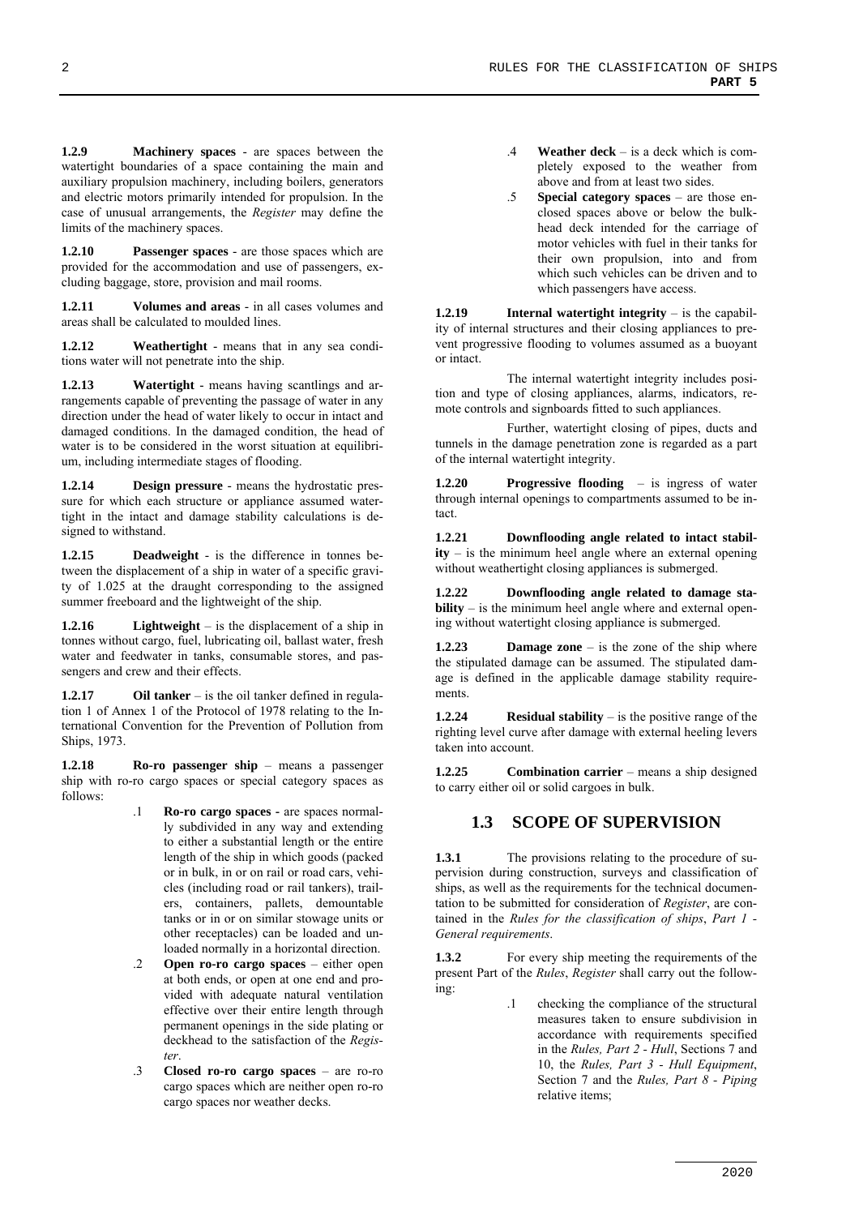**1.2.9 Machinery spaces** - are spaces between the watertight boundaries of a space containing the main and auxiliary propulsion machinery, including boilers, generators and electric motors primarily intended for propulsion. In the case of unusual arrangements, the *Register* may define the limits of the machinery spaces.

**1.2.10 Passenger spaces** - are those spaces which are provided for the accommodation and use of passengers, excluding baggage, store, provision and mail rooms.

**1.2.11 Volumes and areas** - in all cases volumes and areas shall be calculated to moulded lines.

**1.2.12 Weathertight** - means that in any sea conditions water will not penetrate into the ship.

**1.2.13 Watertight** - means having scantlings and arrangements capable of preventing the passage of water in any direction under the head of water likely to occur in intact and damaged conditions. In the damaged condition, the head of water is to be considered in the worst situation at equilibrium, including intermediate stages of flooding.

**1.2.14 Design pressure** - means the hydrostatic pressure for which each structure or appliance assumed watertight in the intact and damage stability calculations is designed to withstand.

**1.2.15 Deadweight** - is the difference in tonnes between the displacement of a ship in water of a specific gravity of 1.025 at the draught corresponding to the assigned summer freeboard and the lightweight of the ship.

**1.2.16 Lightweight** – is the displacement of a ship in tonnes without cargo, fuel, lubricating oil, ballast water, fresh water and feedwater in tanks, consumable stores, and passengers and crew and their effects.

**1.2.17 Oil tanker** – is the oil tanker defined in regulation 1 of Annex 1 of the Protocol of 1978 relating to the International Convention for the Prevention of Pollution from Ships, 1973.

**1.2.18 Ro-ro passenger ship** – means a passenger ship with ro-ro cargo spaces or special category spaces as follows:

.1 **Ro-ro cargo spaces -** are spaces normally subdivided in any way and extending to either a substantial length or the entire length of the ship in which goods (packed or in bulk, in or on rail or road cars, vehicles (including road or rail tankers), trailers, containers, pallets, demountable tanks or in or on similar stowage units or other receptacles) can be loaded and unloaded normally in a horizontal direction.

.2 **Open ro-ro cargo spaces** – either open at both ends, or open at one end and provided with adequate natural ventilation effective over their entire length through permanent openings in the side plating or deckhead to the satisfaction of the *Register*.

.3 **Closed ro-ro cargo spaces** – are ro-ro cargo spaces which are neither open ro-ro cargo spaces nor weather decks.

.4 **Weather deck** – is a deck which is completely exposed to the weather from above and from at least two sides.

.5 **Special category spaces** – are those enclosed spaces above or below the bulkhead deck intended for the carriage of motor vehicles with fuel in their tanks for their own propulsion, into and from which such vehicles can be driven and to which passengers have access.

**1.2.19 Internal watertight integrity** – is the capability of internal structures and their closing appliances to prevent progressive flooding to volumes assumed as a buoyant or intact.

The internal watertight integrity includes position and type of closing appliances, alarms, indicators, remote controls and signboards fitted to such appliances.

Further, watertight closing of pipes, ducts and tunnels in the damage penetration zone is regarded as a part of the internal watertight integrity.

**1.2.20 Progressive flooding** – is ingress of water through internal openings to compartments assumed to be intact.

**1.2.21 Downflooding angle related to intact stability** – is the minimum heel angle where an external opening without weathertight closing appliances is submerged.

**1.2.22 Downflooding angle related to damage stability** – is the minimum heel angle where and external opening without watertight closing appliance is submerged.

**1.2.23 Damage zone** – is the zone of the ship where the stipulated damage can be assumed. The stipulated damage is defined in the applicable damage stability requirements.

**1.2.24 Residual stability** – is the positive range of the righting level curve after damage with external heeling levers taken into account.

**1.2.25 Combination carrier** – means a ship designed to carry either oil or solid cargoes in bulk.

## 1.3 SCOPE OF SUPERVISION

**1.3.1** The provisions relating to the procedure of supervision during construction, surveys and classification of ships, as well as the requirements for the technical documentation to be submitted for consideration of *Register*, are contained in the *Rules for the classification of ships*, *Part 1 - General requirements*.

**1.3.2** For every ship meeting the requirements of the present Part of the *Rules*, *Register* shall carry out the following:

.1 checking the compliance of the structural measures taken to ensure subdivision in accordance with requirements specified in the *Rules, Part 2 - Hull*, Sections 7 and 10, the *Rules, Part 3 - Hull Equipment*, Section 7 and the *Rules, Part 8 - Piping* relative items;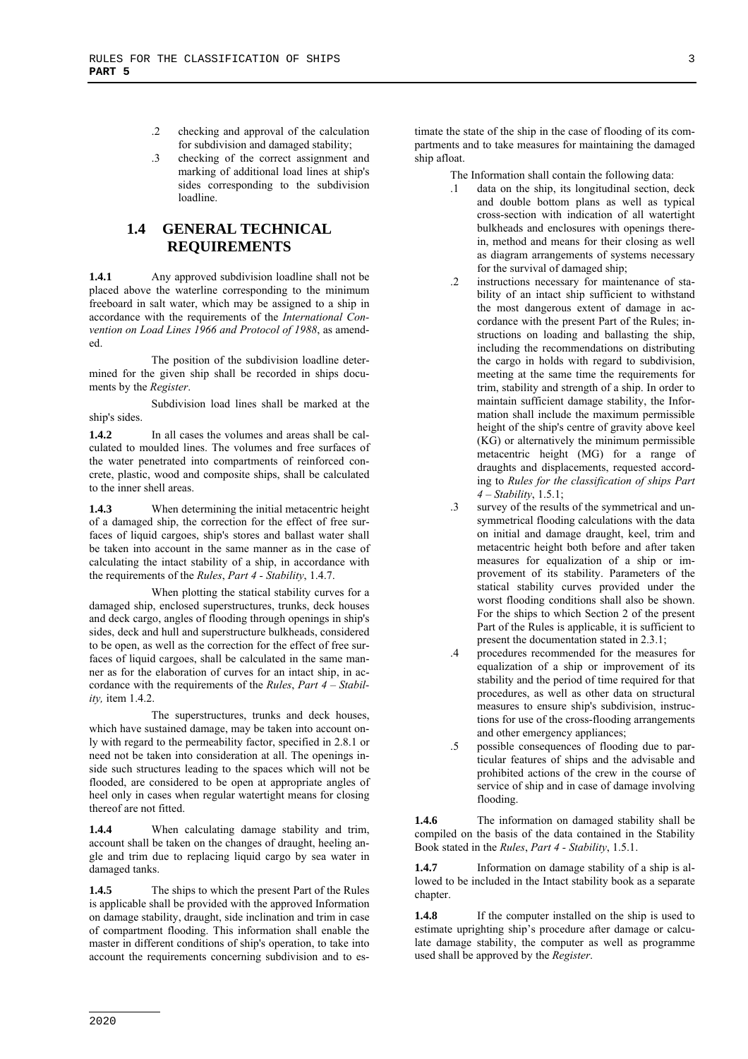.2 checking and approval of the calculation for subdivision and damaged stability;

.3 checking of the correct assignment and marking of additional load lines at ship's sides corresponding to the subdivision loadline.

## 1.4 GENERAL TECHNICAL REQUIREMENTS

**1.4.1** Any approved subdivision loadline shall not be placed above the waterline corresponding to the minimum freeboard in salt water, which may be assigned to a ship in accordance with the requirements of the *International Convention on Load Lines 1966 and Protocol of 1988*, as amended.

The position of the subdivision loadline determined for the given ship shall be recorded in ships documents by the *Register*.

Subdivision load lines shall be marked at the ship's sides.

**1.4.2** In all cases the volumes and areas shall be calculated to moulded lines. The volumes and free surfaces of the water penetrated into compartments of reinforced concrete, plastic, wood and composite ships, shall be calculated to the inner shell areas.

**1.4.3** When determining the initial metacentric height of a damaged ship, the correction for the effect of free surfaces of liquid cargoes, ship's stores and ballast water shall be taken into account in the same manner as in the case of calculating the intact stability of a ship, in accordance with the requirements of the *Rules*, *Part 4 - Stability*, 1.4.7.

When plotting the statical stability curves for a damaged ship, enclosed superstructures, trunks, deck houses and deck cargo, angles of flooding through openings in ship's sides, deck and hull and superstructure bulkheads, considered to be open, as well as the correction for the effect of free surfaces of liquid cargoes, shall be calculated in the same manner as for the elaboration of curves for an intact ship, in accordance with the requirements of the *Rules*, *Part 4 – Stability,* item 1.4.2.

The superstructures, trunks and deck houses, which have sustained damage, may be taken into account only with regard to the permeability factor, specified in 2.8.1 or need not be taken into consideration at all. The openings inside such structures leading to the spaces which will not be flooded, are considered to be open at appropriate angles of heel only in cases when regular watertight means for closing thereof are not fitted.

**1.4.4** When calculating damage stability and trim, account shall be taken on the changes of draught, heeling angle and trim due to replacing liquid cargo by sea water in damaged tanks.

**1.4.5** The ships to which the present Part of the Rules is applicable shall be provided with the approved Information on damage stability, draught, side inclination and trim in case of compartment flooding. This information shall enable the master in different conditions of ship's operation, to take into account the requirements concerning subdivision and to estimate the state of the ship in the case of flooding of its compartments and to take measures for maintaining the damaged ship afloat.

The Information shall contain the following data:

.1 data on the ship, its longitudinal section, deck and double bottom plans as well as typical cross-section with indication of all watertight bulkheads and enclosures with openings therein, method and means for their closing as well as diagram arrangements of systems necessary for the survival of damaged ship;

.2 instructions necessary for maintenance of stability of an intact ship sufficient to withstand the most dangerous extent of damage in accordance with the present Part of the Rules; instructions on loading and ballasting the ship, including the recommendations on distributing the cargo in holds with regard to subdivision, meeting at the same time the requirements for trim, stability and strength of a ship. In order to maintain sufficient damage stability, the Information shall include the maximum permissible height of the ship's centre of gravity above keel (KG) or alternatively the minimum permissible metacentric height (MG) for a range of draughts and displacements, requested according to *Rules for the classification of ships Part 4 – Stability*, 1.5.1;

.3 survey of the results of the symmetrical and unsymmetrical flooding calculations with the data on initial and damage draught, keel, trim and metacentric height both before and after taken measures for equalization of a ship or improvement of its stability. Parameters of the statical stability curves provided under the worst flooding conditions shall also be shown. For the ships to which Section 2 of the present Part of the Rules is applicable, it is sufficient to present the documentation stated in 2.3.1;

.4 procedures recommended for the measures for equalization of a ship or improvement of its stability and the period of time required for that procedures, as well as other data on structural measures to ensure ship's subdivision, instructions for use of the cross-flooding arrangements and other emergency appliances;

.5 possible consequences of flooding due to particular features of ships and the advisable and prohibited actions of the crew in the course of service of ship and in case of damage involving flooding.

**1.4.6** The information on damaged stability shall be compiled on the basis of the data contained in the Stability Book stated in the *Rules*, *Part 4 - Stability*, 1.5.1.

**1.4.7** Information on damage stability of a ship is allowed to be included in the Intact stability book as a separate chapter.

**1.4.8** If the computer installed on the ship is used to estimate uprighting ship's procedure after damage or calculate damage stability, the computer as well as programme used shall be approved by the *Register*.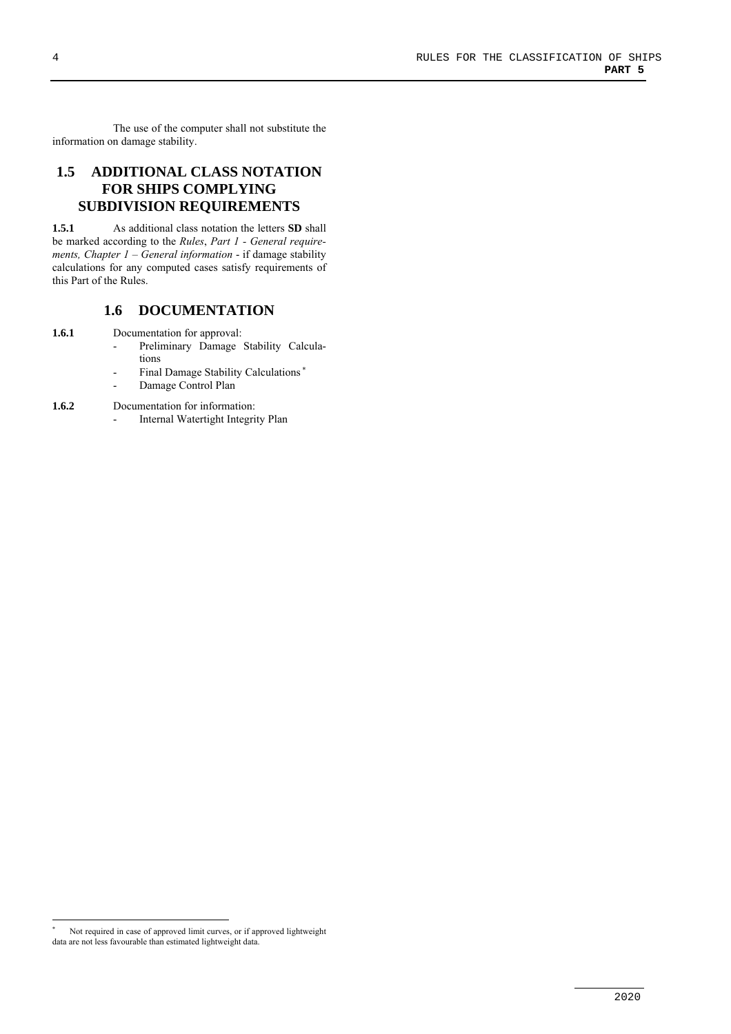The use of the computer shall not substitute the information on damage stability.

## 1.5 ADDITIONAL CLASS NOTATION FOR SHIPS COMPLYING SUBDIVISION REQUIREMENTS

**1.5.1** As additional class notation the letters **SD** shall be marked according to the *Rules*, *Part 1 - General requirements, Chapter 1 – General information* - if damage stability calculations for any computed cases satisfy requirements of this Part of the Rules.

## 1.6 DOCUMENTATION

**1.6.1** Documentation for approval:

- Preliminary Damage Stability Calculations
- Final Damage Stability Calculations *
- Damage Control Plan

**1.6.2** Documentation for information:

- Internal Watertight Integrity Plan

---

* Not required in case of approved limit curves, or if approved lightweight data are not less favourable than estimated lightweight data.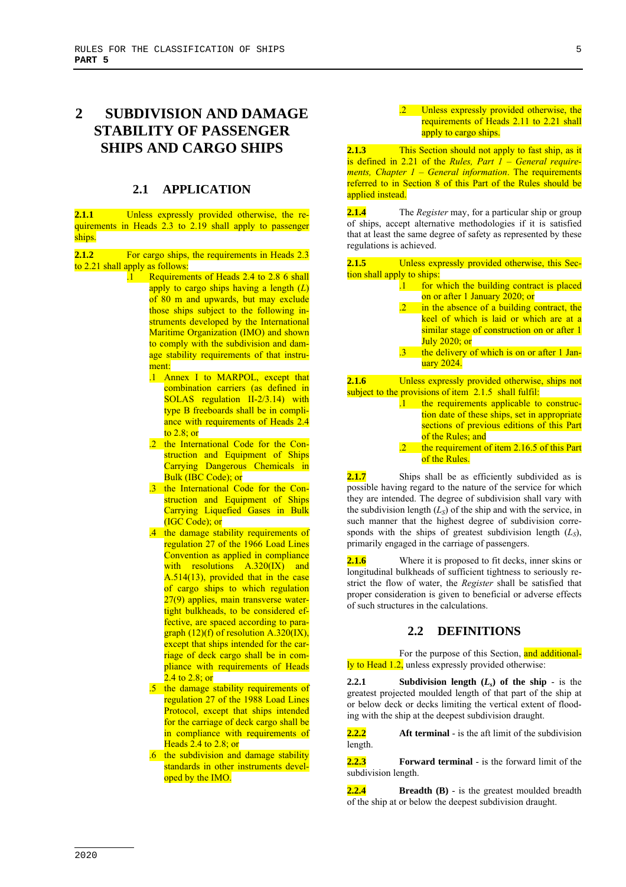# 2 SUBDIVISION AND DAMAGE STABILITY OF PASSENGER SHIPS AND CARGO SHIPS

## 2.1 APPLICATION

**2.1.1** Unless expressly provided otherwise, the requirements in Heads 2.3 to 2.19 shall apply to passenger ships.

**2.1.2** For cargo ships, the requirements in Heads 2.3 to 2.21 shall apply as follows:

.1 Requirements of Heads 2.4 to 2.8 6 shall apply to cargo ships having a length ($L$) of 80 m and upwards, but may exclude those ships subject to the following instruments developed by the International Maritime Organization (IMO) and shown to comply with the subdivision and damage stability requirements of that instrument:

  .1 Annex I to MARPOL, except that combination carriers (as defined in SOLAS regulation II-2/3.14) with type B freeboards shall be in compliance with requirements of Heads 2.4 to 2.8; or

  .2 the International Code for the Construction and Equipment of Ships Carrying Dangerous Chemicals in Bulk (IBC Code); or

  .3 the International Code for the Construction and Equipment of Ships Carrying Liquefied Gases in Bulk (IGC Code); or

  .4 the damage stability requirements of regulation 27 of the 1966 Load Lines Convention as applied in compliance with resolutions A.320(IX) and A.514(13), provided that in the case of cargo ships to which regulation 27(9) applies, main transverse watertight bulkheads, to be considered effective, are spaced according to paragraph (12)(f) of resolution A.320(IX), except that ships intended for the carriage of deck cargo shall be in compliance with requirements of Heads 2.4 to 2.8; or

  .5 the damage stability requirements of regulation 27 of the 1988 Load Lines Protocol, except that ships intended for the carriage of deck cargo shall be in compliance with requirements of Heads 2.4 to 2.8; or

  .6 the subdivision and damage stability standards in other instruments developed by the IMO.

.2 Unless expressly provided otherwise, the requirements of Heads 2.11 to 2.21 shall apply to cargo ships.

**2.1.3** This Section should not apply to fast ship, as it is defined in 2.21 of the *Rules, Part 1 – General requirements, Chapter 1 – General information*. The requirements referred to in Section 8 of this Part of the Rules should be applied instead.

**2.1.4** The *Register* may, for a particular ship or group of ships, accept alternative methodologies if it is satisfied that at least the same degree of safety as represented by these regulations is achieved.

**2.1.5** Unless expressly provided otherwise, this Section shall apply to ships:

.1 for which the building contract is placed on or after 1 January 2020; or

.2 in the absence of a building contract, the keel of which is laid or which are at a similar stage of construction on or after 1 July 2020; or

.3 the delivery of which is on or after 1 January 2024.

**2.1.6** Unless expressly provided otherwise, ships not subject to the provisions of item 2.1.5 shall fulfil:

.1 the requirements applicable to construction date of these ships, set in appropriate sections of previous editions of this Part of the Rules; and

.2 the requirement of item 2.16.5 of this Part of the Rules.

**2.1.7** Ships shall be as efficiently subdivided as is possible having regard to the nature of the service for which they are intended. The degree of subdivision shall vary with the subdivision length ($L_S$) of the ship and with the service, in such manner that the highest degree of subdivision corresponds with the ships of greatest subdivision length ($L_S$), primarily engaged in the carriage of passengers.

**2.1.6** Where it is proposed to fit decks, inner skins or longitudinal bulkheads of sufficient tightness to seriously restrict the flow of water, the *Register* shall be satisfied that proper consideration is given to beneficial or adverse effects of such structures in the calculations.

## 2.2 DEFINITIONS

For the purpose of this Section, and additionally to Head 1.2, unless expressly provided otherwise:

**2.2.1** **Subdivision length ($L_s$) of the ship** - is the greatest projected moulded length of that part of the ship at or below deck or decks limiting the vertical extent of flooding with the ship at the deepest subdivision draught.

**2.2.2** **Aft terminal** - is the aft limit of the subdivision length.

**2.2.3** **Forward terminal** - is the forward limit of the subdivision length.

**2.2.4** **Breadth (B)** - is the greatest moulded breadth of the ship at or below the deepest subdivision draught.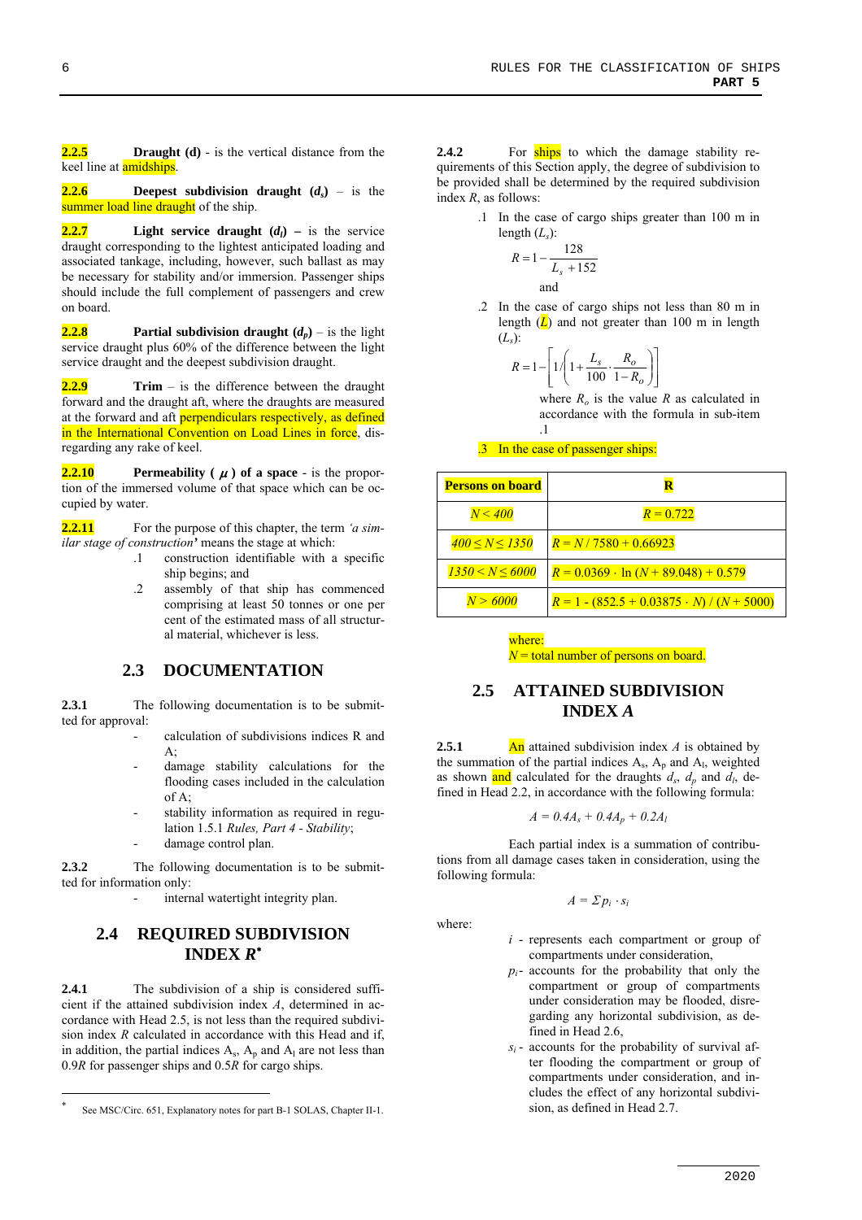**2.2.5** **Draught (d)** - is the vertical distance from the keel line at amidships.

**2.2.6** **Deepest subdivision draught ($d_s$)** – is the summer load line draught of the ship.

**2.2.7** **Light service draught ($d_l$) –** is the service draught corresponding to the lightest anticipated loading and associated tankage, including, however, such ballast as may be necessary for stability and/or immersion. Passenger ships should include the full complement of passengers and crew on board.

**2.2.8** **Partial subdivision draught ($d_p$)** – is the light service draught plus 60% of the difference between the light service draught and the deepest subdivision draught.

**2.2.9** **Trim** – is the difference between the draught forward and the draught aft, where the draughts are measured at the forward and aft perpendiculars respectively, as defined in the International Convention on Load Lines in force, disregarding any rake of keel.

**2.2.10** **Permeability ( $\mu$ ) of a space** - is the proportion of the immersed volume of that space which can be occupied by water.

**2.2.11** For the purpose of this chapter, the term *'a similar stage of construction'* means the stage at which:

- .1 construction identifiable with a specific ship begins; and
- .2 assembly of that ship has commenced comprising at least 50 tonnes or one per cent of the estimated mass of all structural material, whichever is less.

## 2.3 DOCUMENTATION

**2.3.1** The following documentation is to be submitted for approval:

- calculation of subdivisions indices R and A;
- damage stability calculations for the flooding cases included in the calculation of A;
- stability information as required in regulation 1.5.1 *Rules, Part 4 - Stability*;
- damage control plan.

**2.3.2** The following documentation is to be submitted for information only:

- internal watertight integrity plan.

## 2.4 REQUIRED SUBDIVISION INDEX *R*[*]

**2.4.1** The subdivision of a ship is considered sufficient if the attained subdivision index *A*, determined in accordance with Head 2.5, is not less than the required subdivision index *R* calculated in accordance with this Head and if, in addition, the partial indices $A_s$, $A_p$ and $A_l$ are not less than 0.9*R* for passenger ships and 0.5*R* for cargo ships.

[*] See MSC/Circ. 651, Explanatory notes for part B-1 SOLAS, Chapter II-1.

**2.4.2** For ships to which the damage stability requirements of this Section apply, the degree of subdivision to be provided shall be determined by the required subdivision index *R*, as follows:

.1 In the case of cargo ships greater than 100 m in length ($L_s$):

$$R = 1 - \frac{128}{L_s + 152}$$

and

.2 In the case of cargo ships not less than 80 m in length (*L*) and not greater than 100 m in length ($L_s$):

$$R = 1 - \left[ 1 / \left( 1 + \frac{L_s}{100} \cdot \frac{R_o}{1 - R_o} \right) \right]$$

where $R_o$ is the value *R* as calculated in accordance with the formula in sub-item .1

.3 In the case of passenger ships:

| Persons on board | R |
|---|---|
| $N < 400$ | $R = 0.722$ |
| $400 \le N \le 1350$ | $R = N / 7580 + 0.66923$ |
| $1350 < N \le 6000$ | $R = 0.0369 \cdot \ln (N + 89.048) + 0.579$ |
| $N > 6000$ | $R = 1 - (852.5 + 0.03875 \cdot N) / (N + 5000)$ |

where:
$N$ = total number of persons on board.

## 2.5 ATTAINED SUBDIVISION INDEX *A*

**2.5.1** An attained subdivision index *A* is obtained by the summation of the partial indices $A_s$, $A_p$ and $A_l$, weighted as shown and calculated for the draughts $d_s$, $d_p$ and $d_l$, defined in Head 2.2, in accordance with the following formula:

$$A = 0.4A_s + 0.4A_p + 0.2A_l$$

Each partial index is a summation of contributions from all damage cases taken in consideration, using the following formula:

$$A = \Sigma p_i \cdot s_i$$

where:

- $i$ - represents each compartment or group of compartments under consideration,
- $p_i$ - accounts for the probability that only the compartment or group of compartments under consideration may be flooded, disregarding any horizontal subdivision, as defined in Head 2.6,
- $s_i$ - accounts for the probability of survival after flooding the compartment or group of compartments under consideration, and includes the effect of any horizontal subdivision, as defined in Head 2.7.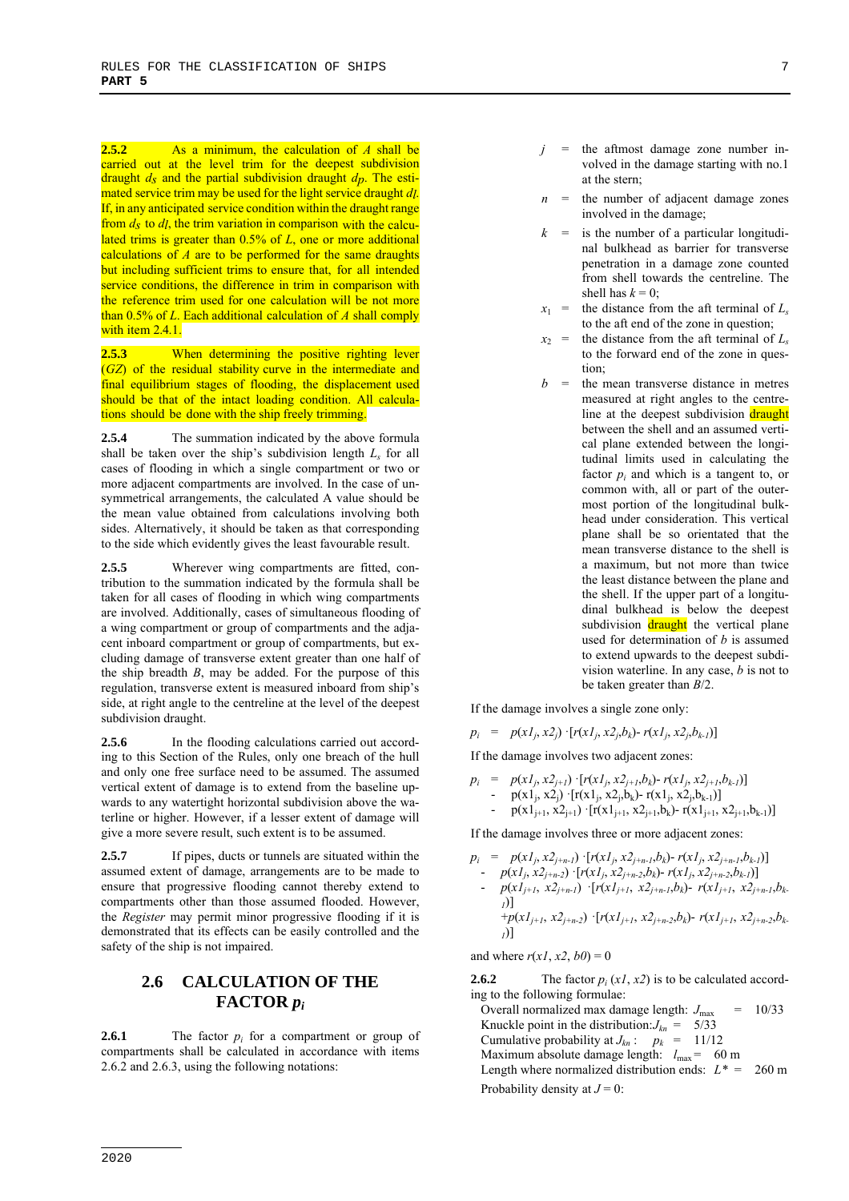**2.5.2** As a minimum, the calculation of $A$ shall be carried out at the level trim for the deepest subdivision draught $d_S$ and the partial subdivision draught $d_P$. The estimated service trim may be used for the light service draught $d_l$. If, in any anticipated service condition within the draught range from $d_S$ to $d_l$, the trim variation in comparison with the calculated trims is greater than 0.5% of $L$, one or more additional calculations of $A$ are to be performed for the same draughts but including sufficient trims to ensure that, for all intended service conditions, the difference in trim in comparison with the reference trim used for one calculation will be not more than 0.5% of $L$. Each additional calculation of $A$ shall comply with item 2.4.1.

**2.5.3** When determining the positive righting lever ($GZ$) of the residual stability curve in the intermediate and final equilibrium stages of flooding, the displacement used should be that of the intact loading condition. All calculations should be done with the ship freely trimming.

**2.5.4** The summation indicated by the above formula shall be taken over the ship's subdivision length $L_s$ for all cases of flooding in which a single compartment or two or more adjacent compartments are involved. In the case of unsymmetrical arrangements, the calculated A value should be the mean value obtained from calculations involving both sides. Alternatively, it should be taken as that corresponding to the side which evidently gives the least favourable result.

**2.5.5** Wherever wing compartments are fitted, contribution to the summation indicated by the formula shall be taken for all cases of flooding in which wing compartments are involved. Additionally, cases of simultaneous flooding of a wing compartment or group of compartments and the adjacent inboard compartment or group of compartments, but excluding damage of transverse extent greater than one half of the ship breadth $B$, may be added. For the purpose of this regulation, transverse extent is measured inboard from ship's side, at right angle to the centreline at the level of the deepest subdivision draught.

**2.5.6** In the flooding calculations carried out according to this Section of the Rules, only one breach of the hull and only one free surface need to be assumed. The assumed vertical extent of damage is to extend from the baseline upwards to any watertight horizontal subdivision above the waterline or higher. However, if a lesser extent of damage will give a more severe result, such extent is to be assumed.

**2.5.7** If pipes, ducts or tunnels are situated within the assumed extent of damage, arrangements are to be made to ensure that progressive flooding cannot thereby extend to compartments other than those assumed flooded. However, the *Register* may permit minor progressive flooding if it is demonstrated that its effects can be easily controlled and the safety of the ship is not impaired.

## 2.6 CALCULATION OF THE FACTOR $p_i$

**2.6.1** The factor $p_i$ for a compartment or group of compartments shall be calculated in accordance with items 2.6.2 and 2.6.3, using the following notations:

$j$ = the aftmost damage zone number involved in the damage starting with no.1 at the stern;

$n$ = the number of adjacent damage zones involved in the damage;

$k$ = is the number of a particular longitudinal bulkhead as barrier for transverse penetration in a damage zone counted from shell towards the centreline. The shell has $k = 0$;

$x_1$ = the distance from the aft terminal of $L_s$ to the aft end of the zone in question;

$x_2$ = the distance from the aft terminal of $L_s$ to the forward end of the zone in question;

$b$ = the mean transverse distance in metres measured at right angles to the centreline at the deepest subdivision draught between the shell and an assumed vertical plane extended between the longitudinal limits used in calculating the factor $p_i$ and which is a tangent to, or common with, all or part of the outermost portion of the longitudinal bulkhead under consideration. This vertical plane shall be so orientated that the mean transverse distance to the shell is a maximum, but not more than twice the least distance between the plane and the shell. If the upper part of a longitudinal bulkhead is below the deepest subdivision draught the vertical plane used for determination of $b$ is assumed to extend upwards to the deepest subdivision waterline. In any case, $b$ is not to be taken greater than $B/2$.

If the damage involves a single zone only:

$$p_i = p(x1_j, x2_j) \cdot [r(x1_j, x2_j, b_k) - r(x1_j, x2_j, b_{k-1})]$$

If the damage involves two adjacent zones:

$$\begin{aligned} p_i = \; & p(x1_j, x2_{j+1}) \cdot [r(x1_j, x2_{j+1}, b_k) - r(x1_j, x2_{j+1}, b_{k-1})] \\ & - p(x1_j, x2_j) \cdot [r(x1_j, x2_j, b_k) - r(x1_j, x2_j, b_{k-1})] \\ & - p(x1_{j+1}, x2_{j+1}) \cdot [r(x1_{j+1}, x2_{j+1}, b_k) - r(x1_{j+1}, x2_{j+1}, b_{k-1})] \end{aligned}$$

If the damage involves three or more adjacent zones:

$$\begin{aligned} p_i = \; & p(x1_j, x2_{j+n-1}) \cdot [r(x1_j, x2_{j+n-1}, b_k) - r(x1_j, x2_{j+n-1}, b_{k-1})] \\ & - p(x1_j, x2_{j+n-2}) \cdot [r(x1_j, x2_{j+n-2}, b_k) - r(x1_j, x2_{j+n-2}, b_{k-1})] \\ & - p(x1_{j+1}, x2_{j+n-1}) \cdot [r(x1_{j+1}, x2_{j+n-1}, b_k) - r(x1_{j+1}, x2_{j+n-1}, b_{k-1})] \\ & + p(x1_{j+1}, x2_{j+n-2}) \cdot [r(x1_{j+1}, x2_{j+n-2}, b_k) - r(x1_{j+1}, x2_{j+n-2}, b_{k-1})] \end{aligned}$$

and where $r(x1, x2, b0) = 0$

**2.6.2** The factor $p_i\,(x1, x2)$ is to be calculated according to the following formulae:

Overall normalized max damage length: $J_{max} = 10/33$

Knuckle point in the distribution: $J_{kn} = 5/33$

Cumulative probability at $J_{kn}$: $p_k = 11/12$

Maximum absolute damage length: $l_{max} = 60$ m

Length where normalized distribution ends: $L^* = 260$ m

Probability density at $J = 0$: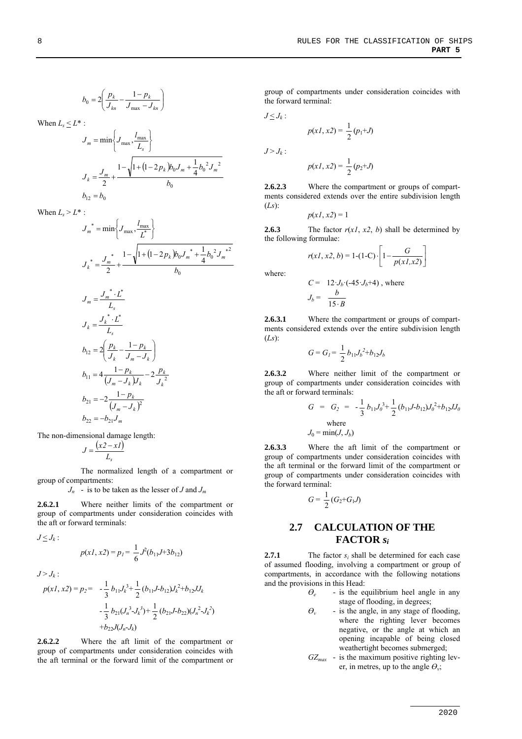$$b_0 = 2\left(\frac{p_k}{J_{kn}} - \frac{1-p_k}{J_{max} - J_{kn}}\right)$$

When $L_s \le L^*$ :

$$J_m = \min\left\{J_{max}, \frac{l_{max}}{L_s}\right\}$$

$$J_k = \frac{J_m}{2} + \frac{1 - \sqrt{1 + (1-2p_k)b_0 J_m + \frac{1}{4}b_0^2 J_m^2}}{b_0}$$

$$b_{12} = b_0$$

When $L_s > L^*$ :

$$J_m^* = \min\left\{J_{max}, \frac{l_{max}}{L^*}\right\}$$

$$J_k^* = \frac{J_m^*}{2} + \frac{1 - \sqrt{1 + (1-2p_k)b_0 J_m^* + \frac{1}{4}b_0^2 J_m^{*2}}}{b_0}$$

$$J_m = \frac{J_m^* \cdot L^*}{L_s}$$

$$J_k = \frac{J_k^* \cdot L^*}{L_s}$$

$$b_{12} = 2\left(\frac{p_k}{J_k} - \frac{1-p_k}{J_m - J_k}\right)$$

$$b_{11} = 4\frac{1-p_k}{(J_m - J_k)J_k} - 2\frac{p_k}{J_k^2}$$

$$b_{21} = -2\frac{1-p_k}{(J_m - J_k)^2}$$

$$b_{22} = -b_{21}J_m$$

The non-dimensional damage length:

$$J = \frac{(x2 - x1)}{L_s}$$

The normalized length of a compartment or group of compartments:

$J_n$ - is to be taken as the lesser of $J$ and $J_m$

**2.6.2.1** Where neither limits of the compartment or group of compartments under consideration coincides with the aft or forward terminals:

$J \le J_k$ :

$$p(x1, x2) = p_1 = \frac{1}{6}J^2(b_{11}J + 3b_{12})$$

$J > J_k$ :

$$p(x1, x2) = p_2 = -\frac{1}{3}b_{11}J_k^3 + \frac{1}{2}(b_{11}J - b_{12})J_k^2 + b_{12}JJ_k$$
$$-\frac{1}{3}b_{21}(J_n^3 - J_k^3) + \frac{1}{2}(b_{21}J - b_{22})(J_n^2 - J_k^2)$$
$$+b_{22}J(J_n - J_k)$$

**2.6.2.2** Where the aft limit of the compartment or group of compartments under consideration coincides with the aft terminal or the forward limit of the compartment or group of compartments under consideration coincides with the forward terminal:

$J \le J_k$ :

$$p(x1, x2) = \frac{1}{2}(p_1 + J)$$

$J > J_k$ :

$$p(x1, x2) = \frac{1}{2}(p_2 + J)$$

**2.6.2.3** Where the compartment or groups of compartments considered extends over the entire subdivision length ($Ls$):

$$p(x1, x2) = 1$$

**2.6.3** The factor $r(x1, x2, b)$ shall be determined by the following formulae:

$$r(x1, x2, b) = 1 - (1 - C) \cdot \left[1 - \frac{G}{p(x1, x2)}\right]$$

where:

$$C = 12 \cdot J_b \cdot (-45 \cdot J_b + 4)\text{ , where}$$
$$J_b = \frac{b}{15 \cdot B}$$

**2.6.3.1** Where the compartment or groups of compartments considered extends over the entire subdivision length ($Ls$):

$$G = G_1 = \frac{1}{2}b_{11}J_b^2 + b_{12}J_b$$

**2.6.3.2** Where neither limit of the compartment or group of compartments under consideration coincides with the aft or forward terminals:

$$G = G_2 = -\frac{1}{3}b_{11}J_0^3 + \frac{1}{2}(b_{11}J - b_{12})J_0^2 + b_{12}JJ_0$$

where

$$J_0 = \min(J, J_b)$$

**2.6.3.3** Where the aft limit of the compartment or group of compartments under consideration coincides with the aft terminal or the forward limit of the compartment or group of compartments under consideration coincides with the forward terminal:

$$G = \frac{1}{2}(G_2 + G_1 J)$$

## 2.7 CALCULATION OF THE FACTOR $s_i$

**2.7.1** The factor $s_i$ shall be determined for each case of assumed flooding, involving a compartment or group of compartments, in accordance with the following notations and the provisions in this Head:

- $\Theta_e$ - is the equilibrium heel angle in any stage of flooding, in degrees;
- $\Theta_v$ - is the angle, in any stage of flooding, where the righting lever becomes negative, or the angle at which an opening incapable of being closed weathertight becomes submerged;
- $GZ_{max}$ - is the maximum positive righting lever, in metres, up to the angle $\Theta_v$;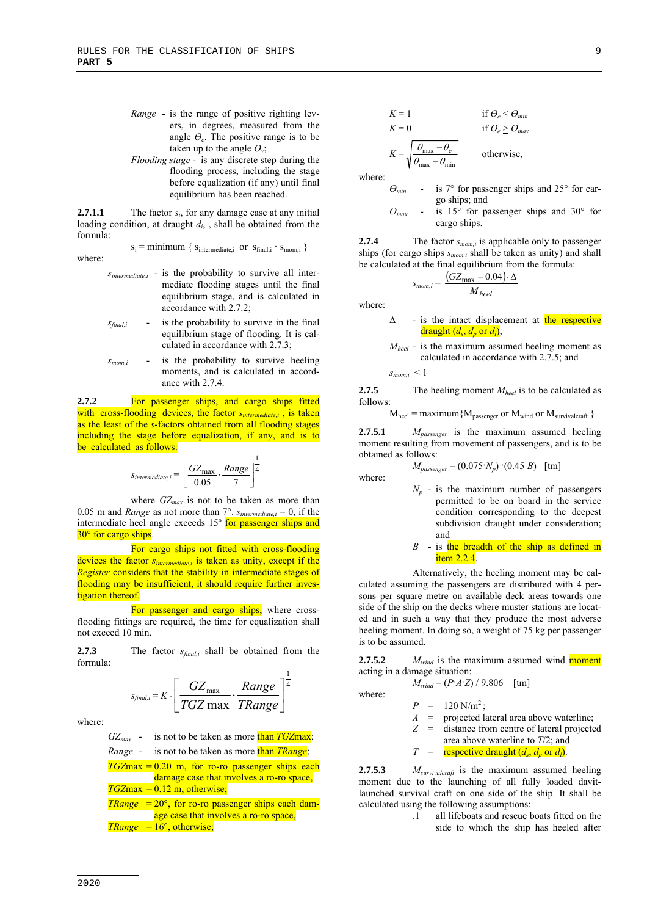*Range* - is the range of positive righting levers, in degrees, measured from the angle $\Theta_e$. The positive range is to be taken up to the angle $\Theta_v$;

*Flooding stage* - is any discrete step during the flooding process, including the stage before equalization (if any) until final equilibrium has been reached.

**2.7.1.1** The factor $s_i$, for any damage case at any initial loading condition, at draught $d_i$, , shall be obtained from the formula:

$$s_i = \text{minimum } \{ s_{intermediate,i} \text{ or } s_{final,i} \cdot s_{mom,i} \}$$

where:

$s_{intermediate,i}$ - is the probability to survive all intermediate flooding stages until the final equilibrium stage, and is calculated in accordance with 2.7.2;

$s_{final,i}$ - is the probability to survive in the final equilibrium stage of flooding. It is calculated in accordance with 2.7.3;

$s_{mom,i}$ - is the probability to survive heeling moments, and is calculated in accordance with 2.7.4.

**2.7.2** For passenger ships, and cargo ships fitted with cross-flooding devices, the factor $s_{intermediate,i}$ , is taken as the least of the *s*-factors obtained from all flooding stages including the stage before equalization, if any, and is to be calculated as follows:

$$s_{intermediate,i} = \left[ \frac{GZ_{\max}}{0.05} \cdot \frac{Range}{7} \right]^{\frac{1}{4}}$$

where $GZ_{max}$ is not to be taken as more than 0.05 m and *Range* as not more than 7°. $s_{intermediate,i} = 0$, if the intermediate heel angle exceeds 15º for passenger ships and 30° for cargo ships.

For cargo ships not fitted with cross-flooding devices the factor $s_{intermediate,i}$ is taken as unity, except if the *Register* considers that the stability in intermediate stages of flooding may be insufficient, it should require further investigation thereof.

For passenger and cargo ships, where cross-flooding fittings are required, the time for equalization shall not exceed 10 min.

**2.7.3** The factor $s_{final,i}$ shall be obtained from the formula:

$$s_{final,i} = K \cdot \left[ \frac{GZ_{\max}}{TGZ\max} \cdot \frac{Range}{TRange} \right]^{\frac{1}{4}}$$

where:

$GZ_{max}$ - is not to be taken as more than $TGZ$max;

*Range* - is not to be taken as more than *TRange*;

*TGZ*max = 0.20 m, for ro-ro passenger ships each damage case that involves a ro-ro space,

*TGZ*max = 0.12 m, otherwise;

*TRange* = 20°, for ro-ro passenger ships each damage case that involves a ro-ro space,

*TRange* = 16°, otherwise;

$K = 1$ if $\Theta_e \le \Theta_{min}$

$K = 0$ if $\Theta_e \ge \Theta_{max}$

$$K = \sqrt{\frac{\theta_{\max} - \theta_e}{\theta_{\max} - \theta_{\min}}} \quad \text{otherwise,}$$

where:

$\Theta_{min}$ - is 7° for passenger ships and 25° for cargo ships; and

$\Theta_{max}$ - is 15° for passenger ships and 30° for cargo ships.

**2.7.4** The factor $s_{mom,i}$ is applicable only to passenger ships (for cargo ships $s_{mom,i}$ shall be taken as unity) and shall be calculated at the final equilibrium from the formula:

$$s_{mom,i} = \frac{(GZ_{\max} - 0.04) \cdot \Delta}{M_{heel}}$$

where:

$\Delta$ - is the intact displacement at the respective draught ($d_s$, $d_p$ or $d_l$);

$M_{heel}$ - is the maximum assumed heeling moment as calculated in accordance with 2.7.5; and

$s_{mom,i} \le 1$

**2.7.5** The heeling moment $M_{heel}$ is to be calculated as follows:

$$M_{heel} = \text{maximum}\{M_{passenger} \text{ or } M_{wind} \text{ or } M_{survivalcraft}\}$$

**2.7.5.1** $M_{passenger}$ is the maximum assumed heeling moment resulting from movement of passengers, and is to be obtained as follows:

$$M_{passenger} = (0.075 \cdot N_p) \cdot (0.45 \cdot B) \quad [\text{tm}]$$

where:

$N_p$ - is the maximum number of passengers permitted to be on board in the service condition corresponding to the deepest subdivision draught under consideration; and

$B$ - is the breadth of the ship as defined in item 2.2.4.

Alternatively, the heeling moment may be calculated assuming the passengers are distributed with 4 persons per square metre on available deck areas towards one side of the ship on the decks where muster stations are located and in such a way that they produce the most adverse heeling moment. In doing so, a weight of 75 kg per passenger is to be assumed.

**2.7.5.2** $M_{wind}$ is the maximum assumed wind moment acting in a damage situation:

$$M_{wind} = (P \cdot A \cdot Z) / 9.806 \quad [\text{tm}]$$

where:

$P$ = 120 N/m$^2$;

$A$ = projected lateral area above waterline;

$Z$ = distance from centre of lateral projected area above waterline to $T$/2; and

$T$ = respective draught ($d_s$, $d_p$ or $d_l$).

**2.7.5.3** $M_{survivalcraft}$ is the maximum assumed heeling moment due to the launching of all fully loaded davit-launched survival craft on one side of the ship. It shall be calculated using the following assumptions:

.1 all lifeboats and rescue boats fitted on the side to which the ship has heeled after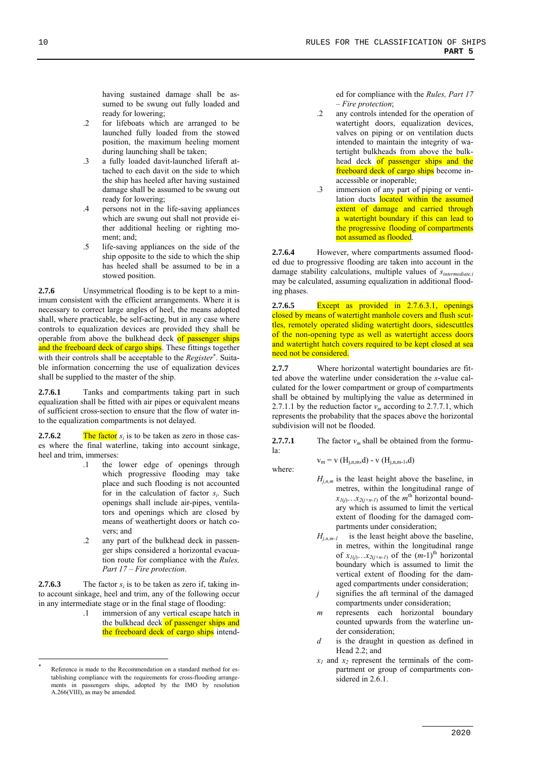having sustained damage shall be assumed to be swung out fully loaded and ready for lowering;

.2 for lifeboats which are arranged to be launched fully loaded from the stowed position, the maximum heeling moment during launching shall be taken;

.3 a fully loaded davit-launched liferaft attached to each davit on the side to which the ship has heeled after having sustained damage shall be assumed to be swung out ready for lowering;

.4 persons not in the life-saving appliances which are swung out shall not provide either additional heeling or righting moment; and

.5 life-saving appliances on the side of the ship opposite to the side to which the ship has heeled shall be assumed to be in a stowed position.

**2.7.6** Unsymmetrical flooding is to be kept to a minimum consistent with the efficient arrangements. Where it is necessary to correct large angles of heel, the means adopted shall, where practicable, be self-acting, but in any case where controls to equalization devices are provided they shall be operable from above the bulkhead deck of passenger ships and the freeboard deck of cargo ships. These fittings together with their controls shall be acceptable to the *Register*\*. Suitable information concerning the use of equalization devices shall be supplied to the master of the ship.

**2.7.6.1** Tanks and compartments taking part in such equalization shall be fitted with air pipes or equivalent means of sufficient cross-section to ensure that the flow of water into the equalization compartments is not delayed.

**2.7.6.2** The factor $s_i$ is to be taken as zero in those cases where the final waterline, taking into account sinkage, heel and trim, immerses:

.1 the lower edge of openings through which progressive flooding may take place and such flooding is not accounted for in the calculation of factor $s_i$. Such openings shall include air-pipes, ventilators and openings which are closed by means of weathertight doors or hatch covers; and

.2 any part of the bulkhead deck in passenger ships considered a horizontal evacuation route for compliance with the *Rules, Part 17 – Fire protection*.

**2.7.6.3** The factor $s_i$ is to be taken as zero if, taking into account sinkage, heel and trim, any of the following occur in any intermediate stage or in the final stage of flooding:

.1 immersion of any vertical escape hatch in the bulkhead deck of passenger ships and the freeboard deck of cargo ships intended for compliance with the *Rules, Part 17 – Fire protection*;

.2 any controls intended for the operation of watertight doors, equalization devices, valves on piping or on ventilation ducts intended to maintain the integrity of watertight bulkheads from above the bulkhead deck of passenger ships and the freeboard deck of cargo ships become inaccessible or inoperable;

.3 immersion of any part of piping or ventilation ducts located within the assumed extent of damage and carried through a watertight boundary if this can lead to the progressive flooding of compartments not assumed as flooded.

**2.7.6.4** However, where compartments assumed flooded due to progressive flooding are taken into account in the damage stability calculations, multiple values of $s_{intermediate,i}$ may be calculated, assuming equalization in additional flooding phases.

**2.7.6.5** Except as provided in 2.7.6.3.1, openings closed by means of watertight manhole covers and flush scuttles, remotely operated sliding watertight doors, sidescuttles of the non-opening type as well as watertight access doors and watertight hatch covers required to be kept closed at sea need not be considered.

**2.7.7** Where horizontal watertight boundaries are fitted above the waterline under consideration the *s*-value calculated for the lower compartment or group of compartments shall be obtained by multiplying the value as determined in 2.7.1.1 by the reduction factor $v_m$ according to 2.7.7.1, which represents the probability that the spaces above the horizontal subdivision will not be flooded.

**2.7.7.1** The factor $v_m$ shall be obtained from the formula:

$$v_m = v\,(H_{j,n,m},d) - v\,(H_{j,n,m-1},d)$$

where:

$H_{j,n,m}$ is the least height above the baseline, in metres, within the longitudinal range of $x_{1(j)}...x_{2(j+n-1)}$ of the $m^{th}$ horizontal boundary which is assumed to limit the vertical extent of flooding for the damaged compartments under consideration;

$H_{j,n,m-1}$ is the least height above the baseline, in metres, within the longitudinal range of $x_{1(j)}...x_{2(j+n-1)}$ of the $(m-1)^{th}$ horizontal boundary which is assumed to limit the vertical extent of flooding for the damaged compartments under consideration;

$j$ signifies the aft terminal of the damaged compartments under consideration;

$m$ represents each horizontal boundary counted upwards from the waterline under consideration;

$d$ is the draught in question as defined in Head 2.2; and

$x_1$ and $x_2$ represent the terminals of the compartment or group of compartments considered in 2.6.1.

\* Reference is made to the Recommendation on a standard method for establishing compliance with the requirements for cross-flooding arrangements in passengers ships, adopted by the IMO by resolution A.266(VIII), as may be amended.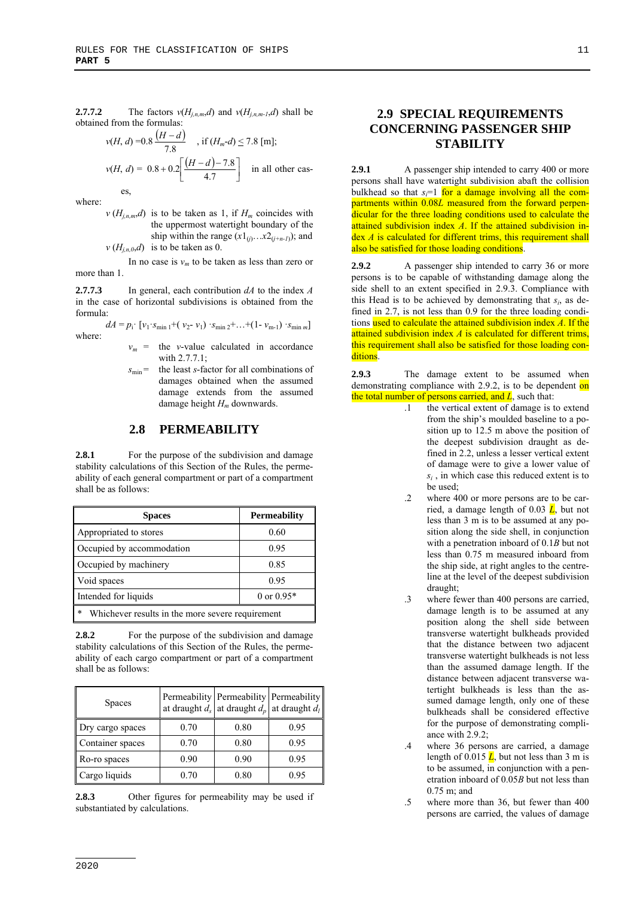**2.7.7.2** The factors $v(H_{j,n,m},d)$ and $v(H_{j,n,m-1},d)$ shall be obtained from the formulas:

$$v(H,\ d) = 0.8\,\frac{(H-d)}{7.8}\quad,\ \text{if } (H_m\text{-}d) \le 7.8\ [\text{m}];$$

$$v(H,\ d) =\ 0.8 + 0.2\left[\frac{(H-d)-7.8}{4.7}\right]\quad \text{in all other cases,}$$

where:

$v(H_{j,n,m},d)$ is to be taken as 1, if $H_m$ coincides with the uppermost watertight boundary of the ship within the range $(x1_{(j)}\ldots x2_{(j+n-1)})$; and

$v(H_{j,n,0},d)$ is to be taken as 0.

In no case is $v_m$ to be taken as less than zero or more than 1.

**2.7.7.3** In general, each contribution $dA$ to the index $A$ in the case of horizontal subdivisions is obtained from the formula:

$$dA = p_i \cdot [v_1 \cdot s_{\min 1} + (v_2 - v_1) \cdot s_{\min 2} + \ldots + (1 - v_{m-1}) \cdot s_{\min m}]$$

where:

$v_m$ = the $v$-value calculated in accordance with 2.7.7.1;

$s_{\min}$ = the least $s$-factor for all combinations of damages obtained when the assumed damage extends from the assumed damage height $H_m$ downwards.

## 2.8 PERMEABILITY

**2.8.1** For the purpose of the subdivision and damage stability calculations of this Section of the Rules, the permeability of each general compartment or part of a compartment shall be as follows:

| Spaces | Permeability |
|---|---|
| Appropriated to stores | 0.60 |
| Occupied by accommodation | 0.95 |
| Occupied by machinery | 0.85 |
| Void spaces | 0.95 |
| Intended for liquids | 0 or 0.95* |
| * Whichever results in the more severe requirement | |

**2.8.2** For the purpose of the subdivision and damage stability calculations of this Section of the Rules, the permeability of each cargo compartment or part of a compartment shall be as follows:

| Spaces | Permeability at draught $d_s$ | Permeability at draught $d_p$ | Permeability at draught $d_l$ |
|---|---|---|---|
| Dry cargo spaces | 0.70 | 0.80 | 0.95 |
| Container spaces | 0.70 | 0.80 | 0.95 |
| Ro-ro spaces | 0.90 | 0.90 | 0.95 |
| Cargo liquids | 0.70 | 0.80 | 0.95 |

**2.8.3** Other figures for permeability may be used if substantiated by calculations.

## 2.9 SPECIAL REQUIREMENTS CONCERNING PASSENGER SHIP STABILITY

**2.9.1** A passenger ship intended to carry 400 or more persons shall have watertight subdivision abaft the collision bulkhead so that $s_i$=1 for a damage involving all the compartments within 0.08$L$ measured from the forward perpendicular for the three loading conditions used to calculate the attained subdivision index $A$. If the attained subdivision index $A$ is calculated for different trims, this requirement shall also be satisfied for those loading conditions.

**2.9.2** A passenger ship intended to carry 36 or more persons is to be capable of withstanding damage along the side shell to an extent specified in 2.9.3. Compliance with this Head is to be achieved by demonstrating that $s_i$, as defined in 2.7, is not less than 0.9 for the three loading conditions used to calculate the attained subdivision index $A$. If the attained subdivision index $A$ is calculated for different trims, this requirement shall also be satisfied for those loading conditions.

**2.9.3** The damage extent to be assumed when demonstrating compliance with 2.9.2, is to be dependent on the total number of persons carried, and $L$, such that:

.1 the vertical extent of damage is to extend from the ship's moulded baseline to a position up to 12.5 m above the position of the deepest subdivision draught as defined in 2.2, unless a lesser vertical extent of damage were to give a lower value of $s_i$, in which case this reduced extent is to be used;

.2 where 400 or more persons are to be carried, a damage length of 0.03 $L$, but not less than 3 m is to be assumed at any position along the side shell, in conjunction with a penetration inboard of 0.1$B$ but not less than 0.75 m measured inboard from the ship side, at right angles to the centreline at the level of the deepest subdivision draught;

.3 where fewer than 400 persons are carried, damage length is to be assumed at any position along the shell side between transverse watertight bulkheads provided that the distance between two adjacent transverse watertight bulkheads is not less than the assumed damage length. If the distance between adjacent transverse watertight bulkheads is less than the assumed damage length, only one of these bulkheads shall be considered effective for the purpose of demonstrating compliance with 2.9.2;

.4 where 36 persons are carried, a damage length of 0.015 $L$, but not less than 3 m is to be assumed, in conjunction with a penetration inboard of 0.05$B$ but not less than 0.75 m; and

.5 where more than 36, but fewer than 400 persons are carried, the values of damage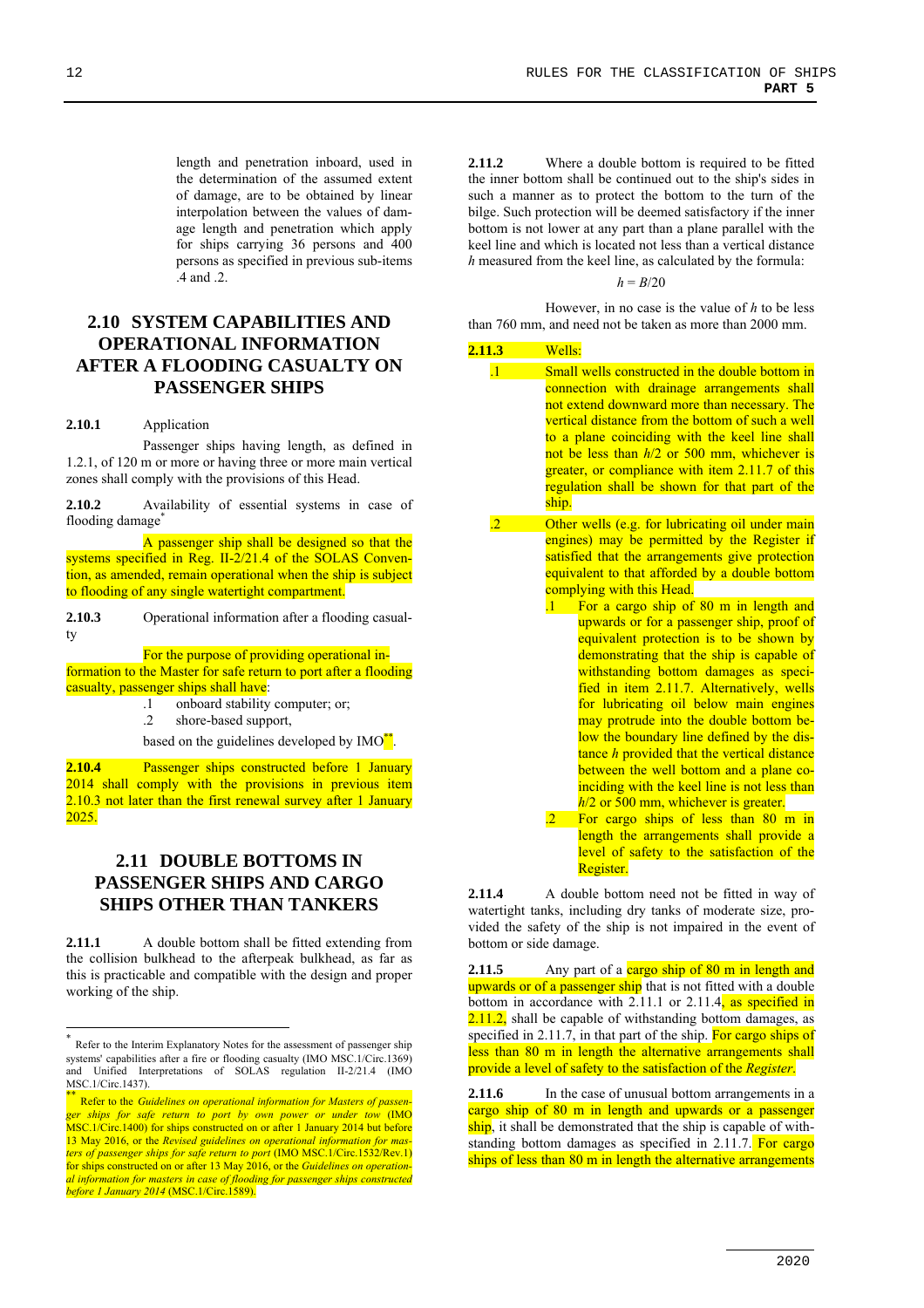length and penetration inboard, used in the determination of the assumed extent of damage, are to be obtained by linear interpolation between the values of damage length and penetration which apply for ships carrying 36 persons and 400 persons as specified in previous sub-items .4 and .2.

## 2.10 SYSTEM CAPABILITIES AND OPERATIONAL INFORMATION AFTER A FLOODING CASUALTY ON PASSENGER SHIPS

**2.10.1** Application

Passenger ships having length, as defined in 1.2.1, of 120 m or more or having three or more main vertical zones shall comply with the provisions of this Head.

**2.10.2** Availability of essential systems in case of flooding damage*

A passenger ship shall be designed so that the systems specified in Reg. II-2/21.4 of the SOLAS Convention, as amended, remain operational when the ship is subject to flooding of any single watertight compartment.

**2.10.3** Operational information after a flooding casualty

For the purpose of providing operational information to the Master for safe return to port after a flooding casualty, passenger ships shall have:

.1 onboard stability computer; or;

.2 shore-based support,

based on the guidelines developed by IMO**.

**2.10.4** Passenger ships constructed before 1 January 2014 shall comply with the provisions in previous item 2.10.3 not later than the first renewal survey after 1 January 2025.

## 2.11 DOUBLE BOTTOMS IN PASSENGER SHIPS AND CARGO SHIPS OTHER THAN TANKERS

**2.11.1** A double bottom shall be fitted extending from the collision bulkhead to the afterpeak bulkhead, as far as this is practicable and compatible with the design and proper working of the ship.

**2.11.2** Where a double bottom is required to be fitted the inner bottom shall be continued out to the ship's sides in such a manner as to protect the bottom to the turn of the bilge. Such protection will be deemed satisfactory if the inner bottom is not lower at any part than a plane parallel with the keel line and which is located not less than a vertical distance $h$ measured from the keel line, as calculated by the formula:

$$h = B/20$$

However, in no case is the value of $h$ to be less than 760 mm, and need not be taken as more than 2000 mm.

**2.11.3** Wells:

.1 Small wells constructed in the double bottom in connection with drainage arrangements shall not extend downward more than necessary. The vertical distance from the bottom of such a well to a plane coinciding with the keel line shall not be less than $h/2$ or 500 mm, whichever is greater, or compliance with item 2.11.7 of this regulation shall be shown for that part of the ship.

.2 Other wells (e.g. for lubricating oil under main engines) may be permitted by the Register if satisfied that the arrangements give protection equivalent to that afforded by a double bottom complying with this Head.

  .1 For a cargo ship of 80 m in length and upwards or for a passenger ship, proof of equivalent protection is to be shown by demonstrating that the ship is capable of withstanding bottom damages as specified in item 2.11.7. Alternatively, wells for lubricating oil below main engines may protrude into the double bottom below the boundary line defined by the distance $h$ provided that the vertical distance between the well bottom and a plane coinciding with the keel line is not less than $h/2$ or 500 mm, whichever is greater.

  .2 For cargo ships of less than 80 m in length the arrangements shall provide a level of safety to the satisfaction of the Register.

**2.11.4** A double bottom need not be fitted in way of watertight tanks, including dry tanks of moderate size, provided the safety of the ship is not impaired in the event of bottom or side damage.

**2.11.5** Any part of a cargo ship of 80 m in length and upwards or of a passenger ship that is not fitted with a double bottom in accordance with 2.11.1 or 2.11.4, as specified in 2.11.2, shall be capable of withstanding bottom damages, as specified in 2.11.7, in that part of the ship. For cargo ships of less than 80 m in length the alternative arrangements shall provide a level of safety to the satisfaction of the *Register*.

**2.11.6** In the case of unusual bottom arrangements in a cargo ship of 80 m in length and upwards or a passenger ship, it shall be demonstrated that the ship is capable of withstanding bottom damages as specified in 2.11.7. For cargo ships of less than 80 m in length the alternative arrangements

---

* Refer to the Interim Explanatory Notes for the assessment of passenger ship systems' capabilities after a fire or flooding casualty (IMO MSC.1/Circ.1369) and Unified Interpretations of SOLAS regulation II-2/21.4 (IMO MSC.1/Circ.1437).

** Refer to the *Guidelines on operational information for Masters of passenger ships for safe return to port by own power or under tow* (IMO MSC.1/Circ.1400) for ships constructed on or after 1 January 2014 but before 13 May 2016, or the *Revised guidelines on operational information for masters of passenger ships for safe return to port* (IMO MSC.1/Circ.1532/Rev.1) for ships constructed on or after 13 May 2016, or the *Guidelines on operational information for masters in case of flooding for passenger ships constructed before 1 January 2014* (MSC.1/Circ.1589).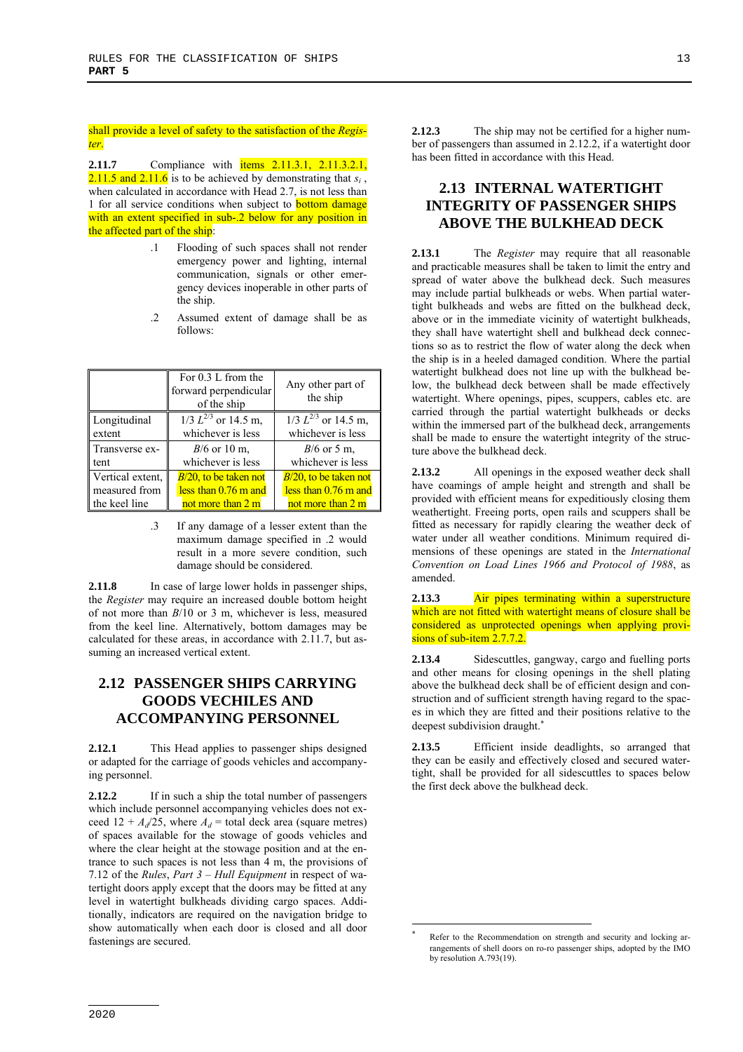shall provide a level of safety to the satisfaction of the *Register*.

**2.11.7** Compliance with items 2.11.3.1, 2.11.3.2.1, 2.11.5 and 2.11.6 is to be achieved by demonstrating that $s_i$, when calculated in accordance with Head 2.7, is not less than 1 for all service conditions when subject to bottom damage with an extent specified in sub-.2 below for any position in the affected part of the ship:

.1 Flooding of such spaces shall not render emergency power and lighting, internal communication, signals or other emergency devices inoperable in other parts of the ship.

.2 Assumed extent of damage shall be as follows:

| | For 0.3 L from the forward perpendicular of the ship | Any other part of the ship |
|---|---|---|
| Longitudinal extent | 1/3 $L^{2/3}$ or 14.5 m, whichever is less | 1/3 $L^{2/3}$ or 14.5 m, whichever is less |
| Transverse extent | *B*/6 or 10 m, whichever is less | *B*/6 or 5 m, whichever is less |
| Vertical extent, measured from the keel line | *B*/20, to be taken not less than 0.76 m and not more than 2 m | *B*/20, to be taken not less than 0.76 m and not more than 2 m |

.3 If any damage of a lesser extent than the maximum damage specified in .2 would result in a more severe condition, such damage should be considered.

**2.11.8** In case of large lower holds in passenger ships, the *Register* may require an increased double bottom height of not more than *B*/10 or 3 m, whichever is less, measured from the keel line. Alternatively, bottom damages may be calculated for these areas, in accordance with 2.11.7, but assuming an increased vertical extent.

## 2.12 PASSENGER SHIPS CARRYING GOODS VECHILES AND ACCOMPANYING PERSONNEL

**2.12.1** This Head applies to passenger ships designed or adapted for the carriage of goods vehicles and accompanying personnel.

**2.12.2** If in such a ship the total number of passengers which include personnel accompanying vehicles does not exceed $12 + A_d/25$, where $A_d$ = total deck area (square metres) of spaces available for the stowage of goods vehicles and where the clear height at the stowage position and at the entrance to such spaces is not less than 4 m, the provisions of 7.12 of the *Rules*, *Part 3 – Hull Equipment* in respect of watertight doors apply except that the doors may be fitted at any level in watertight bulkheads dividing cargo spaces. Additionally, indicators are required on the navigation bridge to show automatically when each door is closed and all door fastenings are secured.

**2.12.3** The ship may not be certified for a higher number of passengers than assumed in 2.12.2, if a watertight door has been fitted in accordance with this Head.

## 2.13 INTERNAL WATERTIGHT INTEGRITY OF PASSENGER SHIPS ABOVE THE BULKHEAD DECK

**2.13.1** The *Register* may require that all reasonable and practicable measures shall be taken to limit the entry and spread of water above the bulkhead deck. Such measures may include partial bulkheads or webs. When partial watertight bulkheads and webs are fitted on the bulkhead deck, above or in the immediate vicinity of watertight bulkheads, they shall have watertight shell and bulkhead deck connections so as to restrict the flow of water along the deck when the ship is in a heeled damaged condition. Where the partial watertight bulkhead does not line up with the bulkhead below, the bulkhead deck between shall be made effectively watertight. Where openings, pipes, scuppers, cables etc. are carried through the partial watertight bulkheads or decks within the immersed part of the bulkhead deck, arrangements shall be made to ensure the watertight integrity of the structure above the bulkhead deck.

**2.13.2** All openings in the exposed weather deck shall have coamings of ample height and strength and shall be provided with efficient means for expeditiously closing them weathertight. Freeing ports, open rails and scuppers shall be fitted as necessary for rapidly clearing the weather deck of water under all weather conditions. Minimum required dimensions of these openings are stated in the *International Convention on Load Lines 1966 and Protocol of 1988*, as amended.

**2.13.3** Air pipes terminating within a superstructure which are not fitted with watertight means of closure shall be considered as unprotected openings when applying provisions of sub-item 2.7.7.2.

**2.13.4** Sidescuttles, gangway, cargo and fuelling ports and other means for closing openings in the shell plating above the bulkhead deck shall be of efficient design and construction and of sufficient strength having regard to the spaces in which they are fitted and their positions relative to the deepest subdivision draught.*

**2.13.5** Efficient inside deadlights, so arranged that they can be easily and effectively closed and secured watertight, shall be provided for all sidescuttles to spaces below the first deck above the bulkhead deck.

---

* Refer to the Recommendation on strength and security and locking arrangements of shell doors on ro-ro passenger ships, adopted by the IMO by resolution A.793(19).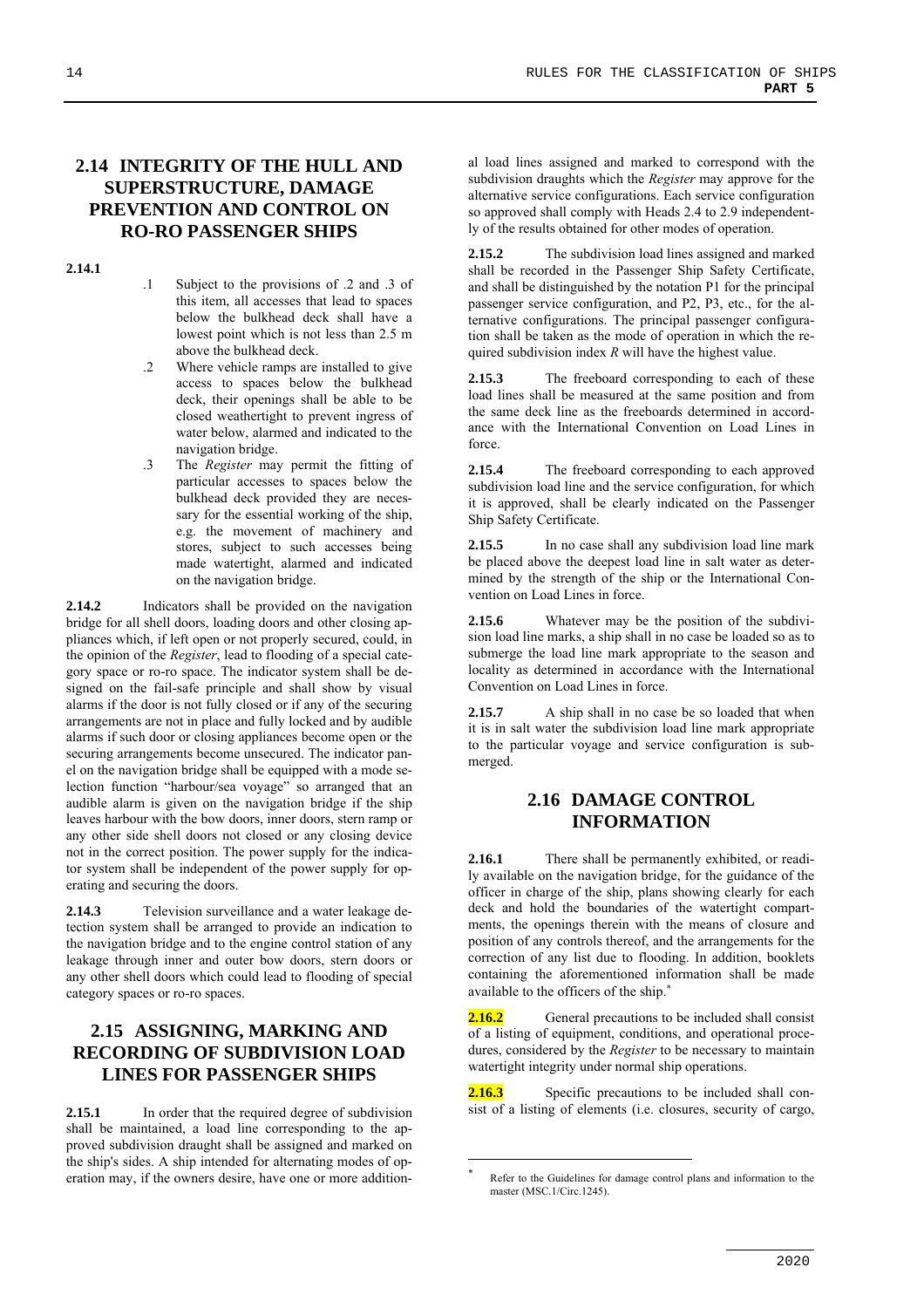## 2.14 INTEGRITY OF THE HULL AND SUPERSTRUCTURE, DAMAGE PREVENTION AND CONTROL ON RO-RO PASSENGER SHIPS

**2.14.1**

.1 Subject to the provisions of .2 and .3 of this item, all accesses that lead to spaces below the bulkhead deck shall have a lowest point which is not less than 2.5 m above the bulkhead deck.

.2 Where vehicle ramps are installed to give access to spaces below the bulkhead deck, their openings shall be able to be closed weathertight to prevent ingress of water below, alarmed and indicated to the navigation bridge.

.3 The *Register* may permit the fitting of particular accesses to spaces below the bulkhead deck provided they are necessary for the essential working of the ship, e.g. the movement of machinery and stores, subject to such accesses being made watertight, alarmed and indicated on the navigation bridge.

**2.14.2** Indicators shall be provided on the navigation bridge for all shell doors, loading doors and other closing appliances which, if left open or not properly secured, could, in the opinion of the *Register*, lead to flooding of a special category space or ro-ro space. The indicator system shall be designed on the fail-safe principle and shall show by visual alarms if the door is not fully closed or if any of the securing arrangements are not in place and fully locked and by audible alarms if such door or closing appliances become open or the securing arrangements become unsecured. The indicator panel on the navigation bridge shall be equipped with a mode selection function "harbour/sea voyage" so arranged that an audible alarm is given on the navigation bridge if the ship leaves harbour with the bow doors, inner doors, stern ramp or any other side shell doors not closed or any closing device not in the correct position. The power supply for the indicator system shall be independent of the power supply for operating and securing the doors.

**2.14.3** Television surveillance and a water leakage detection system shall be arranged to provide an indication to the navigation bridge and to the engine control station of any leakage through inner and outer bow doors, stern doors or any other shell doors which could lead to flooding of special category spaces or ro-ro spaces.

## 2.15 ASSIGNING, MARKING AND RECORDING OF SUBDIVISION LOAD LINES FOR PASSENGER SHIPS

**2.15.1** In order that the required degree of subdivision shall be maintained, a load line corresponding to the approved subdivision draught shall be assigned and marked on the ship's sides. A ship intended for alternating modes of operation may, if the owners desire, have one or more additional load lines assigned and marked to correspond with the subdivision draughts which the *Register* may approve for the alternative service configurations. Each service configuration so approved shall comply with Heads 2.4 to 2.9 independently of the results obtained for other modes of operation.

**2.15.2** The subdivision load lines assigned and marked shall be recorded in the Passenger Ship Safety Certificate, and shall be distinguished by the notation P1 for the principal passenger service configuration, and P2, P3, etc., for the alternative configurations. The principal passenger configuration shall be taken as the mode of operation in which the required subdivision index *R* will have the highest value.

**2.15.3** The freeboard corresponding to each of these load lines shall be measured at the same position and from the same deck line as the freeboards determined in accordance with the International Convention on Load Lines in force.

**2.15.4** The freeboard corresponding to each approved subdivision load line and the service configuration, for which it is approved, shall be clearly indicated on the Passenger Ship Safety Certificate.

**2.15.5** In no case shall any subdivision load line mark be placed above the deepest load line in salt water as determined by the strength of the ship or the International Convention on Load Lines in force.

**2.15.6** Whatever may be the position of the subdivision load line marks, a ship shall in no case be loaded so as to submerge the load line mark appropriate to the season and locality as determined in accordance with the International Convention on Load Lines in force.

**2.15.7** A ship shall in no case be so loaded that when it is in salt water the subdivision load line mark appropriate to the particular voyage and service configuration is submerged.

## 2.16 DAMAGE CONTROL INFORMATION

**2.16.1** There shall be permanently exhibited, or readily available on the navigation bridge, for the guidance of the officer in charge of the ship, plans showing clearly for each deck and hold the boundaries of the watertight compartments, the openings therein with the means of closure and position of any controls thereof, and the arrangements for the correction of any list due to flooding. In addition, booklets containing the aforementioned information shall be made available to the officers of the ship.*

**2.16.2** General precautions to be included shall consist of a listing of equipment, conditions, and operational procedures, considered by the *Register* to be necessary to maintain watertight integrity under normal ship operations.

**2.16.3** Specific precautions to be included shall consist of a listing of elements (i.e. closures, security of cargo,

---

\* Refer to the Guidelines for damage control plans and information to the master (MSC.1/Circ.1245).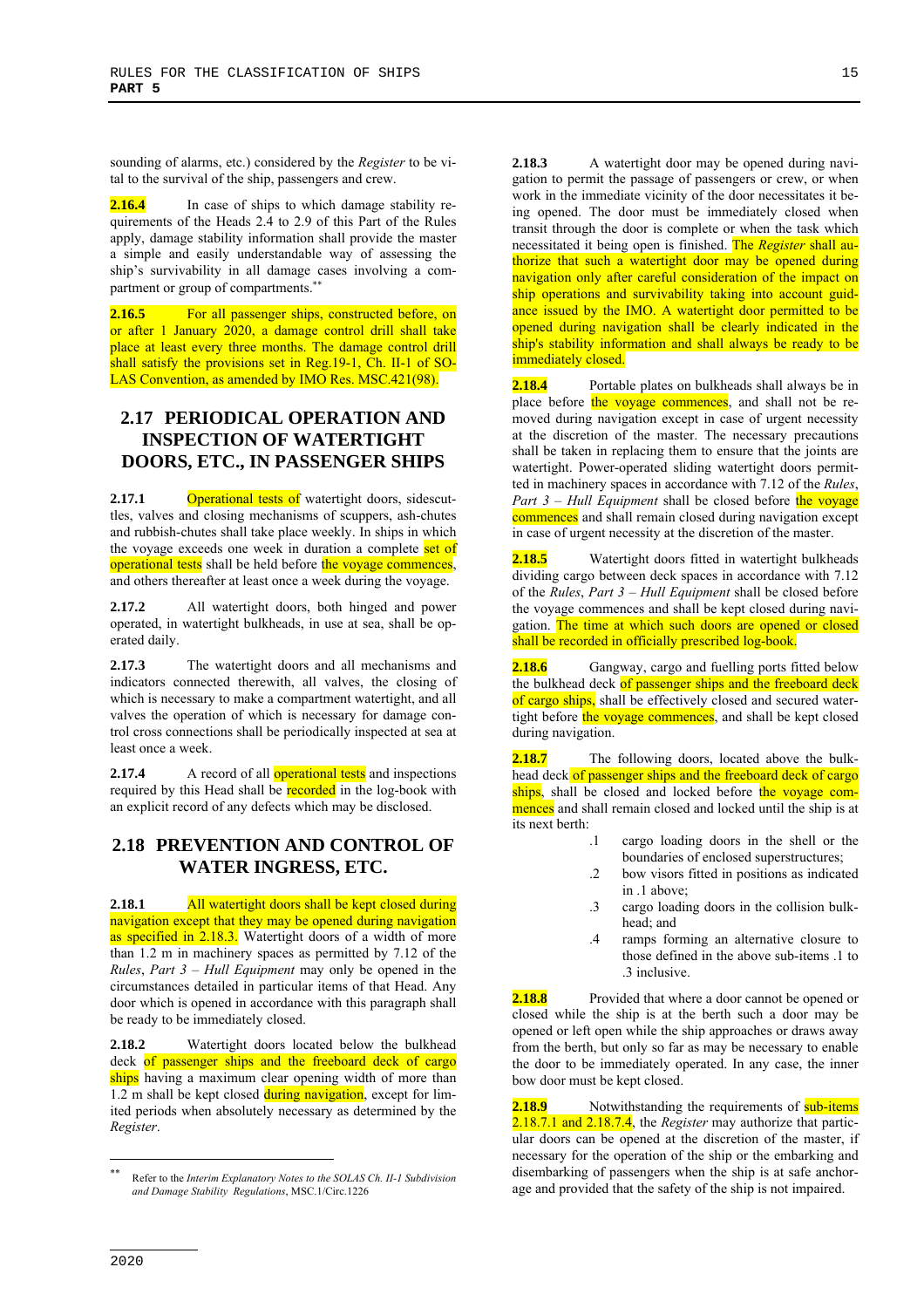sounding of alarms, etc.) considered by the *Register* to be vital to the survival of the ship, passengers and crew.

**2.16.4** In case of ships to which damage stability requirements of the Heads 2.4 to 2.9 of this Part of the Rules apply, damage stability information shall provide the master a simple and easily understandable way of assessing the ship's survivability in all damage cases involving a compartment or group of compartments.[**]

**2.16.5** For all passenger ships, constructed before, on or after 1 January 2020, a damage control drill shall take place at least every three months. The damage control drill shall satisfy the provisions set in Reg.19-1, Ch. II-1 of SOLAS Convention, as amended by IMO Res. MSC.421(98).

## 2.17 PERIODICAL OPERATION AND INSPECTION OF WATERTIGHT DOORS, ETC., IN PASSENGER SHIPS

**2.17.1** Operational tests of watertight doors, sidescuttles, valves and closing mechanisms of scuppers, ash-chutes and rubbish-chutes shall take place weekly. In ships in which the voyage exceeds one week in duration a complete set of operational tests shall be held before the voyage commences, and others thereafter at least once a week during the voyage.

**2.17.2** All watertight doors, both hinged and power operated, in watertight bulkheads, in use at sea, shall be operated daily.

**2.17.3** The watertight doors and all mechanisms and indicators connected therewith, all valves, the closing of which is necessary to make a compartment watertight, and all valves the operation of which is necessary for damage control cross connections shall be periodically inspected at sea at least once a week.

**2.17.4** A record of all operational tests and inspections required by this Head shall be recorded in the log-book with an explicit record of any defects which may be disclosed.

## 2.18 PREVENTION AND CONTROL OF WATER INGRESS, ETC.

**2.18.1** All watertight doors shall be kept closed during navigation except that they may be opened during navigation as specified in 2.18.3. Watertight doors of a width of more than 1.2 m in machinery spaces as permitted by 7.12 of the *Rules*, *Part 3 – Hull Equipment* may only be opened in the circumstances detailed in particular items of that Head. Any door which is opened in accordance with this paragraph shall be ready to be immediately closed.

**2.18.2** Watertight doors located below the bulkhead deck of passenger ships and the freeboard deck of cargo ships having a maximum clear opening width of more than 1.2 m shall be kept closed during navigation, except for limited periods when absolutely necessary as determined by the *Register*.

**2.18.3** A watertight door may be opened during navigation to permit the passage of passengers or crew, or when work in the immediate vicinity of the door necessitates it being opened. The door must be immediately closed when transit through the door is complete or when the task which necessitated it being open is finished. The *Register* shall authorize that such a watertight door may be opened during navigation only after careful consideration of the impact on ship operations and survivability taking into account guidance issued by the IMO. A watertight door permitted to be opened during navigation shall be clearly indicated in the ship's stability information and shall always be ready to be immediately closed.

**2.18.4** Portable plates on bulkheads shall always be in place before the voyage commences, and shall not be removed during navigation except in case of urgent necessity at the discretion of the master. The necessary precautions shall be taken in replacing them to ensure that the joints are watertight. Power-operated sliding watertight doors permitted in machinery spaces in accordance with 7.12 of the *Rules*, *Part 3 – Hull Equipment* shall be closed before the voyage commences and shall remain closed during navigation except in case of urgent necessity at the discretion of the master.

**2.18.5** Watertight doors fitted in watertight bulkheads dividing cargo between deck spaces in accordance with 7.12 of the *Rules*, *Part 3 – Hull Equipment* shall be closed before the voyage commences and shall be kept closed during navigation. The time at which such doors are opened or closed shall be recorded in officially prescribed log-book.

**2.18.6** Gangway, cargo and fuelling ports fitted below the bulkhead deck of passenger ships and the freeboard deck of cargo ships, shall be effectively closed and secured watertight before the voyage commences, and shall be kept closed during navigation.

**2.18.7** The following doors, located above the bulkhead deck of passenger ships and the freeboard deck of cargo ships, shall be closed and locked before the voyage commences and shall remain closed and locked until the ship is at its next berth:

- .1 cargo loading doors in the shell or the boundaries of enclosed superstructures;
- .2 bow visors fitted in positions as indicated in .1 above;
- .3 cargo loading doors in the collision bulkhead; and
- .4 ramps forming an alternative closure to those defined in the above sub-items .1 to .3 inclusive.

**2.18.8** Provided that where a door cannot be opened or closed while the ship is at the berth such a door may be opened or left open while the ship approaches or draws away from the berth, but only so far as may be necessary to enable the door to be immediately operated. In any case, the inner bow door must be kept closed.

**2.18.9** Notwithstanding the requirements of sub-items 2.18.7.1 and 2.18.7.4, the *Register* may authorize that particular doors can be opened at the discretion of the master, if necessary for the operation of the ship or the embarking and disembarking of passengers when the ship is at safe anchorage and provided that the safety of the ship is not impaired.

---

[**] Refer to the *Interim Explanatory Notes to the SOLAS Ch. II-1 Subdivision and Damage Stability Regulations*, MSC.1/Circ.1226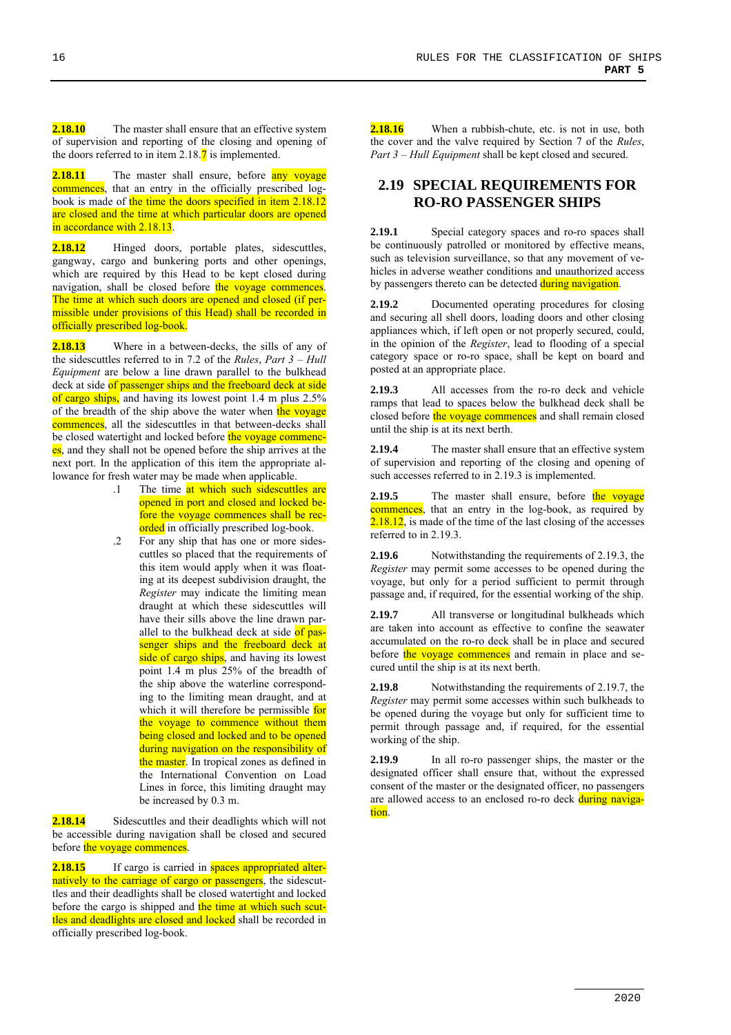**2.18.10** The master shall ensure that an effective system of supervision and reporting of the closing and opening of the doors referred to in item 2.18.7 is implemented.

**2.18.11** The master shall ensure, before any voyage commences, that an entry in the officially prescribed log-book is made of the time the doors specified in item 2.18.12 are closed and the time at which particular doors are opened in accordance with 2.18.13.

**2.18.12** Hinged doors, portable plates, sidescuttles, gangway, cargo and bunkering ports and other openings, which are required by this Head to be kept closed during navigation, shall be closed before the voyage commences. The time at which such doors are opened and closed (if permissible under provisions of this Head) shall be recorded in officially prescribed log-book.

**2.18.13** Where in a between-decks, the sills of any of the sidescuttles referred to in 7.2 of the *Rules*, *Part 3 – Hull Equipment* are below a line drawn parallel to the bulkhead deck at side of passenger ships and the freeboard deck at side of cargo ships, and having its lowest point 1.4 m plus 2.5% of the breadth of the ship above the water when the voyage commences, all the sidescuttles in that between-decks shall be closed watertight and locked before the voyage commences, and they shall not be opened before the ship arrives at the next port. In the application of this item the appropriate allowance for fresh water may be made when applicable.

.1 The time at which such sidescuttles are opened in port and closed and locked before the voyage commences shall be recorded in officially prescribed log-book.

.2 For any ship that has one or more sidescuttles so placed that the requirements of this item would apply when it was floating at its deepest subdivision draught, the *Register* may indicate the limiting mean draught at which these sidescuttles will have their sills above the line drawn parallel to the bulkhead deck at side of passenger ships and the freeboard deck at side of cargo ships, and having its lowest point 1.4 m plus 25% of the breadth of the ship above the waterline corresponding to the limiting mean draught, and at which it will therefore be permissible for the voyage to commence without them being closed and locked and to be opened during navigation on the responsibility of the master. In tropical zones as defined in the International Convention on Load Lines in force, this limiting draught may be increased by 0.3 m.

**2.18.14** Sidescuttles and their deadlights which will not be accessible during navigation shall be closed and secured before the voyage commences.

**2.18.15** If cargo is carried in spaces appropriated alternatively to the carriage of cargo or passengers, the sidescuttles and their deadlights shall be closed watertight and locked before the cargo is shipped and the time at which such scuttles and deadlights are closed and locked shall be recorded in officially prescribed log-book.

**2.18.16** When a rubbish-chute, etc. is not in use, both the cover and the valve required by Section 7 of the *Rules*, *Part 3 – Hull Equipment* shall be kept closed and secured.

## 2.19 SPECIAL REQUIREMENTS FOR RO-RO PASSENGER SHIPS

**2.19.1** Special category spaces and ro-ro spaces shall be continuously patrolled or monitored by effective means, such as television surveillance, so that any movement of vehicles in adverse weather conditions and unauthorized access by passengers thereto can be detected during navigation.

**2.19.2** Documented operating procedures for closing and securing all shell doors, loading doors and other closing appliances which, if left open or not properly secured, could, in the opinion of the *Register*, lead to flooding of a special category space or ro-ro space, shall be kept on board and posted at an appropriate place.

**2.19.3** All accesses from the ro-ro deck and vehicle ramps that lead to spaces below the bulkhead deck shall be closed before the voyage commences and shall remain closed until the ship is at its next berth.

**2.19.4** The master shall ensure that an effective system of supervision and reporting of the closing and opening of such accesses referred to in 2.19.3 is implemented.

**2.19.5** The master shall ensure, before the voyage commences, that an entry in the log-book, as required by 2.18.12, is made of the time of the last closing of the accesses referred to in 2.19.3.

**2.19.6** Notwithstanding the requirements of 2.19.3, the *Register* may permit some accesses to be opened during the voyage, but only for a period sufficient to permit through passage and, if required, for the essential working of the ship.

**2.19.7** All transverse or longitudinal bulkheads which are taken into account as effective to confine the seawater accumulated on the ro-ro deck shall be in place and secured before the voyage commences and remain in place and secured until the ship is at its next berth.

**2.19.8** Notwithstanding the requirements of 2.19.7, the *Register* may permit some accesses within such bulkheads to be opened during the voyage but only for sufficient time to permit through passage and, if required, for the essential working of the ship.

**2.19.9** In all ro-ro passenger ships, the master or the designated officer shall ensure that, without the expressed consent of the master or the designated officer, no passengers are allowed access to an enclosed ro-ro deck during navigation.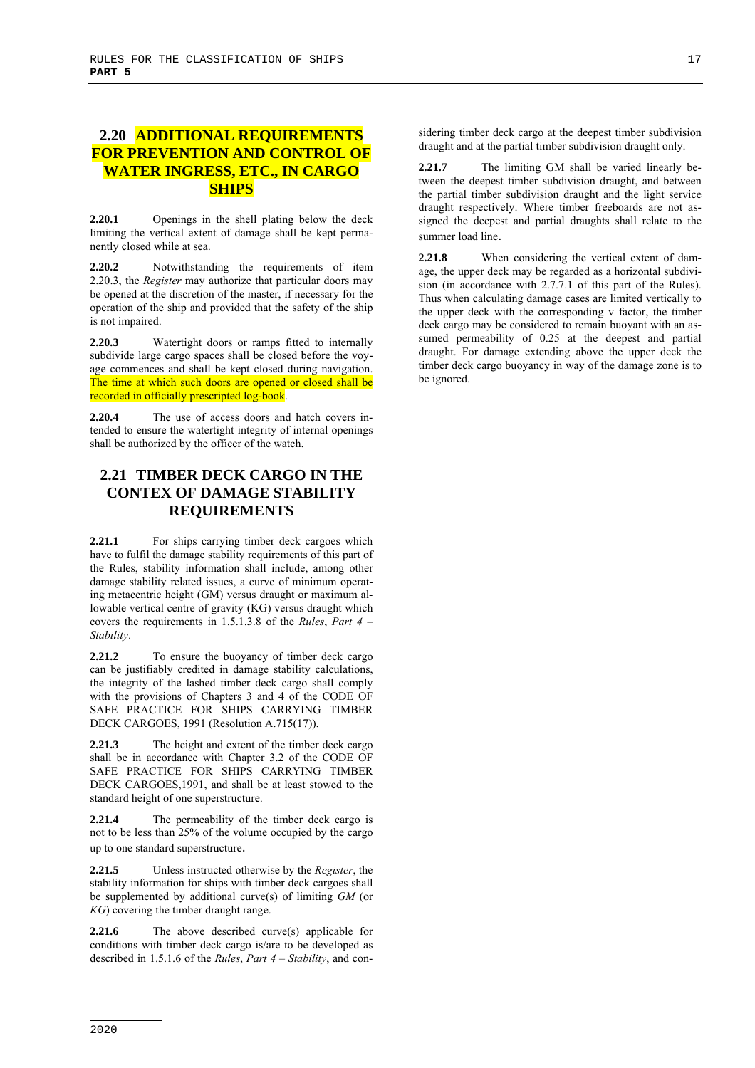## 2.20 ADDITIONAL REQUIREMENTS FOR PREVENTION AND CONTROL OF WATER INGRESS, ETC., IN CARGO SHIPS

**2.20.1** Openings in the shell plating below the deck limiting the vertical extent of damage shall be kept permanently closed while at sea.

**2.20.2** Notwithstanding the requirements of item 2.20.3, the *Register* may authorize that particular doors may be opened at the discretion of the master, if necessary for the operation of the ship and provided that the safety of the ship is not impaired.

**2.20.3** Watertight doors or ramps fitted to internally subdivide large cargo spaces shall be closed before the voyage commences and shall be kept closed during navigation. The time at which such doors are opened or closed shall be recorded in officially prescripted log-book.

**2.20.4** The use of access doors and hatch covers intended to ensure the watertight integrity of internal openings shall be authorized by the officer of the watch.

## 2.21 TIMBER DECK CARGO IN THE CONTEX OF DAMAGE STABILITY REQUIREMENTS

**2.21.1** For ships carrying timber deck cargoes which have to fulfil the damage stability requirements of this part of the Rules, stability information shall include, among other damage stability related issues, a curve of minimum operating metacentric height (GM) versus draught or maximum allowable vertical centre of gravity (KG) versus draught which covers the requirements in 1.5.1.3.8 of the *Rules*, *Part 4 – Stability*.

**2.21.2** To ensure the buoyancy of timber deck cargo can be justifiably credited in damage stability calculations, the integrity of the lashed timber deck cargo shall comply with the provisions of Chapters 3 and 4 of the CODE OF SAFE PRACTICE FOR SHIPS CARRYING TIMBER DECK CARGOES, 1991 (Resolution A.715(17)).

**2.21.3** The height and extent of the timber deck cargo shall be in accordance with Chapter 3.2 of the CODE OF SAFE PRACTICE FOR SHIPS CARRYING TIMBER DECK CARGOES,1991, and shall be at least stowed to the standard height of one superstructure.

**2.21.4** The permeability of the timber deck cargo is not to be less than 25% of the volume occupied by the cargo up to one standard superstructure.

**2.21.5** Unless instructed otherwise by the *Register*, the stability information for ships with timber deck cargoes shall be supplemented by additional curve(s) of limiting *GM* (or *KG*) covering the timber draught range.

**2.21.6** The above described curve(s) applicable for conditions with timber deck cargo is/are to be developed as described in 1.5.1.6 of the *Rules*, *Part 4 – Stability*, and considering timber deck cargo at the deepest timber subdivision draught and at the partial timber subdivision draught only.

**2.21.7** The limiting GM shall be varied linearly between the deepest timber subdivision draught, and between the partial timber subdivision draught and the light service draught respectively. Where timber freeboards are not assigned the deepest and partial draughts shall relate to the summer load line.

**2.21.8** When considering the vertical extent of damage, the upper deck may be regarded as a horizontal subdivision (in accordance with 2.7.7.1 of this part of the Rules). Thus when calculating damage cases are limited vertically to the upper deck with the corresponding v factor, the timber deck cargo may be considered to remain buoyant with an assumed permeability of 0.25 at the deepest and partial draught. For damage extending above the upper deck the timber deck cargo buoyancy in way of the damage zone is to be ignored.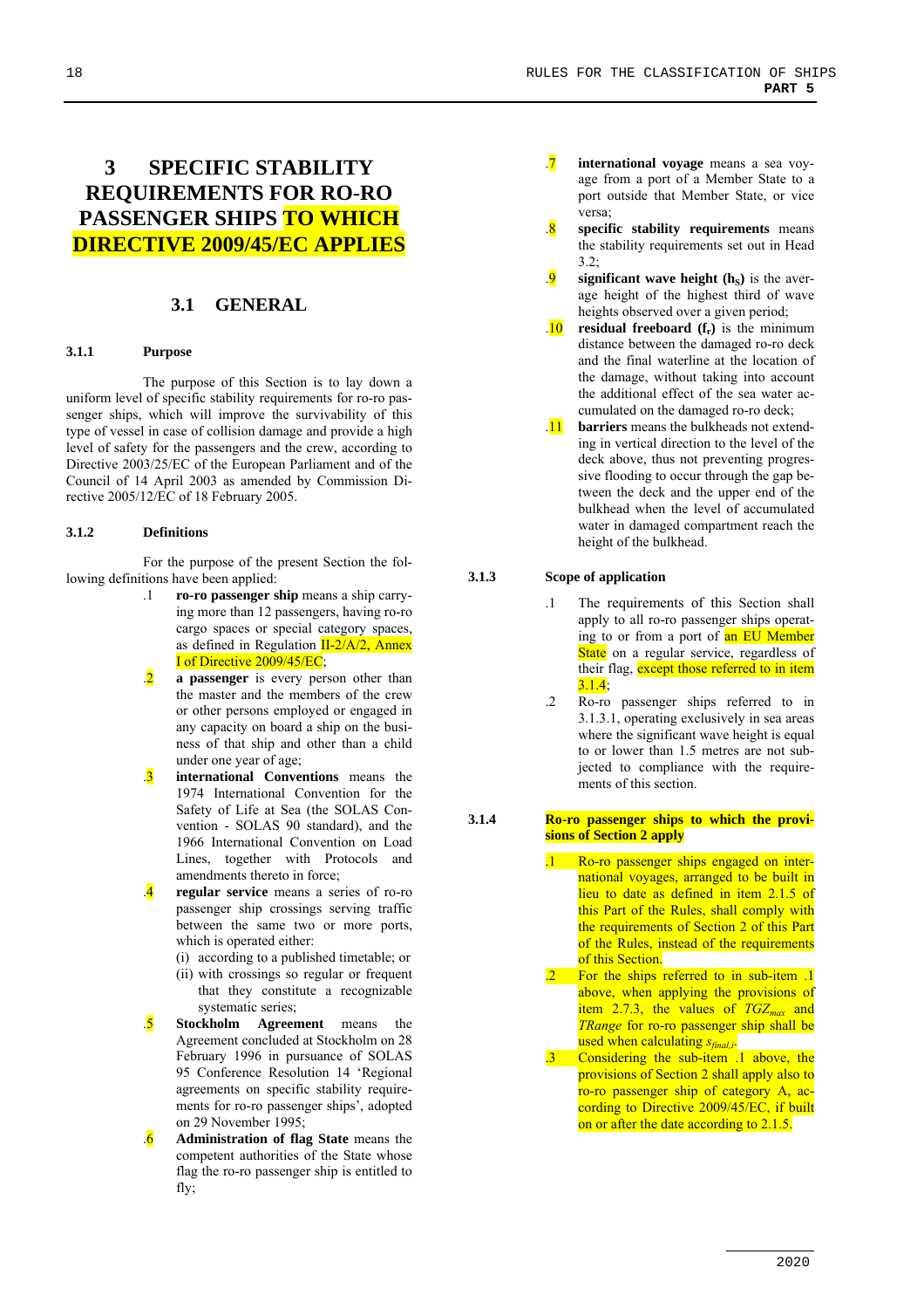# 3 SPECIFIC STABILITY REQUIREMENTS FOR RO-RO PASSENGER SHIPS TO WHICH DIRECTIVE 2009/45/EC APPLIES

## 3.1 GENERAL

### 3.1.1 Purpose

The purpose of this Section is to lay down a uniform level of specific stability requirements for ro-ro passenger ships, which will improve the survivability of this type of vessel in case of collision damage and provide a high level of safety for the passengers and the crew, according to Directive 2003/25/EC of the European Parliament and of the Council of 14 April 2003 as amended by Commission Directive 2005/12/EC of 18 February 2005.

### 3.1.2 Definitions

For the purpose of the present Section the following definitions have been applied:

.1 **ro-ro passenger ship** means a ship carrying more than 12 passengers, having ro-ro cargo spaces or special category spaces, as defined in Regulation II-2/A/2, Annex I of Directive 2009/45/EC;

.2 **a passenger** is every person other than the master and the members of the crew or other persons employed or engaged in any capacity on board a ship on the business of that ship and other than a child under one year of age;

.3 **international Conventions** means the 1974 International Convention for the Safety of Life at Sea (the SOLAS Convention - SOLAS 90 standard), and the 1966 International Convention on Load Lines, together with Protocols and amendments thereto in force;

.4 **regular service** means a series of ro-ro passenger ship crossings serving traffic between the same two or more ports, which is operated either:
(i) according to a published timetable; or
(ii) with crossings so regular or frequent that they constitute a recognizable systematic series;

.5 **Stockholm Agreement** means the Agreement concluded at Stockholm on 28 February 1996 in pursuance of SOLAS 95 Conference Resolution 14 'Regional agreements on specific stability requirements for ro-ro passenger ships', adopted on 29 November 1995;

.6 **Administration of flag State** means the competent authorities of the State whose flag the ro-ro passenger ship is entitled to fly;

.7 **international voyage** means a sea voyage from a port of a Member State to a port outside that Member State, or vice versa;

.8 **specific stability requirements** means the stability requirements set out in Head 3.2;

.9 **significant wave height ($h_S$)** is the average height of the highest third of wave heights observed over a given period;

.10 **residual freeboard ($f_r$)** is the minimum distance between the damaged ro-ro deck and the final waterline at the location of the damage, without taking into account the additional effect of the sea water accumulated on the damaged ro-ro deck;

.11 **barriers** means the bulkheads not extending in vertical direction to the level of the deck above, thus not preventing progressive flooding to occur through the gap between the deck and the upper end of the bulkhead when the level of accumulated water in damaged compartment reach the height of the bulkhead.

### 3.1.3 Scope of application

.1 The requirements of this Section shall apply to all ro-ro passenger ships operating to or from a port of an EU Member State on a regular service, regardless of their flag, except those referred to in item 3.1.4;

.2 Ro-ro passenger ships referred to in 3.1.3.1, operating exclusively in sea areas where the significant wave height is equal to or lower than 1.5 metres are not subjected to compliance with the requirements of this section.

### 3.1.4 Ro-ro passenger ships to which the provisions of Section 2 apply

.1 Ro-ro passenger ships engaged on international voyages, arranged to be built in lieu to date as defined in item 2.1.5 of this Part of the Rules, shall comply with the requirements of Section 2 of this Part of the Rules, instead of the requirements of this Section.

.2 For the ships referred to in sub-item .1 above, when applying the provisions of item 2.7.3, the values of $TGZ_{max}$ and $TRange$ for ro-ro passenger ship shall be used when calculating $s_{final,i}$.

.3 Considering the sub-item .1 above, the provisions of Section 2 shall apply also to ro-ro passenger ship of category A, according to Directive 2009/45/EC, if built on or after the date according to 2.1.5.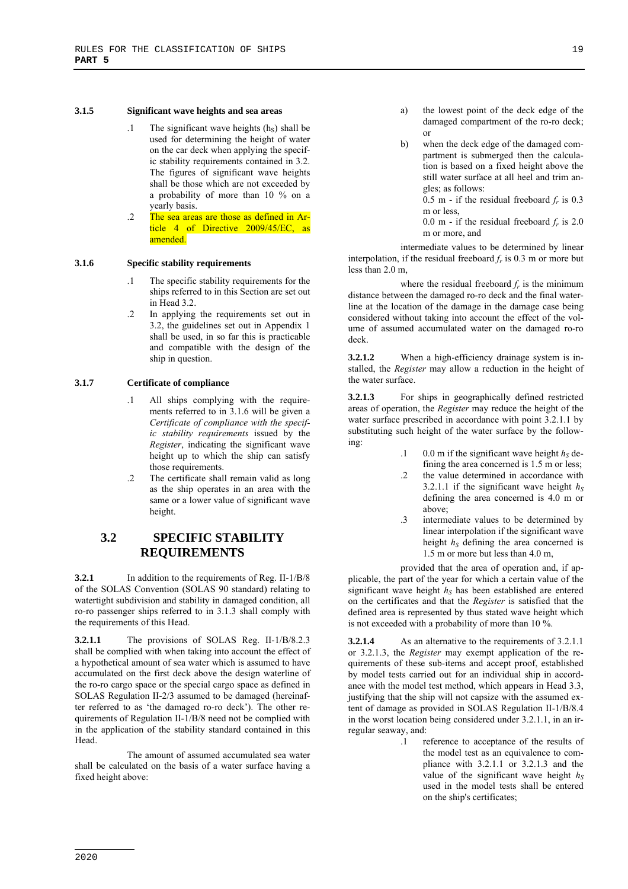**3.1.5 Significant wave heights and sea areas**

.1 The significant wave heights ($h_S$) shall be used for determining the height of water on the car deck when applying the specific stability requirements contained in 3.2. The figures of significant wave heights shall be those which are not exceeded by a probability of more than 10 % on a yearly basis.

.2 The sea areas are those as defined in Article 4 of Directive 2009/45/EC, as amended.

**3.1.6 Specific stability requirements**

.1 The specific stability requirements for the ships referred to in this Section are set out in Head 3.2.

.2 In applying the requirements set out in 3.2, the guidelines set out in Appendix 1 shall be used, in so far this is practicable and compatible with the design of the ship in question.

**3.1.7 Certificate of compliance**

.1 All ships complying with the requirements referred to in 3.1.6 will be given a *Certificate of compliance with the specific stability requirements* issued by the *Register*, indicating the significant wave height up to which the ship can satisfy those requirements.

.2 The certificate shall remain valid as long as the ship operates in an area with the same or a lower value of significant wave height.

## 3.2 SPECIFIC STABILITY REQUIREMENTS

**3.2.1** In addition to the requirements of Reg. II-1/B/8 of the SOLAS Convention (SOLAS 90 standard) relating to watertight subdivision and stability in damaged condition, all ro-ro passenger ships referred to in 3.1.3 shall comply with the requirements of this Head.

**3.2.1.1** The provisions of SOLAS Reg. II-1/B/8.2.3 shall be complied with when taking into account the effect of a hypothetical amount of sea water which is assumed to have accumulated on the first deck above the design waterline of the ro-ro cargo space or the special cargo space as defined in SOLAS Regulation II-2/3 assumed to be damaged (hereinafter referred to as 'the damaged ro-ro deck'). The other requirements of Regulation II-1/B/8 need not be complied with in the application of the stability standard contained in this Head.

The amount of assumed accumulated sea water shall be calculated on the basis of a water surface having a fixed height above:

a) the lowest point of the deck edge of the damaged compartment of the ro-ro deck; or

b) when the deck edge of the damaged compartment is submerged then the calculation is based on a fixed height above the still water surface at all heel and trim angles; as follows:
0.5 m - if the residual freeboard $f_r$ is 0.3 m or less,
0.0 m - if the residual freeboard $f_r$ is 2.0 m or more, and

intermediate values to be determined by linear interpolation, if the residual freeboard $f_r$ is 0.3 m or more but less than 2.0 m,

where the residual freeboard $f_r$ is the minimum distance between the damaged ro-ro deck and the final waterline at the location of the damage in the damage case being considered without taking into account the effect of the volume of assumed accumulated water on the damaged ro-ro deck.

**3.2.1.2** When a high-efficiency drainage system is installed, the *Register* may allow a reduction in the height of the water surface.

**3.2.1.3** For ships in geographically defined restricted areas of operation, the *Register* may reduce the height of the water surface prescribed in accordance with point 3.2.1.1 by substituting such height of the water surface by the following:

.1 0.0 m if the significant wave height $h_S$ defining the area concerned is 1.5 m or less;

.2 the value determined in accordance with 3.2.1.1 if the significant wave height $h_S$ defining the area concerned is 4.0 m or above;

.3 intermediate values to be determined by linear interpolation if the significant wave height $h_S$ defining the area concerned is 1.5 m or more but less than 4.0 m,

provided that the area of operation and, if applicable, the part of the year for which a certain value of the significant wave height $h_S$ has been established are entered on the certificates and that the *Register* is satisfied that the defined area is represented by thus stated wave height which is not exceeded with a probability of more than 10 %.

**3.2.1.4** As an alternative to the requirements of 3.2.1.1 or 3.2.1.3, the *Register* may exempt application of the requirements of these sub-items and accept proof, established by model tests carried out for an individual ship in accordance with the model test method, which appears in Head 3.3, justifying that the ship will not capsize with the assumed extent of damage as provided in SOLAS Regulation II-1/B/8.4 in the worst location being considered under 3.2.1.1, in an irregular seaway, and:

.1 reference to acceptance of the results of the model test as an equivalence to compliance with 3.2.1.1 or 3.2.1.3 and the value of the significant wave height $h_S$ used in the model tests shall be entered on the ship's certificates;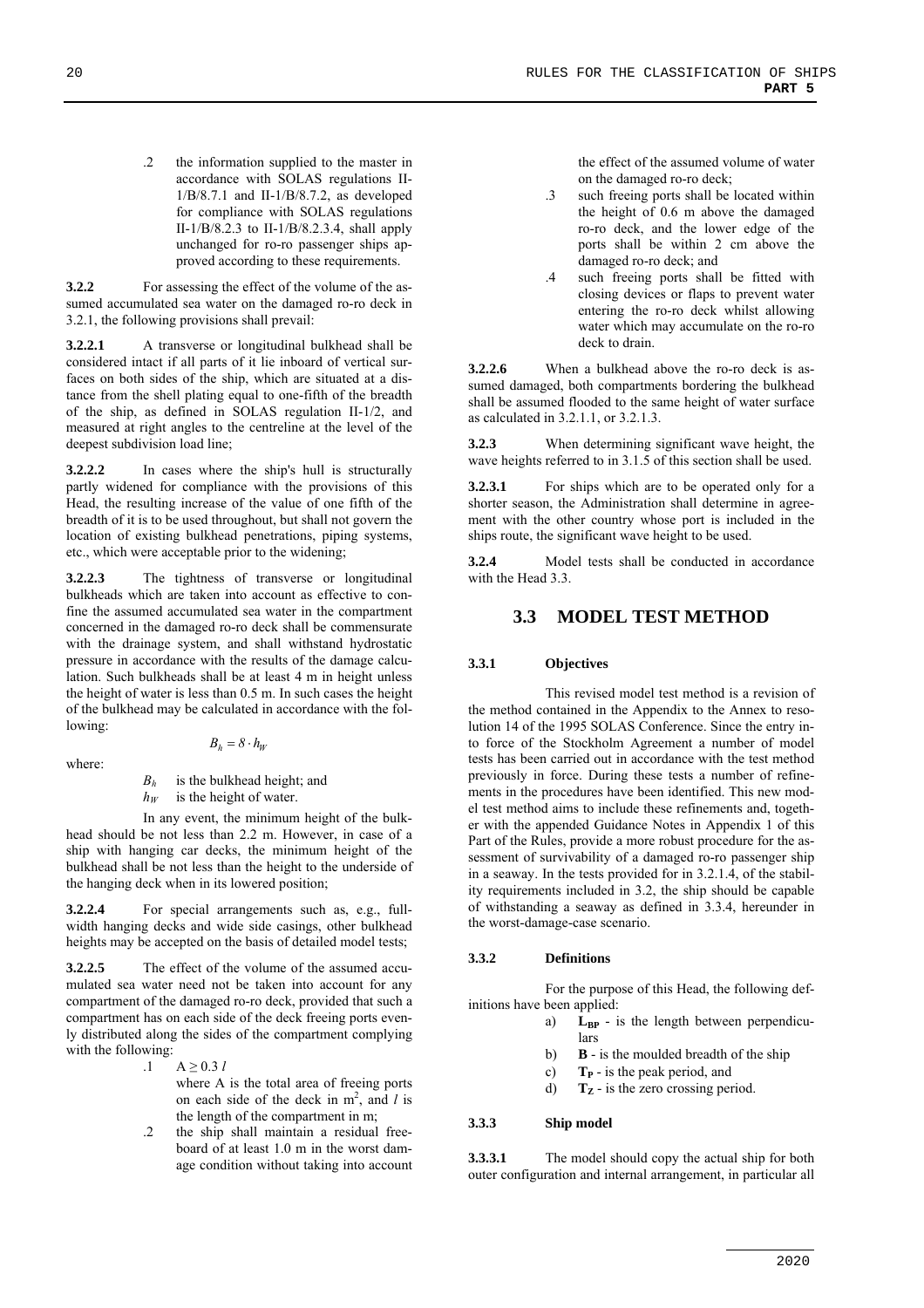.2 the information supplied to the master in accordance with SOLAS regulations II-1/B/8.7.1 and II-1/B/8.7.2, as developed for compliance with SOLAS regulations II-1/B/8.2.3 to II-1/B/8.2.3.4, shall apply unchanged for ro-ro passenger ships approved according to these requirements.

**3.2.2** For assessing the effect of the volume of the assumed accumulated sea water on the damaged ro-ro deck in 3.2.1, the following provisions shall prevail:

**3.2.2.1** A transverse or longitudinal bulkhead shall be considered intact if all parts of it lie inboard of vertical surfaces on both sides of the ship, which are situated at a distance from the shell plating equal to one-fifth of the breadth of the ship, as defined in SOLAS regulation II-1/2, and measured at right angles to the centreline at the level of the deepest subdivision load line;

**3.2.2.2** In cases where the ship's hull is structurally partly widened for compliance with the provisions of this Head, the resulting increase of the value of one fifth of the breadth of it is to be used throughout, but shall not govern the location of existing bulkhead penetrations, piping systems, etc., which were acceptable prior to the widening;

**3.2.2.3** The tightness of transverse or longitudinal bulkheads which are taken into account as effective to confine the assumed accumulated sea water in the compartment concerned in the damaged ro-ro deck shall be commensurate with the drainage system, and shall withstand hydrostatic pressure in accordance with the results of the damage calculation. Such bulkheads shall be at least 4 m in height unless the height of water is less than 0.5 m. In such cases the height of the bulkhead may be calculated in accordance with the following:

$$B_h = 8 \cdot h_W$$

where:

$B_h$ is the bulkhead height; and
$h_W$ is the height of water.

In any event, the minimum height of the bulkhead should be not less than 2.2 m. However, in case of a ship with hanging car decks, the minimum height of the bulkhead shall be not less than the height to the underside of the hanging deck when in its lowered position;

**3.2.2.4** For special arrangements such as, e.g., full-width hanging decks and wide side casings, other bulkhead heights may be accepted on the basis of detailed model tests;

**3.2.2.5** The effect of the volume of the assumed accumulated sea water need not be taken into account for any compartment of the damaged ro-ro deck, provided that such a compartment has on each side of the deck freeing ports evenly distributed along the sides of the compartment complying with the following:

.1 $A \geq 0.3\,l$
where A is the total area of freeing ports on each side of the deck in m$^2$, and $l$ is the length of the compartment in m;

.2 the ship shall maintain a residual freeboard of at least 1.0 m in the worst damage condition without taking into account the effect of the assumed volume of water on the damaged ro-ro deck;

.3 such freeing ports shall be located within the height of 0.6 m above the damaged ro-ro deck, and the lower edge of the ports shall be within 2 cm above the damaged ro-ro deck; and

.4 such freeing ports shall be fitted with closing devices or flaps to prevent water entering the ro-ro deck whilst allowing water which may accumulate on the ro-ro deck to drain.

**3.2.2.6** When a bulkhead above the ro-ro deck is assumed damaged, both compartments bordering the bulkhead shall be assumed flooded to the same height of water surface as calculated in 3.2.1.1, or 3.2.1.3.

**3.2.3** When determining significant wave height, the wave heights referred to in 3.1.5 of this section shall be used.

**3.2.3.1** For ships which are to be operated only for a shorter season, the Administration shall determine in agreement with the other country whose port is included in the ships route, the significant wave height to be used.

**3.2.4** Model tests shall be conducted in accordance with the Head 3.3.

## 3.3 MODEL TEST METHOD

### 3.3.1 Objectives

This revised model test method is a revision of the method contained in the Appendix to the Annex to resolution 14 of the 1995 SOLAS Conference. Since the entry into force of the Stockholm Agreement a number of model tests has been carried out in accordance with the test method previously in force. During these tests a number of refinements in the procedures have been identified. This new model test method aims to include these refinements and, together with the appended Guidance Notes in Appendix 1 of this Part of the Rules, provide a more robust procedure for the assessment of survivability of a damaged ro-ro passenger ship in a seaway. In the tests provided for in 3.2.1.4, of the stability requirements included in 3.2, the ship should be capable of withstanding a seaway as defined in 3.3.4, hereunder in the worst-damage-case scenario.

### 3.3.2 Definitions

For the purpose of this Head, the following definitions have been applied:

a) $\mathbf{L_{BP}}$ - is the length between perpendiculars
b) **B** - is the moulded breadth of the ship
c) $\mathbf{T_P}$ - is the peak period, and
d) $\mathbf{T_Z}$ - is the zero crossing period.

### 3.3.3 Ship model

**3.3.3.1** The model should copy the actual ship for both outer configuration and internal arrangement, in particular all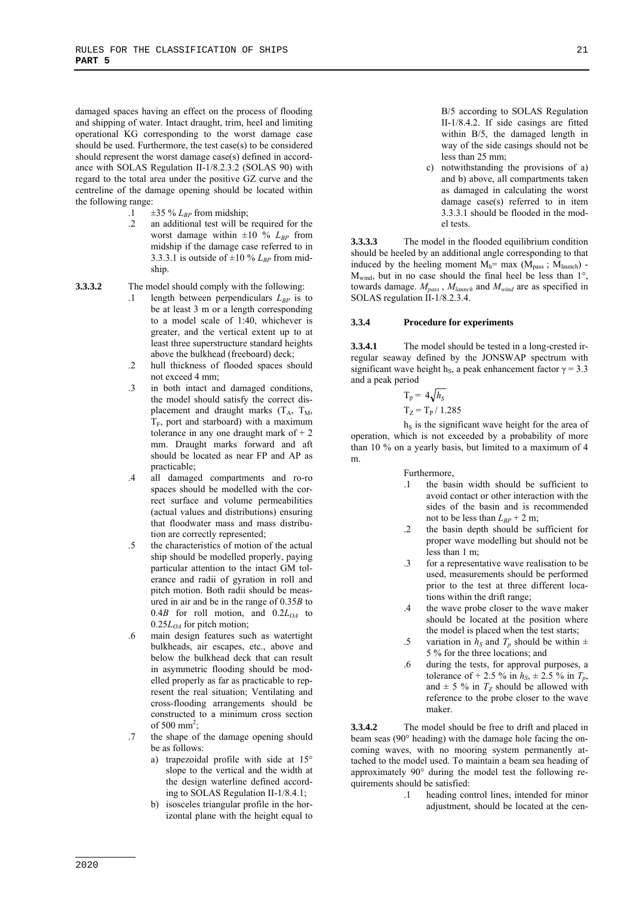damaged spaces having an effect on the process of flooding and shipping of water. Intact draught, trim, heel and limiting operational KG corresponding to the worst damage case should be used. Furthermore, the test case(s) to be considered should represent the worst damage case(s) defined in accordance with SOLAS Regulation II-1/8.2.3.2 (SOLAS 90) with regard to the total area under the positive GZ curve and the centreline of the damage opening should be located within the following range:

.1 ±35 % $L_{BP}$ from midship;

.2 an additional test will be required for the worst damage within ±10 % $L_{BP}$ from midship if the damage case referred to in 3.3.3.1 is outside of ±10 % $L_{BP}$ from midship.

**3.3.3.2** The model should comply with the following:

.1 length between perpendiculars $L_{BP}$ is to be at least 3 m or a length corresponding to a model scale of 1:40, whichever is greater, and the vertical extent up to at least three superstructure standard heights above the bulkhead (freeboard) deck;

.2 hull thickness of flooded spaces should not exceed 4 mm;

.3 in both intact and damaged conditions, the model should satisfy the correct displacement and draught marks ($T_A$, $T_M$, $T_F$, port and starboard) with a maximum tolerance in any one draught mark of + 2 mm. Draught marks forward and aft should be located as near FP and AP as practicable;

.4 all damaged compartments and ro-ro spaces should be modelled with the correct surface and volume permeabilities (actual values and distributions) ensuring that floodwater mass and mass distribution are correctly represented;

.5 the characteristics of motion of the actual ship should be modelled properly, paying particular attention to the intact GM tolerance and radii of gyration in roll and pitch motion. Both radii should be measured in air and be in the range of 0.35*B* to 0.4*B* for roll motion, and $0.2L_{OA}$ to $0.25L_{OA}$ for pitch motion;

.6 main design features such as watertight bulkheads, air escapes, etc., above and below the bulkhead deck that can result in asymmetric flooding should be modelled properly as far as practicable to represent the real situation; Ventilating and cross-flooding arrangements should be constructed to a minimum cross section of 500 mm$^2$;

.7 the shape of the damage opening should be as follows:

a) trapezoidal profile with side at 15° slope to the vertical and the width at the design waterline defined according to SOLAS Regulation II-1/8.4.1;

b) isosceles triangular profile in the horizontal plane with the height equal to B/5 according to SOLAS Regulation II-1/8.4.2. If side casings are fitted within B/5, the damaged length in way of the side casings should not be less than 25 mm;

c) notwithstanding the provisions of a) and b) above, all compartments taken as damaged in calculating the worst damage case(s) referred to in item 3.3.3.1 should be flooded in the model tests.

**3.3.3.3** The model in the flooded equilibrium condition should be heeled by an additional angle corresponding to that induced by the heeling moment $M_h = \max(M_{pass}; M_{launch}) - M_{wind}$, but in no case should the final heel be less than 1°, towards damage. $M_{pass}$, $M_{launch}$ and $M_{wind}$ are as specified in SOLAS regulation II-1/8.2.3.4.

#### 3.3.4 Procedure for experiments

**3.3.4.1** The model should be tested in a long-crested irregular seaway defined by the JONSWAP spectrum with significant wave height $h_S$, a peak enhancement factor γ = 3.3 and a peak period

$$T_p = 4\sqrt{h_S}$$

$$T_Z = T_P / 1.285$$

$h_S$ is the significant wave height for the area of operation, which is not exceeded by a probability of more than 10 % on a yearly basis, but limited to a maximum of 4 m.

Furthermore,

.1 the basin width should be sufficient to avoid contact or other interaction with the sides of the basin and is recommended not to be less than $L_{BP}$ + 2 m;

.2 the basin depth should be sufficient for proper wave modelling but should not be less than 1 m;

.3 for a representative wave realisation to be used, measurements should be performed prior to the test at three different locations within the drift range;

.4 the wave probe closer to the wave maker should be located at the position where the model is placed when the test starts;

.5 variation in $h_S$ and $T_p$ should be within ± 5 % for the three locations; and

.6 during the tests, for approval purposes, a tolerance of + 2.5 % in $h_S$, ± 2.5 % in $T_p$, and ± 5 % in $T_Z$ should be allowed with reference to the probe closer to the wave maker.

**3.3.4.2** The model should be free to drift and placed in beam seas (90° heading) with the damage hole facing the oncoming waves, with no mooring system permanently attached to the model used. To maintain a beam sea heading of approximately 90° during the model test the following requirements should be satisfied:

.1 heading control lines, intended for minor adjustment, should be located at the cen-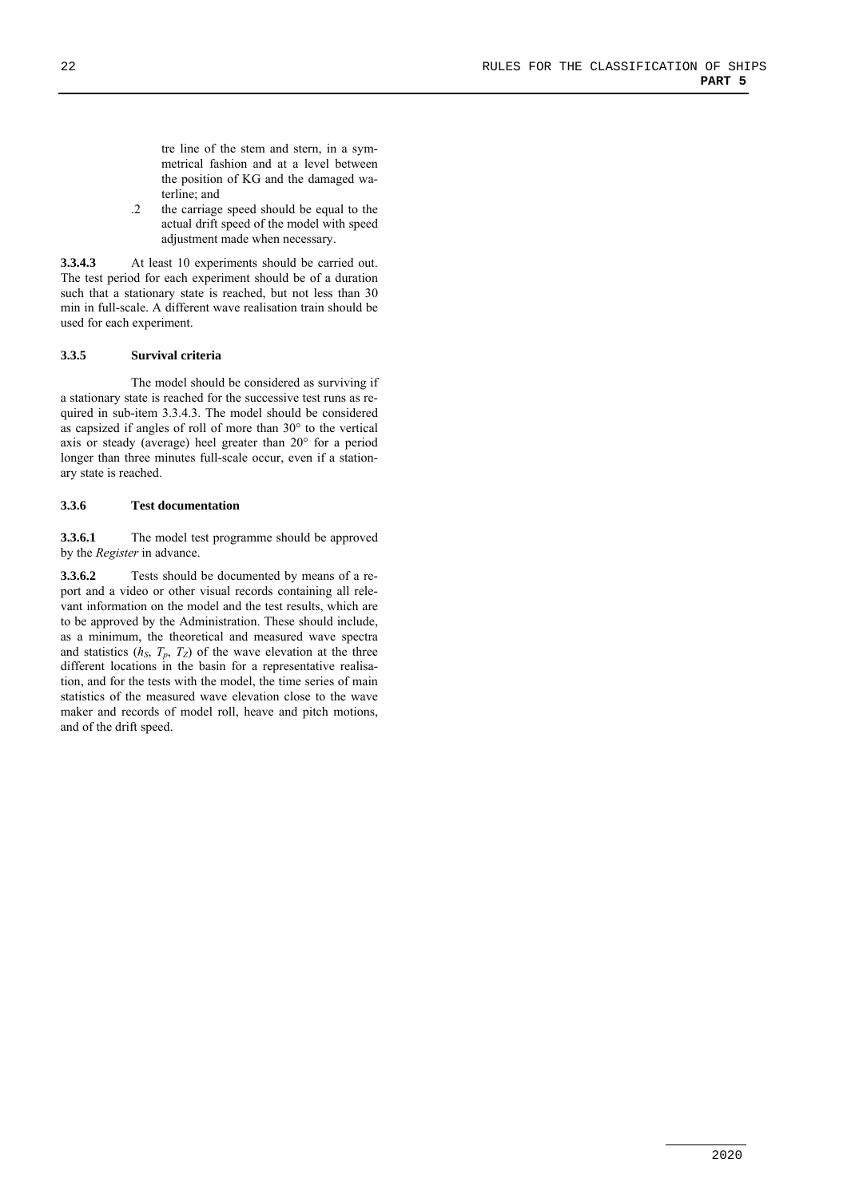tre line of the stem and stern, in a symmetrical fashion and at a level between the position of KG and the damaged waterline; and

.2 the carriage speed should be equal to the actual drift speed of the model with speed adjustment made when necessary.

**3.3.4.3** At least 10 experiments should be carried out. The test period for each experiment should be of a duration such that a stationary state is reached, but not less than 30 min in full-scale. A different wave realisation train should be used for each experiment.

### 3.3.5 Survival criteria

The model should be considered as surviving if a stationary state is reached for the successive test runs as required in sub-item 3.3.4.3. The model should be considered as capsized if angles of roll of more than 30° to the vertical axis or steady (average) heel greater than 20° for a period longer than three minutes full-scale occur, even if a stationary state is reached.

### 3.3.6 Test documentation

**3.3.6.1** The model test programme should be approved by the *Register* in advance.

**3.3.6.2** Tests should be documented by means of a report and a video or other visual records containing all relevant information on the model and the test results, which are to be approved by the Administration. These should include, as a minimum, the theoretical and measured wave spectra and statistics ($h_S$, $T_p$, $T_Z$) of the wave elevation at the three different locations in the basin for a representative realisation, and for the tests with the model, the time series of main statistics of the measured wave elevation close to the wave maker and records of model roll, heave and pitch motions, and of the drift speed.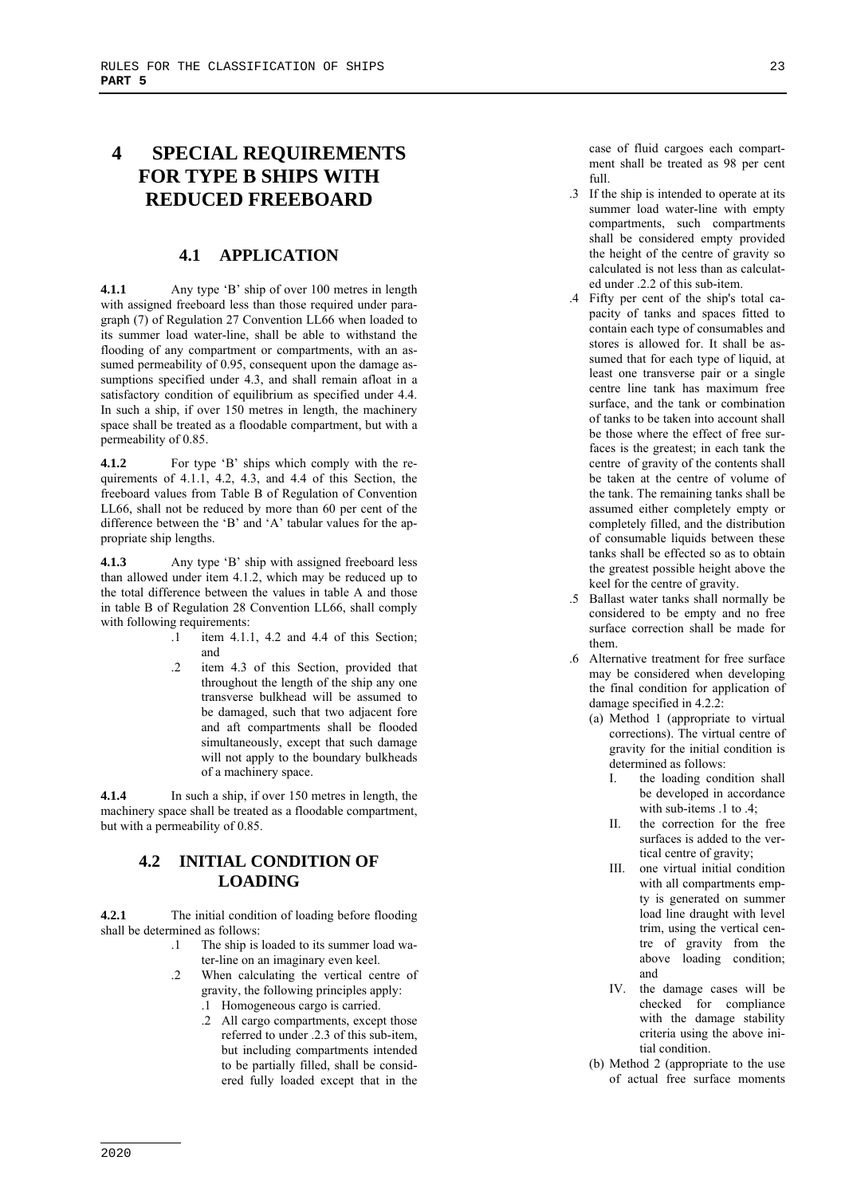# 4 SPECIAL REQUIREMENTS FOR TYPE B SHIPS WITH REDUCED FREEBOARD

## 4.1 APPLICATION

**4.1.1** Any type 'B' ship of over 100 metres in length with assigned freeboard less than those required under paragraph (7) of Regulation 27 Convention LL66 when loaded to its summer load water-line, shall be able to withstand the flooding of any compartment or compartments, with an assumed permeability of 0.95, consequent upon the damage assumptions specified under 4.3, and shall remain afloat in a satisfactory condition of equilibrium as specified under 4.4. In such a ship, if over 150 metres in length, the machinery space shall be treated as a floodable compartment, but with a permeability of 0.85.

**4.1.2** For type 'B' ships which comply with the requirements of 4.1.1, 4.2, 4.3, and 4.4 of this Section, the freeboard values from Table B of Regulation of Convention LL66, shall not be reduced by more than 60 per cent of the difference between the 'B' and 'A' tabular values for the appropriate ship lengths.

**4.1.3** Any type 'B' ship with assigned freeboard less than allowed under item 4.1.2, which may be reduced up to the total difference between the values in table A and those in table B of Regulation 28 Convention LL66, shall comply with following requirements:

- .1 item 4.1.1, 4.2 and 4.4 of this Section; and
- .2 item 4.3 of this Section, provided that throughout the length of the ship any one transverse bulkhead will be assumed to be damaged, such that two adjacent fore and aft compartments shall be flooded simultaneously, except that such damage will not apply to the boundary bulkheads of a machinery space.

**4.1.4** In such a ship, if over 150 metres in length, the machinery space shall be treated as a floodable compartment, but with a permeability of 0.85.

## 4.2 INITIAL CONDITION OF LOADING

**4.2.1** The initial condition of loading before flooding shall be determined as follows:

- .1 The ship is loaded to its summer load water-line on an imaginary even keel.
- .2 When calculating the vertical centre of gravity, the following principles apply:
  - .1 Homogeneous cargo is carried.
  - .2 All cargo compartments, except those referred to under .2.3 of this sub-item, but including compartments intended to be partially filled, shall be considered fully loaded except that in the case of fluid cargoes each compartment shall be treated as 98 per cent full.
  - .3 If the ship is intended to operate at its summer load water-line with empty compartments, such compartments shall be considered empty provided the height of the centre of gravity so calculated is not less than as calculated under .2.2 of this sub-item.
  - .4 Fifty per cent of the ship's total capacity of tanks and spaces fitted to contain each type of consumables and stores is allowed for. It shall be assumed that for each type of liquid, at least one transverse pair or a single centre line tank has maximum free surface, and the tank or combination of tanks to be taken into account shall be those where the effect of free surfaces is the greatest; in each tank the centre of gravity of the contents shall be taken at the centre of volume of the tank. The remaining tanks shall be assumed either completely empty or completely filled, and the distribution of consumable liquids between these tanks shall be effected so as to obtain the greatest possible height above the keel for the centre of gravity.
  - .5 Ballast water tanks shall normally be considered to be empty and no free surface correction shall be made for them.
  - .6 Alternative treatment for free surface may be considered when developing the final condition for application of damage specified in 4.2.2:
    - (a) Method 1 (appropriate to virtual corrections). The virtual centre of gravity for the initial condition is determined as follows:
      - I. the loading condition shall be developed in accordance with sub-items .1 to .4;
      - II. the correction for the free surfaces is added to the vertical centre of gravity;
      - III. one virtual initial condition with all compartments empty is generated on summer load line draught with level trim, using the vertical centre of gravity from the above loading condition; and
      - IV. the damage cases will be checked for compliance with the damage stability criteria using the above initial condition.
    - (b) Method 2 (appropriate to the use of actual free surface moments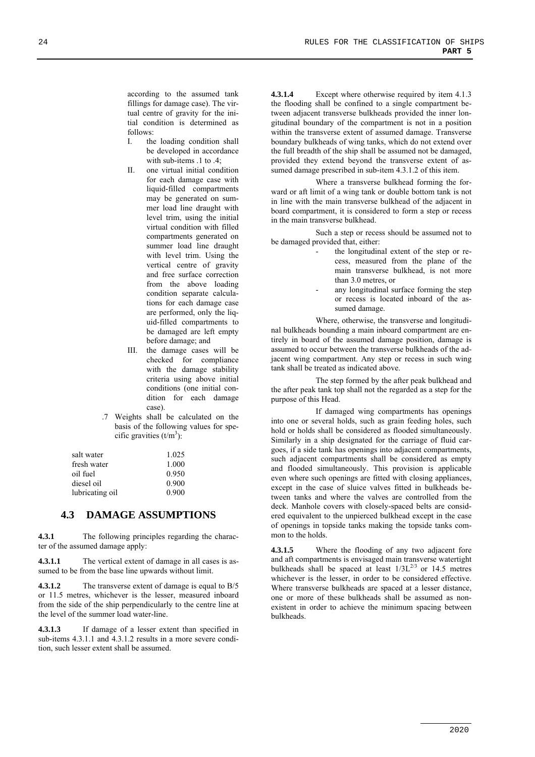according to the assumed tank fillings for damage case). The virtual centre of gravity for the initial condition is determined as follows:

I. the loading condition shall be developed in accordance with sub-items .1 to .4;

II. one virtual initial condition for each damage case with liquid-filled compartments may be generated on summer load line draught with level trim, using the initial virtual condition with filled compartments generated on summer load line draught with level trim. Using the vertical centre of gravity and free surface correction from the above loading condition separate calculations for each damage case are performed, only the liquid-filled compartments to be damaged are left empty before damage; and

III. the damage cases will be checked for compliance with the damage stability criteria using above initial conditions (one initial condition for each damage case).

.7 Weights shall be calculated on the basis of the following values for specific gravities ($t/m^3$):

| | |
|---|---|
| salt water | 1.025 |
| fresh water | 1.000 |
| oil fuel | 0.950 |
| diesel oil | 0.900 |
| lubricating oil | 0.900 |

## 4.3 DAMAGE ASSUMPTIONS

**4.3.1** The following principles regarding the character of the assumed damage apply:

**4.3.1.1** The vertical extent of damage in all cases is assumed to be from the base line upwards without limit.

**4.3.1.2** The transverse extent of damage is equal to B/5 or 11.5 metres, whichever is the lesser, measured inboard from the side of the ship perpendicularly to the centre line at the level of the summer load water-line.

**4.3.1.3** If damage of a lesser extent than specified in sub-items 4.3.1.1 and 4.3.1.2 results in a more severe condition, such lesser extent shall be assumed.

**4.3.1.4** Except where otherwise required by item 4.1.3 the flooding shall be confined to a single compartment between adjacent transverse bulkheads provided the inner longitudinal boundary of the compartment is not in a position within the transverse extent of assumed damage. Transverse boundary bulkheads of wing tanks, which do not extend over the full breadth of the ship shall be assumed not be damaged, provided they extend beyond the transverse extent of assumed damage prescribed in sub-item 4.3.1.2 of this item.

Where a transverse bulkhead forming the forward or aft limit of a wing tank or double bottom tank is not in line with the main transverse bulkhead of the adjacent in board compartment, it is considered to form a step or recess in the main transverse bulkhead.

Such a step or recess should be assumed not to be damaged provided that, either:

- the longitudinal extent of the step or recess, measured from the plane of the main transverse bulkhead, is not more than 3.0 metres, or
- any longitudinal surface forming the step or recess is located inboard of the assumed damage.

Where, otherwise, the transverse and longitudinal bulkheads bounding a main inboard compartment are entirely in board of the assumed damage position, damage is assumed to occur between the transverse bulkheads of the adjacent wing compartment. Any step or recess in such wing tank shall be treated as indicated above.

The step formed by the after peak bulkhead and the after peak tank top shall not the regarded as a step for the purpose of this Head.

If damaged wing compartments has openings into one or several holds, such as grain feeding holes, such hold or holds shall be considered as flooded simultaneously. Similarly in a ship designated for the carriage of fluid cargoes, if a side tank has openings into adjacent compartments, such adjacent compartments shall be considered as empty and flooded simultaneously. This provision is applicable even where such openings are fitted with closing appliances, except in the case of sluice valves fitted in bulkheads between tanks and where the valves are controlled from the deck. Manhole covers with closely-spaced belts are considered equivalent to the unpierced bulkhead except in the case of openings in topside tanks making the topside tanks common to the holds.

**4.3.1.5** Where the flooding of any two adjacent fore and aft compartments is envisaged main transverse watertight bulkheads shall be spaced at least $1/3L^{2/3}$ or 14.5 metres whichever is the lesser, in order to be considered effective. Where transverse bulkheads are spaced at a lesser distance, one or more of these bulkheads shall be assumed as non-existent in order to achieve the minimum spacing between bulkheads.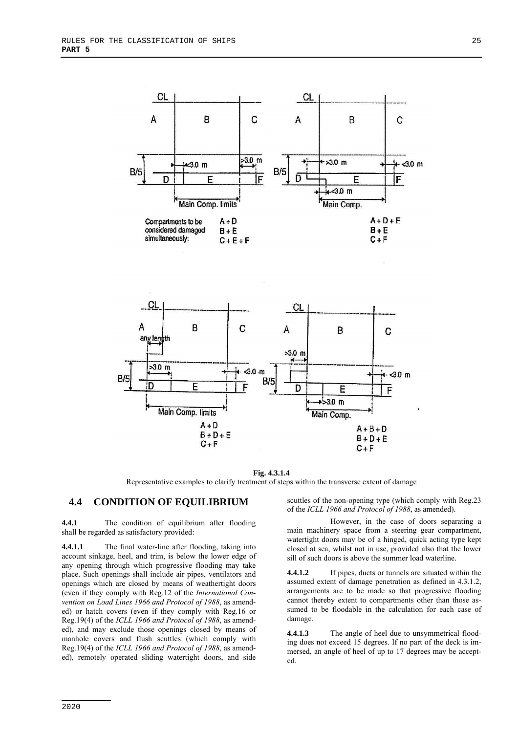**Fig. 4.3.1.4**
Representative examples to clarify treatment of steps within the transverse extent of damage

## 4.4 CONDITION OF EQUILIBRIUM

**4.4.1** The condition of equilibrium after flooding shall be regarded as satisfactory provided:

**4.4.1.1** The final water-line after flooding, taking into account sinkage, heel, and trim, is below the lower edge of any opening through which progressive flooding may take place. Such openings shall include air pipes, ventilators and openings which are closed by means of weathertight doors (even if they comply with Reg.12 of the *International Convention on Load Lines 1966 and Protocol of 1988*, as amended) or hatch covers (even if they comply with Reg.16 or Reg.19(4) of the *ICLL 1966 and Protocol of 1988*, as amended), and may exclude those openings closed by means of manhole covers and flush scuttles (which comply with Reg.19(4) of the *ICLL 1966 and Protocol of 1988*, as amended), remotely operated sliding watertight doors, and side scuttles of the non-opening type (which comply with Reg.23 of the *ICLL 1966 and Protocol of 1988*, as amended).

However, in the case of doors separating a main machinery space from a steering gear compartment, watertight doors may be of a hinged, quick acting type kept closed at sea, whilst not in use, provided also that the lower sill of such doors is above the summer load waterline.

**4.4.1.2** If pipes, ducts or tunnels are situated within the assumed extent of damage penetration as defined in 4.3.1.2, arrangements are to be made so that progressive flooding cannot thereby extent to compartments other than those assumed to be floodable in the calculation for each case of damage.

**4.4.1.3** The angle of heel due to unsymmetrical flooding does not exceed 15 degrees. If no part of the deck is immersed, an angle of heel of up to 17 degrees may be accepted.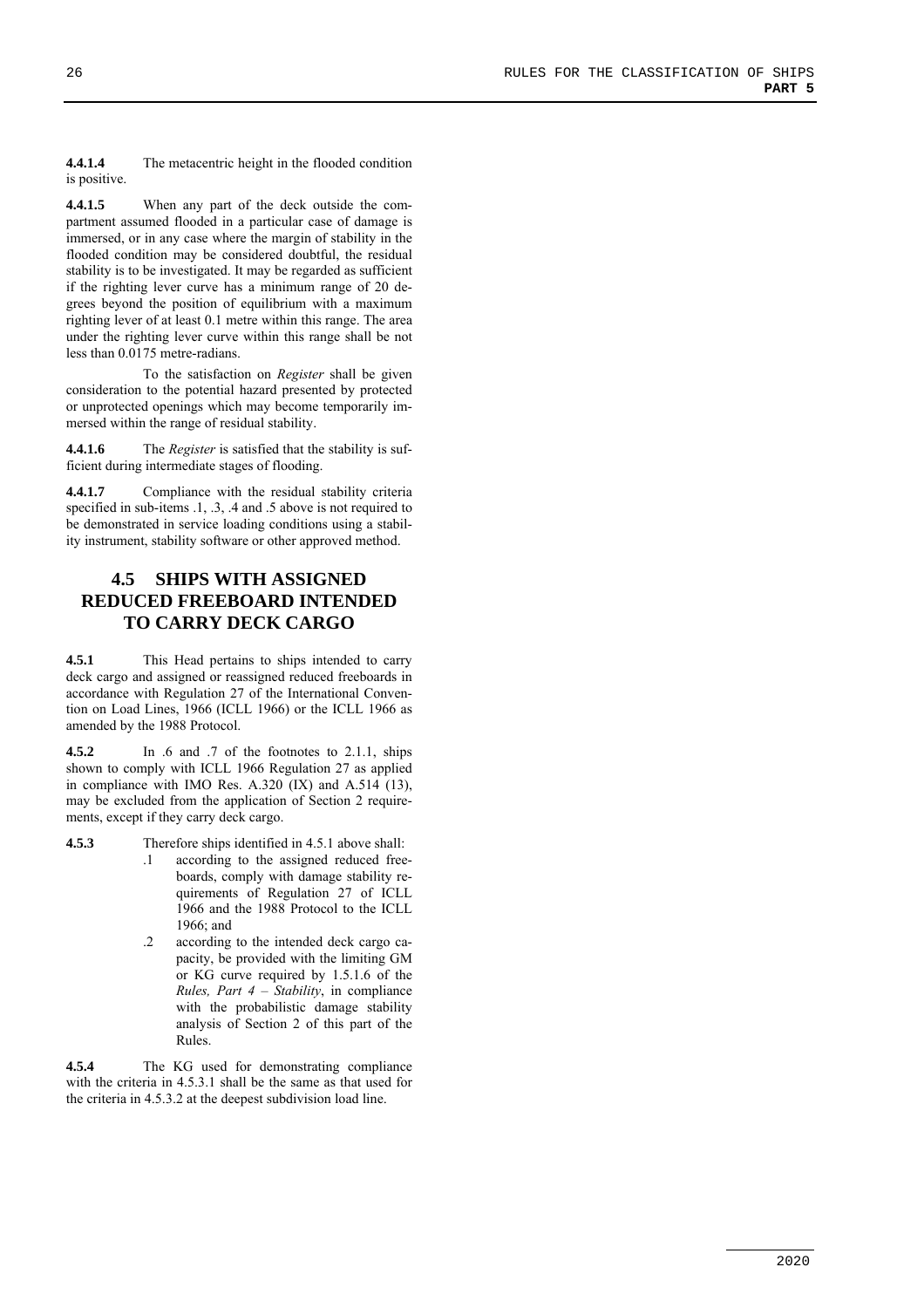**4.4.1.4** The metacentric height in the flooded condition is positive.

**4.4.1.5** When any part of the deck outside the compartment assumed flooded in a particular case of damage is immersed, or in any case where the margin of stability in the flooded condition may be considered doubtful, the residual stability is to be investigated. It may be regarded as sufficient if the righting lever curve has a minimum range of 20 degrees beyond the position of equilibrium with a maximum righting lever of at least 0.1 metre within this range. The area under the righting lever curve within this range shall be not less than 0.0175 metre-radians.

To the satisfaction on *Register* shall be given consideration to the potential hazard presented by protected or unprotected openings which may become temporarily immersed within the range of residual stability.

**4.4.1.6** The *Register* is satisfied that the stability is sufficient during intermediate stages of flooding.

**4.4.1.7** Compliance with the residual stability criteria specified in sub-items .1, .3, .4 and .5 above is not required to be demonstrated in service loading conditions using a stability instrument, stability software or other approved method.

## 4.5 SHIPS WITH ASSIGNED REDUCED FREEBOARD INTENDED TO CARRY DECK CARGO

**4.5.1** This Head pertains to ships intended to carry deck cargo and assigned or reassigned reduced freeboards in accordance with Regulation 27 of the International Convention on Load Lines, 1966 (ICLL 1966) or the ICLL 1966 as amended by the 1988 Protocol.

**4.5.2** In .6 and .7 of the footnotes to 2.1.1, ships shown to comply with ICLL 1966 Regulation 27 as applied in compliance with IMO Res. A.320 (IX) and A.514 (13), may be excluded from the application of Section 2 requirements, except if they carry deck cargo.

**4.5.3** Therefore ships identified in 4.5.1 above shall:

.1 according to the assigned reduced freeboards, comply with damage stability requirements of Regulation 27 of ICLL 1966 and the 1988 Protocol to the ICLL 1966; and

.2 according to the intended deck cargo capacity, be provided with the limiting GM or KG curve required by 1.5.1.6 of the *Rules, Part 4 – Stability*, in compliance with the probabilistic damage stability analysis of Section 2 of this part of the Rules.

**4.5.4** The KG used for demonstrating compliance with the criteria in 4.5.3.1 shall be the same as that used for the criteria in 4.5.3.2 at the deepest subdivision load line.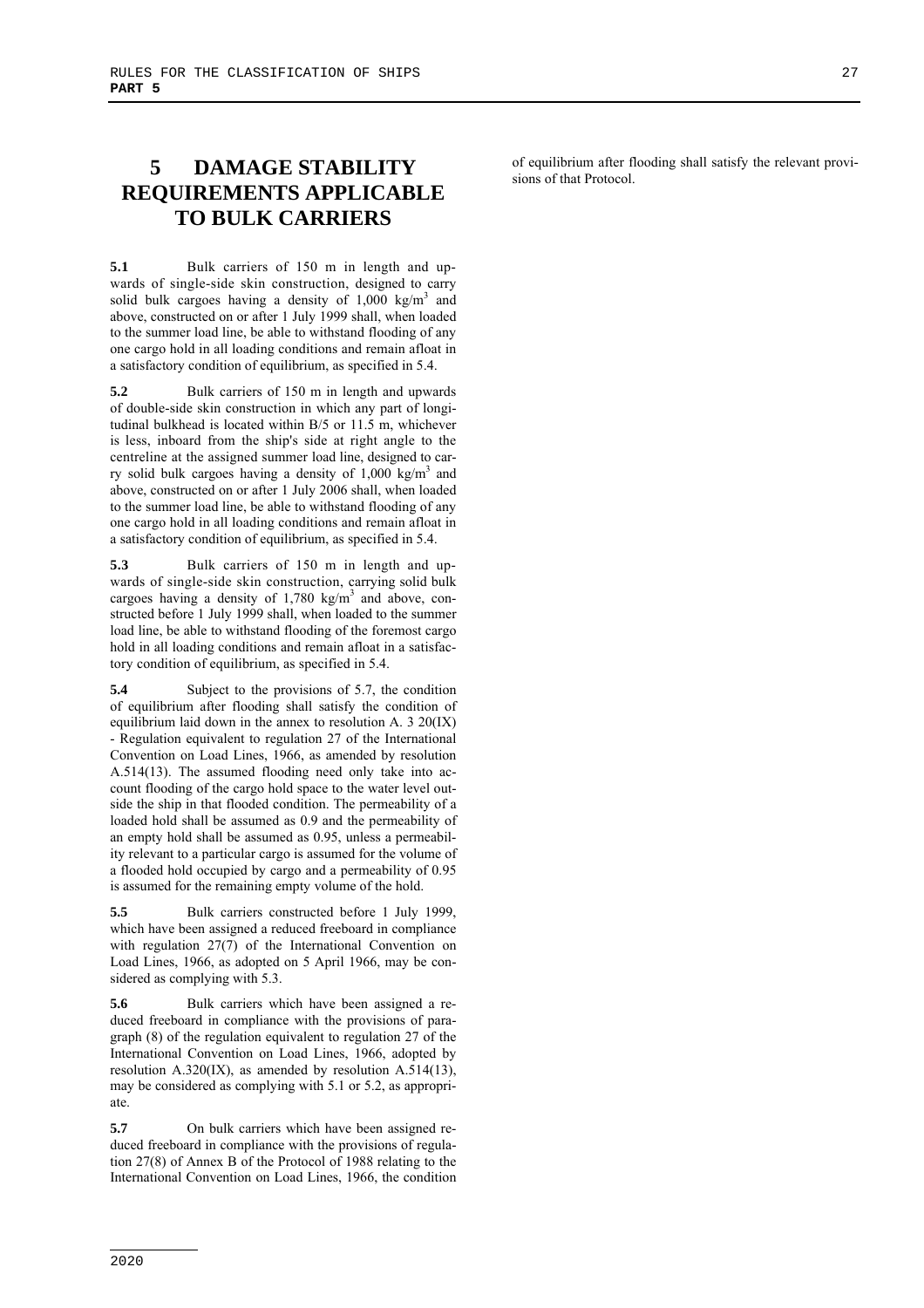# 5 DAMAGE STABILITY REQUIREMENTS APPLICABLE TO BULK CARRIERS

**5.1** Bulk carriers of 150 m in length and upwards of single-side skin construction, designed to carry solid bulk cargoes having a density of 1,000 kg/m$^3$ and above, constructed on or after 1 July 1999 shall, when loaded to the summer load line, be able to withstand flooding of any one cargo hold in all loading conditions and remain afloat in a satisfactory condition of equilibrium, as specified in 5.4.

**5.2** Bulk carriers of 150 m in length and upwards of double-side skin construction in which any part of longitudinal bulkhead is located within B/5 or 11.5 m, whichever is less, inboard from the ship's side at right angle to the centreline at the assigned summer load line, designed to carry solid bulk cargoes having a density of 1,000 kg/m$^3$ and above, constructed on or after 1 July 2006 shall, when loaded to the summer load line, be able to withstand flooding of any one cargo hold in all loading conditions and remain afloat in a satisfactory condition of equilibrium, as specified in 5.4.

**5.3** Bulk carriers of 150 m in length and upwards of single-side skin construction, carrying solid bulk cargoes having a density of 1,780 kg/m$^3$ and above, constructed before 1 July 1999 shall, when loaded to the summer load line, be able to withstand flooding of the foremost cargo hold in all loading conditions and remain afloat in a satisfactory condition of equilibrium, as specified in 5.4.

**5.4** Subject to the provisions of 5.7, the condition of equilibrium after flooding shall satisfy the condition of equilibrium laid down in the annex to resolution A. 3 20(IX) - Regulation equivalent to regulation 27 of the International Convention on Load Lines, 1966, as amended by resolution A.514(13). The assumed flooding need only take into account flooding of the cargo hold space to the water level outside the ship in that flooded condition. The permeability of a loaded hold shall be assumed as 0.9 and the permeability of an empty hold shall be assumed as 0.95, unless a permeability relevant to a particular cargo is assumed for the volume of a flooded hold occupied by cargo and a permeability of 0.95 is assumed for the remaining empty volume of the hold.

**5.5** Bulk carriers constructed before 1 July 1999, which have been assigned a reduced freeboard in compliance with regulation 27(7) of the International Convention on Load Lines, 1966, as adopted on 5 April 1966, may be considered as complying with 5.3.

**5.6** Bulk carriers which have been assigned a reduced freeboard in compliance with the provisions of paragraph (8) of the regulation equivalent to regulation 27 of the International Convention on Load Lines, 1966, adopted by resolution A.320(IX), as amended by resolution A.514(13), may be considered as complying with 5.1 or 5.2, as appropriate.

**5.7** On bulk carriers which have been assigned reduced freeboard in compliance with the provisions of regulation 27(8) of Annex B of the Protocol of 1988 relating to the International Convention on Load Lines, 1966, the condition of equilibrium after flooding shall satisfy the relevant provisions of that Protocol.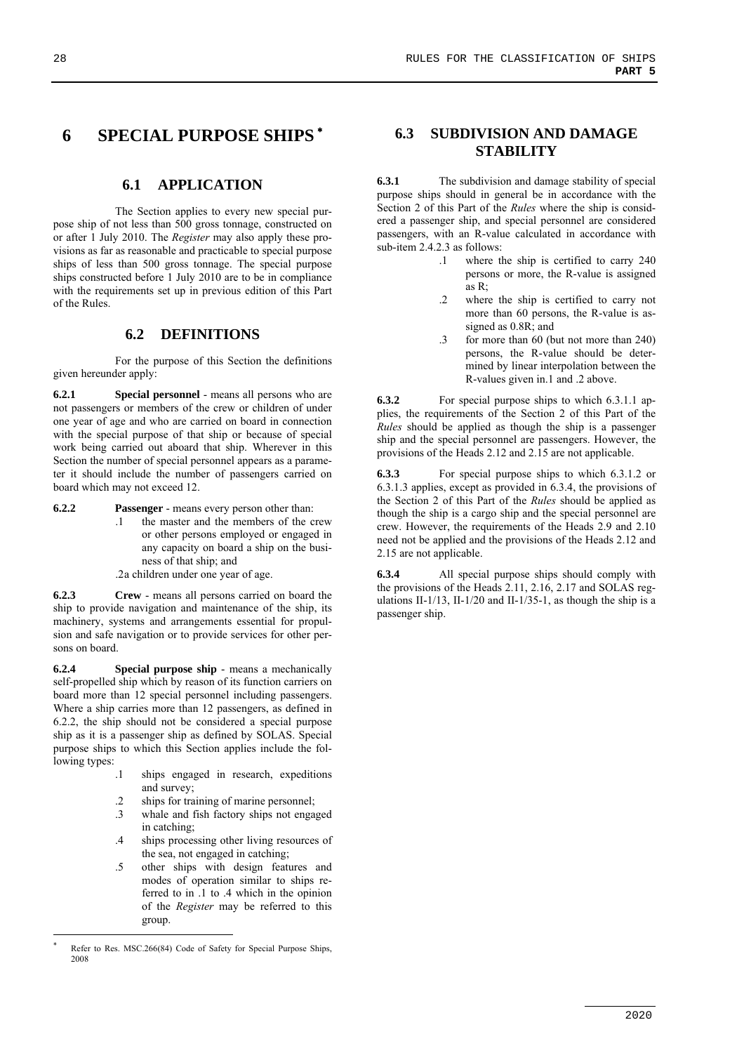# 6 SPECIAL PURPOSE SHIPS *

## 6.1 APPLICATION

The Section applies to every new special purpose ship of not less than 500 gross tonnage, constructed on or after 1 July 2010. The *Register* may also apply these provisions as far as reasonable and practicable to special purpose ships of less than 500 gross tonnage. The special purpose ships constructed before 1 July 2010 are to be in compliance with the requirements set up in previous edition of this Part of the Rules.

## 6.2 DEFINITIONS

For the purpose of this Section the definitions given hereunder apply:

**6.2.1** **Special personnel** - means all persons who are not passengers or members of the crew or children of under one year of age and who are carried on board in connection with the special purpose of that ship or because of special work being carried out aboard that ship. Wherever in this Section the number of special personnel appears as a parameter it should include the number of passengers carried on board which may not exceed 12.

**6.2.2** **Passenger** - means every person other than:

.1 the master and the members of the crew or other persons employed or engaged in any capacity on board a ship on the business of that ship; and

.2a children under one year of age.

**6.2.3** **Crew** - means all persons carried on board the ship to provide navigation and maintenance of the ship, its machinery, systems and arrangements essential for propulsion and safe navigation or to provide services for other persons on board.

**6.2.4** **Special purpose ship** - means a mechanically self-propelled ship which by reason of its function carriers on board more than 12 special personnel including passengers. Where a ship carries more than 12 passengers, as defined in 6.2.2, the ship should not be considered a special purpose ship as it is a passenger ship as defined by SOLAS. Special purpose ships to which this Section applies include the following types:

.1 ships engaged in research, expeditions and survey;

.2 ships for training of marine personnel;

.3 whale and fish factory ships not engaged in catching;

.4 ships processing other living resources of the sea, not engaged in catching;

.5 other ships with design features and modes of operation similar to ships referred to in .1 to .4 which in the opinion of the *Register* may be referred to this group.

## 6.3 SUBDIVISION AND DAMAGE STABILITY

**6.3.1** The subdivision and damage stability of special purpose ships should in general be in accordance with the Section 2 of this Part of the *Rules* where the ship is considered a passenger ship, and special personnel are considered passengers, with an R-value calculated in accordance with sub-item 2.4.2.3 as follows:

.1 where the ship is certified to carry 240 persons or more, the R-value is assigned as R;

.2 where the ship is certified to carry not more than 60 persons, the R-value is assigned as 0.8R; and

.3 for more than 60 (but not more than 240) persons, the R-value should be determined by linear interpolation between the R-values given in.1 and .2 above.

**6.3.2** For special purpose ships to which 6.3.1.1 applies, the requirements of the Section 2 of this Part of the *Rules* should be applied as though the ship is a passenger ship and the special personnel are passengers. However, the provisions of the Heads 2.12 and 2.15 are not applicable.

**6.3.3** For special purpose ships to which 6.3.1.2 or 6.3.1.3 applies, except as provided in 6.3.4, the provisions of the Section 2 of this Part of the *Rules* should be applied as though the ship is a cargo ship and the special personnel are crew. However, the requirements of the Heads 2.9 and 2.10 need not be applied and the provisions of the Heads 2.12 and 2.15 are not applicable.

**6.3.4** All special purpose ships should comply with the provisions of the Heads 2.11, 2.16, 2.17 and SOLAS regulations II-1/13, II-1/20 and II-1/35-1, as though the ship is a passenger ship.

---

* Refer to Res. MSC.266(84) Code of Safety for Special Purpose Ships, 2008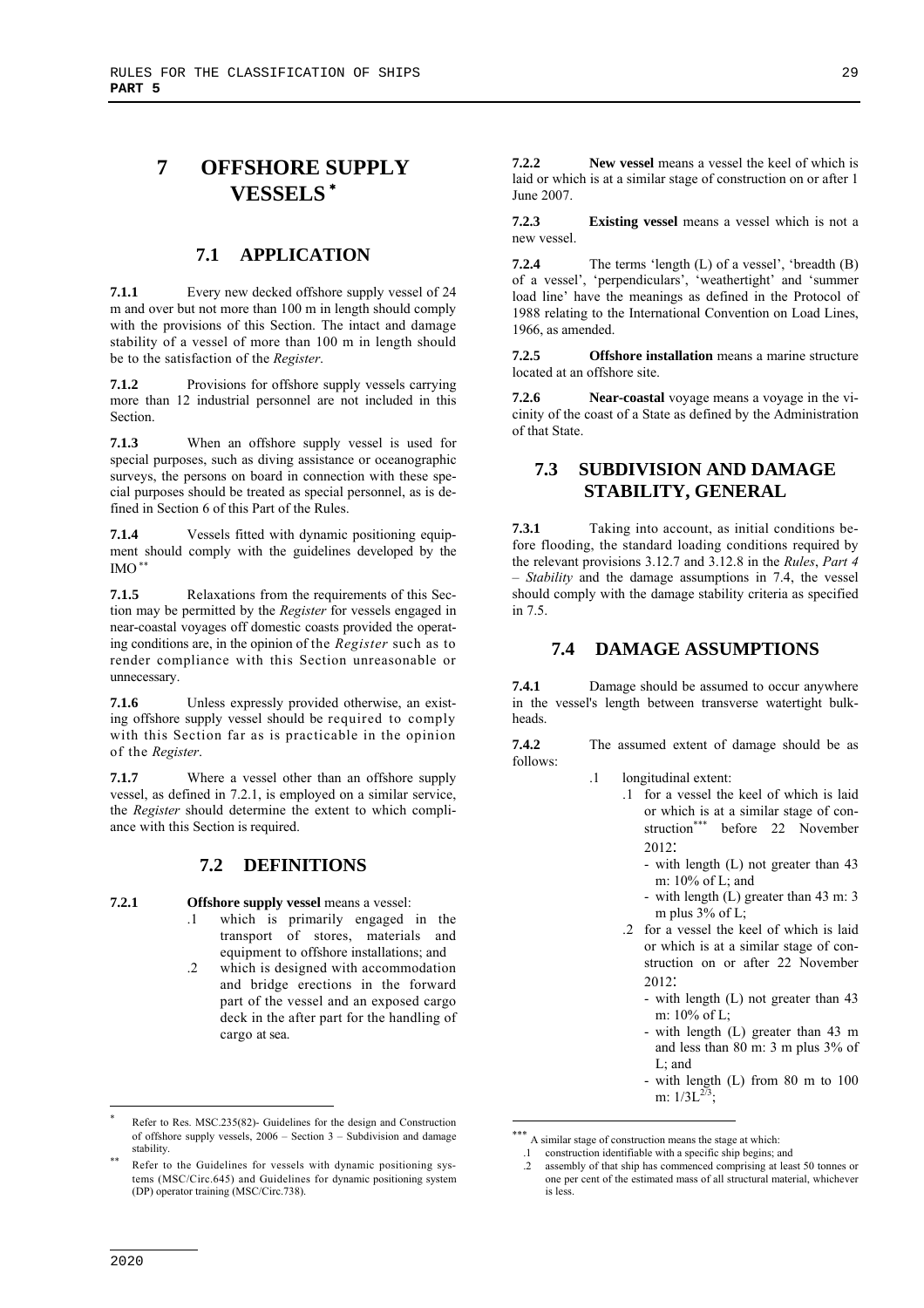# 7 OFFSHORE SUPPLY VESSELS [*]

## 7.1 APPLICATION

**7.1.1** Every new decked offshore supply vessel of 24 m and over but not more than 100 m in length should comply with the provisions of this Section. The intact and damage stability of a vessel of more than 100 m in length should be to the satisfaction of the *Register*.

**7.1.2** Provisions for offshore supply vessels carrying more than 12 industrial personnel are not included in this Section.

**7.1.3** When an offshore supply vessel is used for special purposes, such as diving assistance or oceanographic surveys, the persons on board in connection with these special purposes should be treated as special personnel, as is defined in Section 6 of this Part of the Rules.

**7.1.4** Vessels fitted with dynamic positioning equipment should comply with the guidelines developed by the IMO [**]

**7.1.5** Relaxations from the requirements of this Section may be permitted by the *Register* for vessels engaged in near-coastal voyages off domestic coasts provided the operating conditions are, in the opinion of the *Register* such as to render compliance with this Section unreasonable or unnecessary.

**7.1.6** Unless expressly provided otherwise, an existing offshore supply vessel should be required to comply with this Section far as is practicable in the opinion of the *Register*.

**7.1.7** Where a vessel other than an offshore supply vessel, as defined in 7.2.1, is employed on a similar service, the *Register* should determine the extent to which compliance with this Section is required.

## 7.2 DEFINITIONS

**7.2.1** **Offshore supply vessel** means a vessel:

.1 which is primarily engaged in the transport of stores, materials and equipment to offshore installations; and

.2 which is designed with accommodation and bridge erections in the forward part of the vessel and an exposed cargo deck in the after part for the handling of cargo at sea.

**7.2.2** **New vessel** means a vessel the keel of which is laid or which is at a similar stage of construction on or after 1 June 2007.

**7.2.3** **Existing vessel** means a vessel which is not a new vessel.

**7.2.4** The terms 'length (L) of a vessel', 'breadth (B) of a vessel', 'perpendiculars', 'weathertight' and 'summer load line' have the meanings as defined in the Protocol of 1988 relating to the International Convention on Load Lines, 1966, as amended.

**7.2.5** **Offshore installation** means a marine structure located at an offshore site.

**7.2.6** **Near-coastal** voyage means a voyage in the vicinity of the coast of a State as defined by the Administration of that State.

## 7.3 SUBDIVISION AND DAMAGE STABILITY, GENERAL

**7.3.1** Taking into account, as initial conditions before flooding, the standard loading conditions required by the relevant provisions 3.12.7 and 3.12.8 in the *Rules*, *Part 4 – Stability* and the damage assumptions in 7.4, the vessel should comply with the damage stability criteria as specified in 7.5.

## 7.4 DAMAGE ASSUMPTIONS

**7.4.1** Damage should be assumed to occur anywhere in the vessel's length between transverse watertight bulkheads.

**7.4.2** The assumed extent of damage should be as follows:

.1 longitudinal extent:

.1 for a vessel the keel of which is laid or which is at a similar stage of construction[***] before 22 November 2012:

- with length (L) not greater than 43 m: 10% of L; and
- with length (L) greater than 43 m: 3 m plus 3% of L;

.2 for a vessel the keel of which is laid or which is at a similar stage of construction on or after 22 November 2012:

- with length (L) not greater than 43 m: 10% of L;
- with length (L) greater than 43 m and less than 80 m: 3 m plus 3% of L; and
- with length (L) from 80 m to 100 m: $1/3L^{2/3}$;

---

[*] Refer to Res. MSC.235(82)- Guidelines for the design and Construction of offshore supply vessels, 2006 – Section 3 – Subdivision and damage stability.

[**] Refer to the Guidelines for vessels with dynamic positioning systems (MSC/Circ.645) and Guidelines for dynamic positioning system (DP) operator training (MSC/Circ.738).

[***] A similar stage of construction means the stage at which:
.1 construction identifiable with a specific ship begins; and
.2 assembly of that ship has commenced comprising at least 50 tonnes or one per cent of the estimated mass of all structural material, whichever is less.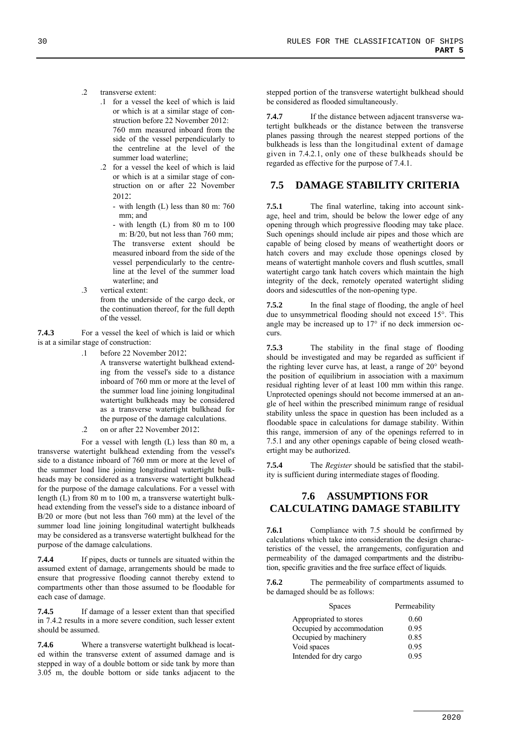.2 transverse extent:

.1 for a vessel the keel of which is laid or which is at a similar stage of construction before 22 November 2012: 760 mm measured inboard from the side of the vessel perpendicularly to the centreline at the level of the summer load waterline;

.2 for a vessel the keel of which is laid or which is at a similar stage of construction on or after 22 November 2012:

- with length (L) less than 80 m: 760 mm; and
- with length (L) from 80 m to 100 m: B/20, but not less than 760 mm;

The transverse extent should be measured inboard from the side of the vessel perpendicularly to the centreline at the level of the summer load waterline; and

.3 vertical extent:
from the underside of the cargo deck, or the continuation thereof, for the full depth of the vessel.

**7.4.3** For a vessel the keel of which is laid or which is at a similar stage of construction:

.1 before 22 November 2012:
A transverse watertight bulkhead extending from the vessel's side to a distance inboard of 760 mm or more at the level of the summer load line joining longitudinal watertight bulkheads may be considered as a transverse watertight bulkhead for the purpose of the damage calculations.

.2 on or after 22 November 2012:

For a vessel with length (L) less than 80 m, a transverse watertight bulkhead extending from the vessel's side to a distance inboard of 760 mm or more at the level of the summer load line joining longitudinal watertight bulkheads may be considered as a transverse watertight bulkhead for the purpose of the damage calculations. For a vessel with length (L) from 80 m to 100 m, a transverse watertight bulkhead extending from the vessel's side to a distance inboard of B/20 or more (but not less than 760 mm) at the level of the summer load line joining longitudinal watertight bulkheads may be considered as a transverse watertight bulkhead for the purpose of the damage calculations.

**7.4.4** If pipes, ducts or tunnels are situated within the assumed extent of damage, arrangements should be made to ensure that progressive flooding cannot thereby extend to compartments other than those assumed to be floodable for each case of damage.

**7.4.5** If damage of a lesser extent than that specified in 7.4.2 results in a more severe condition, such lesser extent should be assumed.

**7.4.6** Where a transverse watertight bulkhead is located within the transverse extent of assumed damage and is stepped in way of a double bottom or side tank by more than 3.05 m, the double bottom or side tanks adjacent to the stepped portion of the transverse watertight bulkhead should be considered as flooded simultaneously.

**7.4.7** If the distance between adjacent transverse watertight bulkheads or the distance between the transverse planes passing through the nearest stepped portions of the bulkheads is less than the longitudinal extent of damage given in 7.4.2.1, only one of these bulkheads should be regarded as effective for the purpose of 7.4.1.

## 7.5 DAMAGE STABILITY CRITERIA

**7.5.1** The final waterline, taking into account sinkage, heel and trim, should be below the lower edge of any opening through which progressive flooding may take place. Such openings should include air pipes and those which are capable of being closed by means of weathertight doors or hatch covers and may exclude those openings closed by means of watertight manhole covers and flush scuttles, small watertight cargo tank hatch covers which maintain the high integrity of the deck, remotely operated watertight sliding doors and sidescuttles of the non-opening type.

**7.5.2** In the final stage of flooding, the angle of heel due to unsymmetrical flooding should not exceed 15°. This angle may be increased up to 17° if no deck immersion occurs.

**7.5.3** The stability in the final stage of flooding should be investigated and may be regarded as sufficient if the righting lever curve has, at least, a range of 20° beyond the position of equilibrium in association with a maximum residual righting lever of at least 100 mm within this range. Unprotected openings should not become immersed at an angle of heel within the prescribed minimum range of residual stability unless the space in question has been included as a floodable space in calculations for damage stability. Within this range, immersion of any of the openings referred to in 7.5.1 and any other openings capable of being closed weathertight may be authorized.

**7.5.4** The *Register* should be satisfied that the stability is sufficient during intermediate stages of flooding.

## 7.6 ASSUMPTIONS FOR CALCULATING DAMAGE STABILITY

**7.6.1** Compliance with 7.5 should be confirmed by calculations which take into consideration the design characteristics of the vessel, the arrangements, configuration and permeability of the damaged compartments and the distribution, specific gravities and the free surface effect of liquids.

**7.6.2** The permeability of compartments assumed to be damaged should be as follows:

| Spaces | Permeability |
|---|---|
| Appropriated to stores | 0.60 |
| Occupied by accommodation | 0.95 |
| Occupied by machinery | 0.85 |
| Void spaces | 0.95 |
| Intended for dry cargo | 0.95 |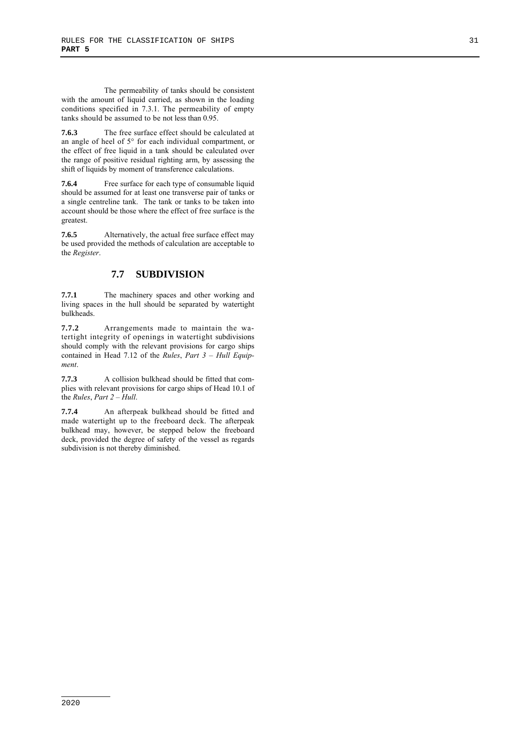The permeability of tanks should be consistent with the amount of liquid carried, as shown in the loading conditions specified in 7.3.1. The permeability of empty tanks should be assumed to be not less than 0.95.

**7.6.3** The free surface effect should be calculated at an angle of heel of 5° for each individual compartment, or the effect of free liquid in a tank should be calculated over the range of positive residual righting arm, by assessing the shift of liquids by moment of transference calculations.

**7.6.4** Free surface for each type of consumable liquid should be assumed for at least one transverse pair of tanks or a single centreline tank. The tank or tanks to be taken into account should be those where the effect of free surface is the greatest.

**7.6.5** Alternatively, the actual free surface effect may be used provided the methods of calculation are acceptable to the *Register*.

## 7.7 SUBDIVISION

**7.7.1** The machinery spaces and other working and living spaces in the hull should be separated by watertight bulkheads.

**7.7.2** Arrangements made to maintain the watertight integrity of openings in watertight subdivisions should comply with the relevant provisions for cargo ships contained in Head 7.12 of the *Rules*, *Part 3 – Hull Equipment*.

**7.7.3** A collision bulkhead should be fitted that complies with relevant provisions for cargo ships of Head 10.1 of the *Rules*, *Part 2 – Hull*.

**7.7.4** An afterpeak bulkhead should be fitted and made watertight up to the freeboard deck. The afterpeak bulkhead may, however, be stepped below the freeboard deck, provided the degree of safety of the vessel as regards subdivision is not thereby diminished.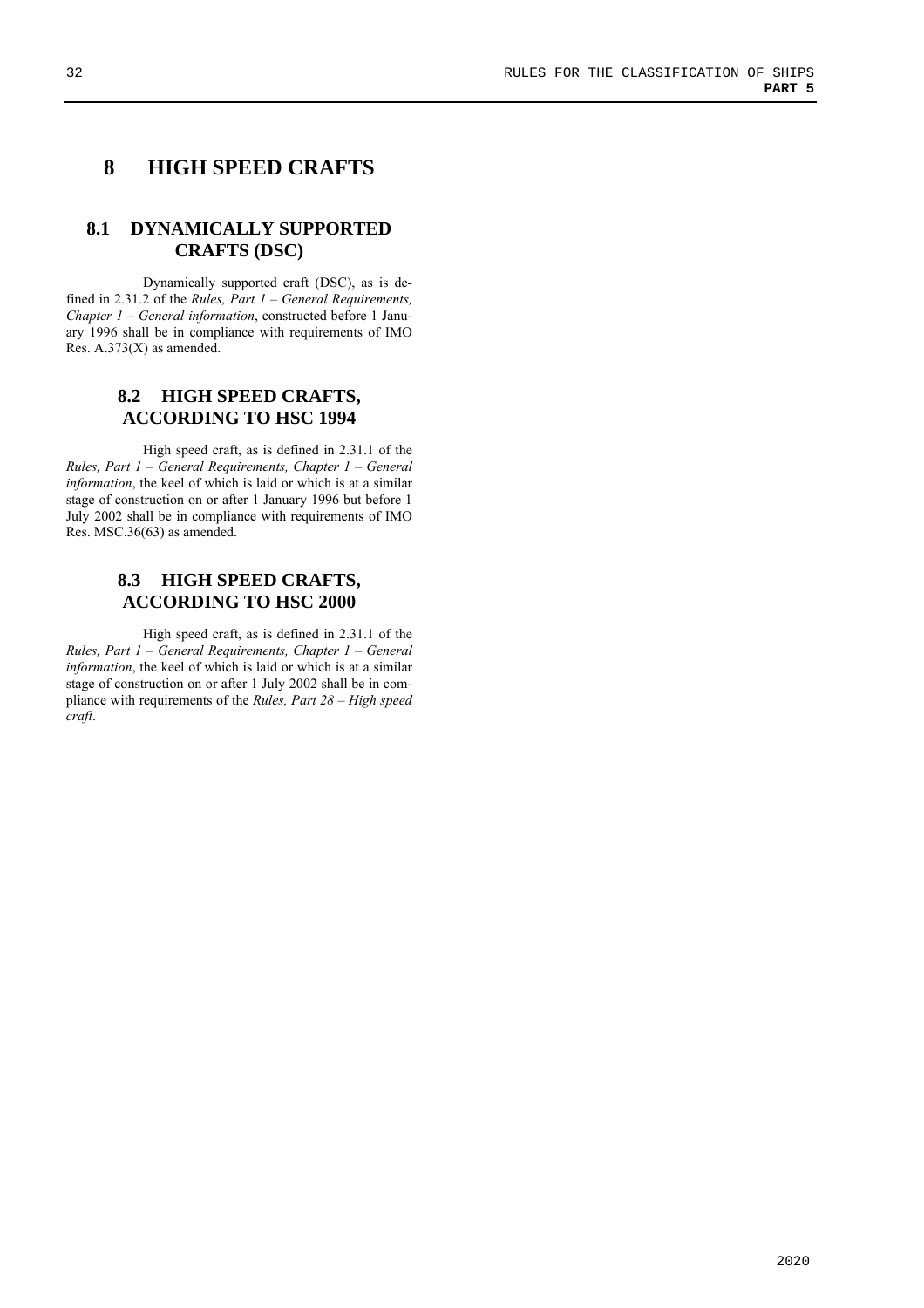# 8 HIGH SPEED CRAFTS

## 8.1 DYNAMICALLY SUPPORTED CRAFTS (DSC)

Dynamically supported craft (DSC), as is defined in 2.31.2 of the *Rules, Part 1 – General Requirements, Chapter 1 – General information*, constructed before 1 January 1996 shall be in compliance with requirements of IMO Res. A.373(X) as amended.

## 8.2 HIGH SPEED CRAFTS, ACCORDING TO HSC 1994

High speed craft, as is defined in 2.31.1 of the *Rules, Part 1 – General Requirements, Chapter 1 – General information*, the keel of which is laid or which is at a similar stage of construction on or after 1 January 1996 but before 1 July 2002 shall be in compliance with requirements of IMO Res. MSC.36(63) as amended.

## 8.3 HIGH SPEED CRAFTS, ACCORDING TO HSC 2000

High speed craft, as is defined in 2.31.1 of the *Rules, Part 1 – General Requirements, Chapter 1 – General information*, the keel of which is laid or which is at a similar stage of construction on or after 1 July 2002 shall be in compliance with requirements of the *Rules, Part 28 – High speed craft*.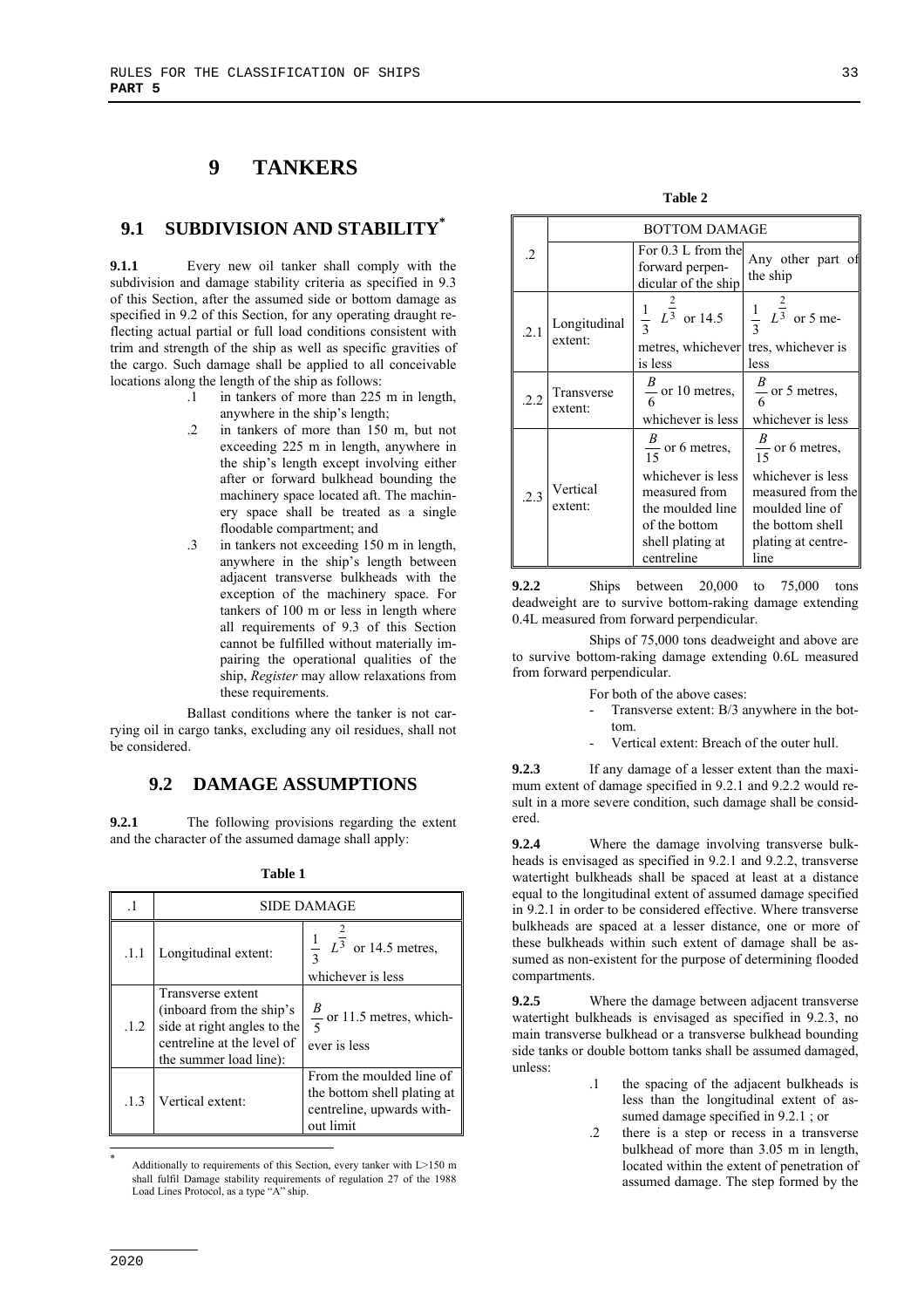# 9 TANKERS

## 9.1 SUBDIVISION AND STABILITY*

**9.1.1** Every new oil tanker shall comply with the subdivision and damage stability criteria as specified in 9.3 of this Section, after the assumed side or bottom damage as specified in 9.2 of this Section, for any operating draught reflecting actual partial or full load conditions consistent with trim and strength of the ship as well as specific gravities of the cargo. Such damage shall be applied to all conceivable locations along the length of the ship as follows:

.1 in tankers of more than 225 m in length, anywhere in the ship's length;

.2 in tankers of more than 150 m, but not exceeding 225 m in length, anywhere in the ship's length except involving either after or forward bulkhead bounding the machinery space located aft. The machinery space shall be treated as a single floodable compartment; and

.3 in tankers not exceeding 150 m in length, anywhere in the ship's length between adjacent transverse bulkheads with the exception of the machinery space. For tankers of 100 m or less in length where all requirements of 9.3 of this Section cannot be fulfilled without materially impairing the operational qualities of the ship, *Register* may allow relaxations from these requirements.

Ballast conditions where the tanker is not carrying oil in cargo tanks, excluding any oil residues, shall not be considered.

## 9.2 DAMAGE ASSUMPTIONS

**9.2.1** The following provisions regarding the extent and the character of the assumed damage shall apply:

**Table 1**

| .1 | SIDE DAMAGE | |
|---|---|---|
| .1.1 | Longitudinal extent: | $\frac{1}{3}\ L^{\frac{2}{3}}$ or 14.5 metres, whichever is less |
| .1.2 | Transverse extent (inboard from the ship's side at right angles to the centreline at the level of the summer load line): | $\frac{B}{5}$ or 11.5 metres, whichever is less |
| .1.3 | Vertical extent: | From the moulded line of the bottom shell plating at centreline, upwards without limit |

**Table 2**

| .2 | | BOTTOM DAMAGE | |
|---|---|---|---|
| | | For 0.3 L from the forward perpendicular of the ship | Any other part of the ship |
| .2.1 | Longitudinal extent: | $\frac{1}{3}\ L^{\frac{2}{3}}$ or 14.5 metres, whichever is less | $\frac{1}{3}\ L^{\frac{2}{3}}$ or 5 metres, whichever is less |
| .2.2 | Transverse extent: | $\frac{B}{6}$ or 10 metres, whichever is less | $\frac{B}{6}$ or 5 metres, whichever is less |
| .2.3 | Vertical extent: | $\frac{B}{15}$ or 6 metres, whichever is less measured from the moulded line of the bottom shell plating at centreline | $\frac{B}{15}$ or 6 metres, whichever is less measured from the moulded line of the bottom shell plating at centreline |

**9.2.2** Ships between 20,000 to 75,000 tons deadweight are to survive bottom-raking damage extending 0.4L measured from forward perpendicular.

Ships of 75,000 tons deadweight and above are to survive bottom-raking damage extending 0.6L measured from forward perpendicular.

For both of the above cases:

- Transverse extent: B/3 anywhere in the bottom.
- Vertical extent: Breach of the outer hull.

**9.2.3** If any damage of a lesser extent than the maximum extent of damage specified in 9.2.1 and 9.2.2 would result in a more severe condition, such damage shall be considered.

**9.2.4** Where the damage involving transverse bulkheads is envisaged as specified in 9.2.1 and 9.2.2, transverse watertight bulkheads shall be spaced at least at a distance equal to the longitudinal extent of assumed damage specified in 9.2.1 in order to be considered effective. Where transverse bulkheads are spaced at a lesser distance, one or more of these bulkheads within such extent of damage shall be assumed as non-existent for the purpose of determining flooded compartments.

**9.2.5** Where the damage between adjacent transverse watertight bulkheads is envisaged as specified in 9.2.3, no main transverse bulkhead or a transverse bulkhead bounding side tanks or double bottom tanks shall be assumed damaged, unless:

.1 the spacing of the adjacent bulkheads is less than the longitudinal extent of assumed damage specified in 9.2.1 ; or

.2 there is a step or recess in a transverse bulkhead of more than 3.05 m in length, located within the extent of penetration of assumed damage. The step formed by the

---

* Additionally to requirements of this Section, every tanker with L>150 m shall fulfil Damage stability requirements of regulation 27 of the 1988 Load Lines Protocol, as a type "A" ship.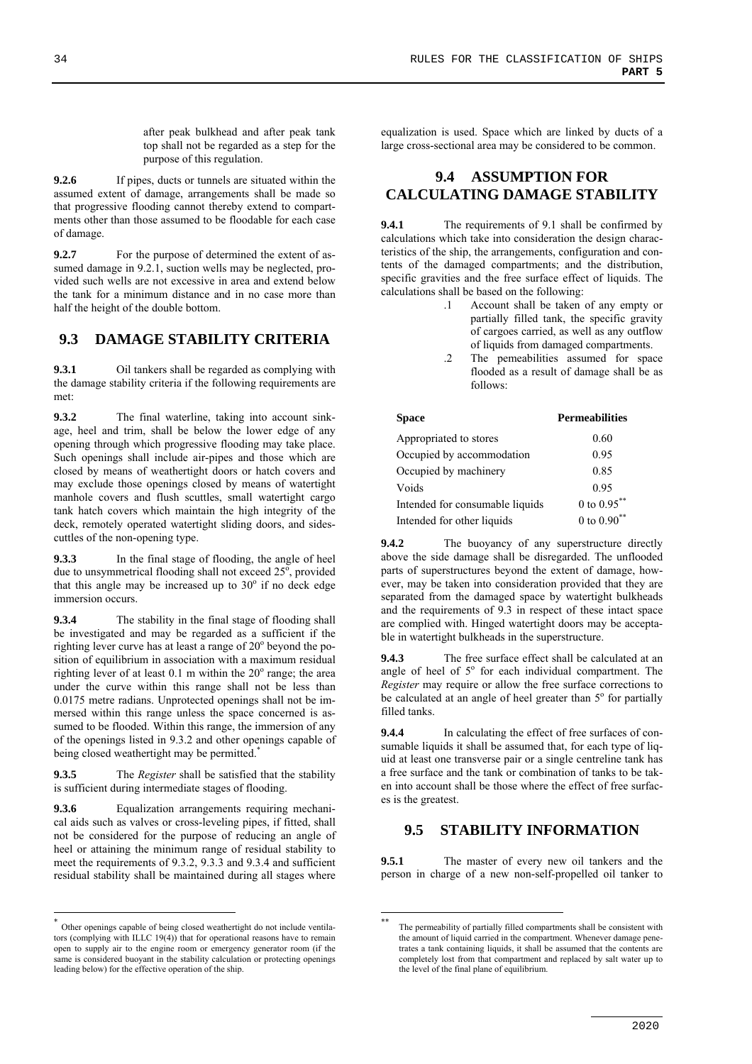after peak bulkhead and after peak tank top shall not be regarded as a step for the purpose of this regulation.

**9.2.6** If pipes, ducts or tunnels are situated within the assumed extent of damage, arrangements shall be made so that progressive flooding cannot thereby extend to compartments other than those assumed to be floodable for each case of damage.

**9.2.7** For the purpose of determined the extent of assumed damage in 9.2.1, suction wells may be neglected, provided such wells are not excessive in area and extend below the tank for a minimum distance and in no case more than half the height of the double bottom.

## 9.3 DAMAGE STABILITY CRITERIA

**9.3.1** Oil tankers shall be regarded as complying with the damage stability criteria if the following requirements are met:

**9.3.2** The final waterline, taking into account sinkage, heel and trim, shall be below the lower edge of any opening through which progressive flooding may take place. Such openings shall include air-pipes and those which are closed by means of weathertight doors or hatch covers and may exclude those openings closed by means of watertight manhole covers and flush scuttles, small watertight cargo tank hatch covers which maintain the high integrity of the deck, remotely operated watertight sliding doors, and sidescuttles of the non-opening type.

**9.3.3** In the final stage of flooding, the angle of heel due to unsymmetrical flooding shall not exceed 25°, provided that this angle may be increased up to 30° if no deck edge immersion occurs.

**9.3.4** The stability in the final stage of flooding shall be investigated and may be regarded as a sufficient if the righting lever curve has at least a range of 20° beyond the position of equilibrium in association with a maximum residual righting lever of at least 0.1 m within the 20° range; the area under the curve within this range shall not be less than 0.0175 metre radians. Unprotected openings shall not be immersed within this range unless the space concerned is assumed to be flooded. Within this range, the immersion of any of the openings listed in 9.3.2 and other openings capable of being closed weathertight may be permitted.*

**9.3.5** The *Register* shall be satisfied that the stability is sufficient during intermediate stages of flooding.

**9.3.6** Equalization arrangements requiring mechanical aids such as valves or cross-leveling pipes, if fitted, shall not be considered for the purpose of reducing an angle of heel or attaining the minimum range of residual stability to meet the requirements of 9.3.2, 9.3.3 and 9.3.4 and sufficient residual stability shall be maintained during all stages where equalization is used. Space which are linked by ducts of a large cross-sectional area may be considered to be common.

## 9.4 ASSUMPTION FOR CALCULATING DAMAGE STABILITY

**9.4.1** The requirements of 9.1 shall be confirmed by calculations which take into consideration the design characteristics of the ship, the arrangements, configuration and contents of the damaged compartments; and the distribution, specific gravities and the free surface effect of liquids. The calculations shall be based on the following:

.1 Account shall be taken of any empty or partially filled tank, the specific gravity of cargoes carried, as well as any outflow of liquids from damaged compartments.

.2 The pemeabilities assumed for space flooded as a result of damage shall be as follows:

| Space | Permeabilities |
|---|---|
| Appropriated to stores | 0.60 |
| Occupied by accommodation | 0.95 |
| Occupied by machinery | 0.85 |
| Voids | 0.95 |
| Intended for consumable liquids | 0 to 0.95** |
| Intended for other liquids | 0 to 0.90** |

**9.4.2** The buoyancy of any superstructure directly above the side damage shall be disregarded. The unflooded parts of superstructures beyond the extent of damage, however, may be taken into consideration provided that they are separated from the damaged space by watertight bulkheads and the requirements of 9.3 in respect of these intact space are complied with. Hinged watertight doors may be acceptable in watertight bulkheads in the superstructure.

**9.4.3** The free surface effect shall be calculated at an angle of heel of 5° for each individual compartment. The *Register* may require or allow the free surface corrections to be calculated at an angle of heel greater than 5° for partially filled tanks.

**9.4.4** In calculating the effect of free surfaces of consumable liquids it shall be assumed that, for each type of liquid at least one transverse pair or a single centreline tank has a free surface and the tank or combination of tanks to be taken into account shall be those where the effect of free surfaces is the greatest.

## 9.5 STABILITY INFORMATION

**9.5.1** The master of every new oil tankers and the person in charge of a new non-self-propelled oil tanker to

---

\* Other openings capable of being closed weathertight do not include ventilators (complying with ILLC 19(4)) that for operational reasons have to remain open to supply air to the engine room or emergency generator room (if the same is considered buoyant in the stability calculation or protecting openings leading below) for the effective operation of the ship.

\*\* The permeability of partially filled compartments shall be consistent with the amount of liquid carried in the compartment. Whenever damage penetrates a tank containing liquids, it shall be assumed that the contents are completely lost from that compartment and replaced by salt water up to the level of the final plane of equilibrium.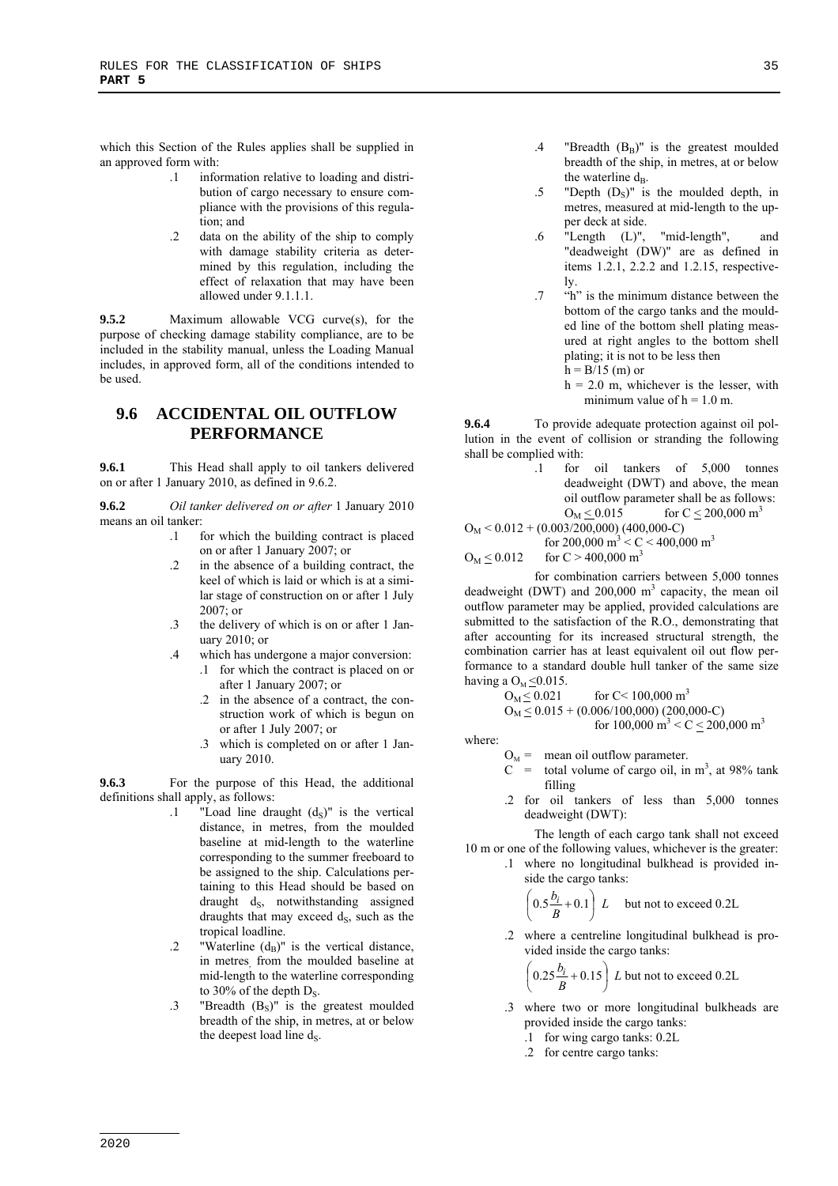which this Section of the Rules applies shall be supplied in an approved form with:

.1 information relative to loading and distribution of cargo necessary to ensure compliance with the provisions of this regulation; and

.2 data on the ability of the ship to comply with damage stability criteria as determined by this regulation, including the effect of relaxation that may have been allowed under 9.1.1.1.

**9.5.2** Maximum allowable VCG curve(s), for the purpose of checking damage stability compliance, are to be included in the stability manual, unless the Loading Manual includes, in approved form, all of the conditions intended to be used.

## 9.6 ACCIDENTAL OIL OUTFLOW PERFORMANCE

**9.6.1** This Head shall apply to oil tankers delivered on or after 1 January 2010, as defined in 9.6.2.

**9.6.2** *Oil tanker delivered on or after* 1 January 2010 means an oil tanker:

.1 for which the building contract is placed on or after 1 January 2007; or

.2 in the absence of a building contract, the keel of which is laid or which is at a similar stage of construction on or after 1 July 2007; or

.3 the delivery of which is on or after 1 January 2010; or

.4 which has undergone a major conversion:

  .1 for which the contract is placed on or after 1 January 2007; or

  .2 in the absence of a contract, the construction work of which is begun on or after 1 July 2007; or

  .3 which is completed on or after 1 January 2010.

**9.6.3** For the purpose of this Head, the additional definitions shall apply, as follows:

.1 "Load line draught ($d_S$)" is the vertical distance, in metres, from the moulded baseline at mid-length to the waterline corresponding to the summer freeboard to be assigned to the ship. Calculations pertaining to this Head should be based on draught $d_S$, notwithstanding assigned draughts that may exceed $d_S$, such as the tropical loadline.

.2 "Waterline ($d_B$)" is the vertical distance, in metres, from the moulded baseline at mid-length to the waterline corresponding to 30% of the depth $D_S$.

.3 "Breadth ($B_S$)" is the greatest moulded breadth of the ship, in metres, at or below the deepest load line $d_S$.

.4 "Breadth ($B_B$)" is the greatest moulded breadth of the ship, in metres, at or below the waterline $d_B$.

.5 "Depth ($D_S$)" is the moulded depth, in metres, measured at mid-length to the upper deck at side.

.6 "Length (L)", "mid-length", and "deadweight (DW)" are as defined in items 1.2.1, 2.2.2 and 1.2.15, respectively.

.7 "h" is the minimum distance between the bottom of the cargo tanks and the moulded line of the bottom shell plating measured at right angles to the bottom shell plating; it is not to be less then

$h = B/15$ (m) or

$h = 2.0$ m, whichever is the lesser, with minimum value of $h = 1.0$ m.

**9.6.4** To provide adequate protection against oil pollution in the event of collision or stranding the following shall be complied with:

.1 for oil tankers of 5,000 tonnes deadweight (DWT) and above, the mean oil outflow parameter shall be as follows:

$O_M \leq 0.015$ for $C \leq 200{,}000$ m$^3$

$O_M < 0.012 + (0.003/200{,}000)(400{,}000 - C)$ for $200{,}000 \text{ m}^3 < C < 400{,}000 \text{ m}^3$

$O_M \leq 0.012$ for $C > 400{,}000$ m$^3$

for combination carriers between 5,000 tonnes deadweight (DWT) and 200,000 m$^3$ capacity, the mean oil outflow parameter may be applied, provided calculations are submitted to the satisfaction of the R.O., demonstrating that after accounting for its increased structural strength, the combination carrier has at least equivalent oil out flow performance to a standard double hull tanker of the same size having a $O_M \leq 0.015$.

$O_M \leq 0.021$ for $C < 100{,}000$ m$^3$

$O_M \leq 0.015 + (0.006/100{,}000)(200{,}000 - C)$ for $100{,}000 \text{ m}^3 < C \leq 200{,}000 \text{ m}^3$

where:

$O_M$ = mean oil outflow parameter.

$C$ = total volume of cargo oil, in m$^3$, at 98% tank filling

.2 for oil tankers of less than 5,000 tonnes deadweight (DWT):

The length of each cargo tank shall not exceed 10 m or one of the following values, whichever is the greater:

.1 where no longitudinal bulkhead is provided inside the cargo tanks:

$$\left(0.5\frac{b_i}{B} + 0.1\right) L \quad \text{but not to exceed } 0.2L$$

.2 where a centreline longitudinal bulkhead is provided inside the cargo tanks:

$$\left(0.25\frac{b_i}{B} + 0.15\right) L \text{ but not to exceed } 0.2L$$

.3 where two or more longitudinal bulkheads are provided inside the cargo tanks:

  .1 for wing cargo tanks: 0.2L

  .2 for centre cargo tanks: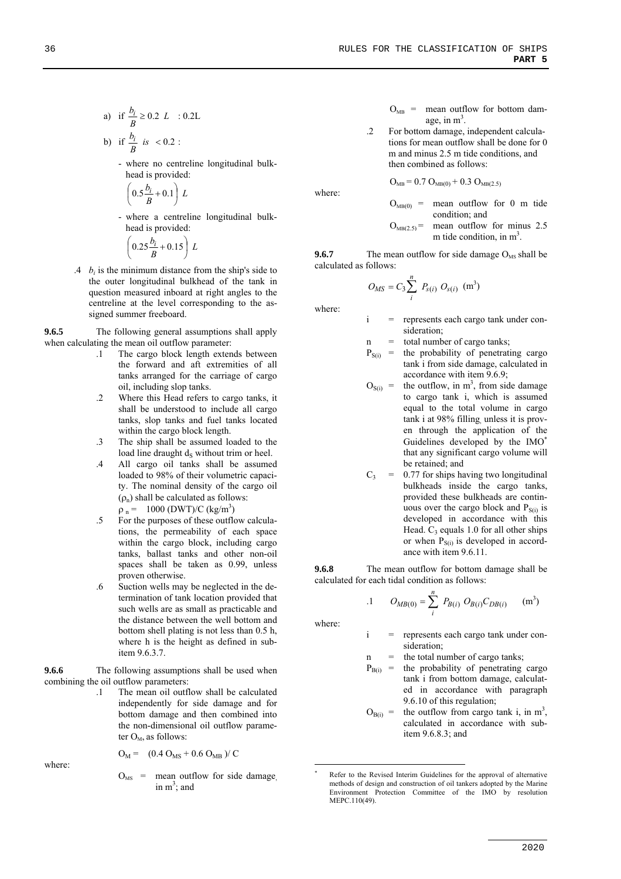a) if $\frac{b_i}{B} \geq 0.2\ L$ : 0.2L

b) if $\frac{b_i}{B}$ is $< 0.2$ :

- where no centreline longitudinal bulkhead is provided:

$$\left(0.5\frac{b_i}{B} + 0.1\right) L$$

- where a centreline longitudinal bulkhead is provided:

$$\left(0.25\frac{b_i}{B} + 0.15\right) L$$

.4 $b_i$ is the minimum distance from the ship's side to the outer longitudinal bulkhead of the tank in question measured inboard at right angles to the centreline at the level corresponding to the assigned summer freeboard.

**9.6.5** The following general assumptions shall apply when calculating the mean oil outflow parameter:

.1 The cargo block length extends between the forward and aft extremities of all tanks arranged for the carriage of cargo oil, including slop tanks.

.2 Where this Head refers to cargo tanks, it shall be understood to include all cargo tanks, slop tanks and fuel tanks located within the cargo block length.

.3 The ship shall be assumed loaded to the load line draught $d_S$ without trim or heel.

.4 All cargo oil tanks shall be assumed loaded to 98% of their volumetric capacity. The nominal density of the cargo oil ($\rho_n$) shall be calculated as follows:

$\rho_n = 1000\ (DWT)/C\ (kg/m^3)$

.5 For the purposes of these outflow calculations, the permeability of each space within the cargo block, including cargo tanks, ballast tanks and other non-oil spaces shall be taken as 0.99, unless proven otherwise.

.6 Suction wells may be neglected in the determination of tank location provided that such wells are as small as practicable and the distance between the well bottom and bottom shell plating is not less than 0.5 h, where h is the height as defined in subitem 9.6.3.7.

**9.6.6** The following assumptions shall be used when combining the oil outflow parameters:

.1 The mean oil outflow shall be calculated independently for side damage and for bottom damage and then combined into the non-dimensional oil outflow parameter $O_M$, as follows:

$$O_M = (0.4\ O_{MS} + 0.6\ O_{MB})/\ C$$

where:

$O_{MS}$ = mean outflow for side damage, in $m^3$; and

$O_{MB}$ = mean outflow for bottom damage, in $m^3$.

.2 For bottom damage, independent calculations for mean outflow shall be done for 0 m and minus 2.5 m tide conditions, and then combined as follows:

$$O_{MB} = 0.7\ O_{MB(0)} + 0.3\ O_{MB(2.5)}$$

where:

$O_{MB(0)}$ = mean outflow for 0 m tide condition; and

$O_{MB(2.5)}$ = mean outflow for minus 2.5 m tide condition, in $m^3$.

**9.6.7** The mean outflow for side damage $O_{MS}$ shall be calculated as follows:

$$O_{MS} = C_3 \sum_{i}^{n} P_{s(i)}\ O_{s(i)}\ \ (m^3)$$

where:

i = represents each cargo tank under consideration;

n = total number of cargo tanks;

$P_{S(i)}$ = the probability of penetrating cargo tank i from side damage, calculated in accordance with item 9.6.9;

$O_{S(i)}$ = the outflow, in $m^3$, from side damage to cargo tank i, which is assumed equal to the total volume in cargo tank i at 98% filling, unless it is proven through the application of the Guidelines developed by the IMO* that any significant cargo volume will be retained; and

$C_3$ = 0.77 for ships having two longitudinal bulkheads inside the cargo tanks, provided these bulkheads are continuous over the cargo block and $P_{S(i)}$ is developed in accordance with this Head. $C_3$ equals 1.0 for all other ships or when $P_{S(i)}$ is developed in accordance with item 9.6.11.

**9.6.8** The mean outflow for bottom damage shall be calculated for each tidal condition as follows:

.1 $$O_{MB(0)} = \sum_{i}^{n} P_{B(i)}\ O_{B(i)} C_{DB(i)}\ \ \ \ (m^3)$$

where:

i = represents each cargo tank under consideration;

n = the total number of cargo tanks;

$P_{B(i)}$ = the probability of penetrating cargo tank i from bottom damage, calculated in accordance with paragraph 9.6.10 of this regulation;

$O_{B(i)}$ = the outflow from cargo tank i, in $m^3$, calculated in accordance with subitem 9.6.8.3; and

---

\* Refer to the Revised Interim Guidelines for the approval of alternative methods of design and construction of oil tankers adopted by the Marine Environment Protection Committee of the IMO by resolution MEPC.110(49).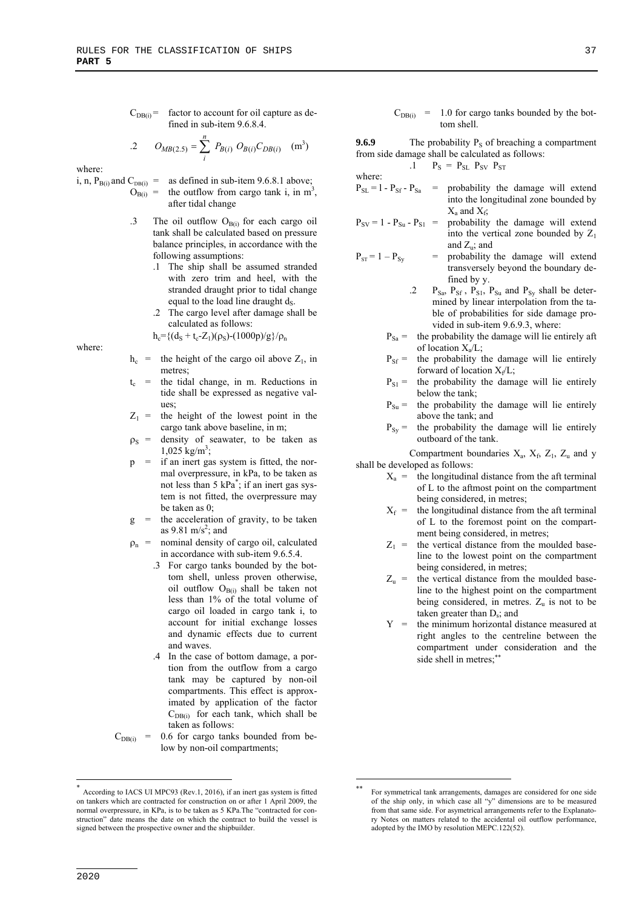$C_{DB(i)}$ = factor to account for oil capture as defined in sub-item 9.6.8.4.

.2 $$O_{MB(2.5)} = \sum_{i}^{n} P_{B(i)}\, O_{B(i)} C_{DB(i)} \quad (\text{m}^3)$$

where:

i, n, $P_{B(i)}$ and $C_{DB(i)}$ = as defined in sub-item 9.6.8.1 above;

$O_{B(i)}$ = the outflow from cargo tank i, in m$^3$, after tidal change

.3 The oil outflow $O_{B(i)}$ for each cargo oil tank shall be calculated based on pressure balance principles, in accordance with the following assumptions:

.1 The ship shall be assumed stranded with zero trim and heel, with the stranded draught prior to tidal change equal to the load line draught $d_S$.

.2 The cargo level after damage shall be calculated as follows:

$h_c = \{(d_S + t_c - Z_1)(\rho_S) - (1000p)/g\}/\rho_n$

where:

$h_c$ = the height of the cargo oil above $Z_1$, in metres;

$t_c$ = the tidal change, in m. Reductions in tide shall be expressed as negative values;

$Z_1$ = the height of the lowest point in the cargo tank above baseline, in m;

$\rho_S$ = density of seawater, to be taken as 1,025 kg/m$^3$;

p = if an inert gas system is fitted, the normal overpressure, in kPa, to be taken as not less than 5 kPa*; if an inert gas system is not fitted, the overpressure may be taken as 0;

g = the acceleration of gravity, to be taken as 9.81 m/s$^2$; and

$\rho_n$ = nominal density of cargo oil, calculated in accordance with sub-item 9.6.5.4.

.3 For cargo tanks bounded by the bottom shell, unless proven otherwise, oil outflow $O_{B(i)}$ shall be taken not less than 1% of the total volume of cargo oil loaded in cargo tank i, to account for initial exchange losses and dynamic effects due to current and waves.

.4 In the case of bottom damage, a portion from the outflow from a cargo tank may be captured by non-oil compartments. This effect is approximated by application of the factor $C_{DB(i)}$ for each tank, which shall be taken as follows:

$C_{DB(i)}$ = 0.6 for cargo tanks bounded from below by non-oil compartments;

$C_{DB(i)}$ = 1.0 for cargo tanks bounded by the bottom shell.

**9.6.9** The probability $P_S$ of breaching a compartment from side damage shall be calculated as follows:

.1 $P_S = P_{SL}\ P_{SV}\ P_{ST}$

where:

$P_{SL} = 1 - P_{Sf} - P_{Sa}$ = probability the damage will extend into the longitudinal zone bounded by $X_a$ and $X_f$;

$P_{SV} = 1 - P_{Su} - P_{S1}$ = probability the damage will extend into the vertical zone bounded by $Z_1$ and $Z_u$; and

$P_{ST} = 1 - P_{Sy}$ = probability the damage will extend transversely beyond the boundary defined by y.

.2 $P_{Sa}$, $P_{Sf}$, $P_{S1}$, $P_{Su}$ and $P_{Sy}$ shall be determined by linear interpolation from the table of probabilities for side damage provided in sub-item 9.6.9.3, where:

$P_{Sa}$ = the probability the damage will lie entirely aft of location $X_a/L$;

$P_{Sf}$ = the probability the damage will lie entirely forward of location $X_f/L$;

$P_{S1}$ = the probability the damage will lie entirely below the tank;

$P_{Su}$ = the probability the damage will lie entirely above the tank; and

$P_{Sy}$ = the probability the damage will lie entirely outboard of the tank.

Compartment boundaries $X_a$, $X_f$, $Z_1$, $Z_u$ and y shall be developed as follows:

$X_a$ = the longitudinal distance from the aft terminal of L to the aftmost point on the compartment being considered, in metres;

$X_f$ = the longitudinal distance from the aft terminal of L to the foremost point on the compartment being considered, in metres;

$Z_1$ = the vertical distance from the moulded baseline to the lowest point on the compartment being considered, in metres;

$Z_u$ = the vertical distance from the moulded baseline to the highest point on the compartment being considered, in metres. $Z_u$ is not to be taken greater than $D_s$; and

Y = the minimum horizontal distance measured at right angles to the centreline between the compartment under consideration and the side shell in metres;**

---

* According to IACS UI MPC93 (Rev.1, 2016), if an inert gas system is fitted on tankers which are contracted for construction on or after 1 April 2009, the normal overpressure, in KPa, is to be taken as 5 KPa.The "contracted for construction" date means the date on which the contract to build the vessel is signed between the prospective owner and the shipbuilder.

** For symmetrical tank arrangements, damages are considered for one side of the ship only, in which case all "y" dimensions are to be measured from that same side. For asymetrical arrangements refer to the Explanatory Notes on matters related to the accidental oil outflow performance, adopted by the IMO by resolution MEPC.122(52).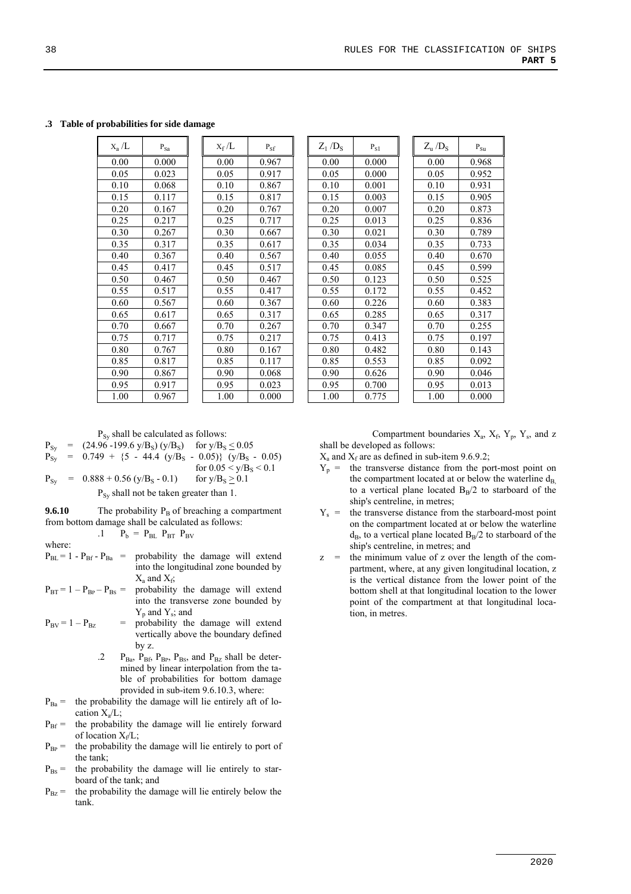### .3 Table of probabilities for side damage

| $X_a/L$ | $P_{Sa}$ | $X_f/L$ | $P_{Sf}$ | $Z_l/D_S$ | $P_{Sl}$ | $Z_u/D_S$ | $P_{Su}$ |
|---|---|---|---|---|---|---|---|
| 0.00 | 0.000 | 0.00 | 0.967 | 0.00 | 0.000 | 0.00 | 0.968 |
| 0.05 | 0.023 | 0.05 | 0.917 | 0.05 | 0.000 | 0.05 | 0.952 |
| 0.10 | 0.068 | 0.10 | 0.867 | 0.10 | 0.001 | 0.10 | 0.931 |
| 0.15 | 0.117 | 0.15 | 0.817 | 0.15 | 0.003 | 0.15 | 0.905 |
| 0.20 | 0.167 | 0.20 | 0.767 | 0.20 | 0.007 | 0.20 | 0.873 |
| 0.25 | 0.217 | 0.25 | 0.717 | 0.25 | 0.013 | 0.25 | 0.836 |
| 0.30 | 0.267 | 0.30 | 0.667 | 0.30 | 0.021 | 0.30 | 0.789 |
| 0.35 | 0.317 | 0.35 | 0.617 | 0.35 | 0.034 | 0.35 | 0.733 |
| 0.40 | 0.367 | 0.40 | 0.567 | 0.40 | 0.055 | 0.40 | 0.670 |
| 0.45 | 0.417 | 0.45 | 0.517 | 0.45 | 0.085 | 0.45 | 0.599 |
| 0.50 | 0.467 | 0.50 | 0.467 | 0.50 | 0.123 | 0.50 | 0.525 |
| 0.55 | 0.517 | 0.55 | 0.417 | 0.55 | 0.172 | 0.55 | 0.452 |
| 0.60 | 0.567 | 0.60 | 0.367 | 0.60 | 0.226 | 0.60 | 0.383 |
| 0.65 | 0.617 | 0.65 | 0.317 | 0.65 | 0.285 | 0.65 | 0.317 |
| 0.70 | 0.667 | 0.70 | 0.267 | 0.70 | 0.347 | 0.70 | 0.255 |
| 0.75 | 0.717 | 0.75 | 0.217 | 0.75 | 0.413 | 0.75 | 0.197 |
| 0.80 | 0.767 | 0.80 | 0.167 | 0.80 | 0.482 | 0.80 | 0.143 |
| 0.85 | 0.817 | 0.85 | 0.117 | 0.85 | 0.553 | 0.85 | 0.092 |
| 0.90 | 0.867 | 0.90 | 0.068 | 0.90 | 0.626 | 0.90 | 0.046 |
| 0.95 | 0.917 | 0.95 | 0.023 | 0.95 | 0.700 | 0.95 | 0.013 |
| 1.00 | 0.967 | 1.00 | 0.000 | 1.00 | 0.775 | 1.00 | 0.000 |

$P_{Sy}$ shall be calculated as follows:

$P_{Sy} = (24.96 - 199.6\ y/B_S)\ (y/B_S)$ for $y/B_S \leq 0.05$

$P_{Sy} = 0.749 + \{5 - 44.4\ (y/B_S - 0.05)\}\ (y/B_S - 0.05)$ for $0.05 < y/B_S < 0.1$

$P_{Sy} = 0.888 + 0.56\ (y/B_S - 0.1)$ for $y/B_S \geq 0.1$

$P_{Sy}$ shall not be taken greater than 1.

**9.6.10** The probability $P_B$ of breaching a compartment from bottom damage shall be calculated as follows:

.1 $P_b = P_{BL}\ P_{BT}\ P_{BV}$

where:

$P_{BL} = 1 - P_{Bf} - P_{Ba}$ = probability the damage will extend into the longitudinal zone bounded by $X_a$ and $X_f$;

$P_{BT} = 1 - P_{BP} - P_{Bs}$ = probability the damage will extend into the transverse zone bounded by $Y_p$ and $Y_s$; and

$P_{BV} = 1 - P_{Bz}$ = probability the damage will extend vertically above the boundary defined by z.

.2 $P_{Ba}$, $P_{Bf}$, $P_{Bp}$, $P_{Bs}$, and $P_{Bz}$ shall be determined by linear interpolation from the table of probabilities for bottom damage provided in sub-item 9.6.10.3, where:

$P_{Ba}$ = the probability the damage will lie entirely aft of location $X_a/L$;

$P_{Bf}$ = the probability the damage will lie entirely forward of location $X_f/L$;

$P_{Bp}$ = the probability the damage will lie entirely to port of the tank;

$P_{Bs}$ = the probability the damage will lie entirely to starboard of the tank; and

$P_{Bz}$ = the probability the damage will lie entirely below the tank.

Compartment boundaries $X_a$, $X_f$, $Y_p$, $Y_s$, and z shall be developed as follows:

$X_a$ and $X_f$ are as defined in sub-item 9.6.9.2;

$Y_p$ = the transverse distance from the port-most point on the compartment located at or below the waterline $d_B$ to a vertical plane located $B_B/2$ to starboard of the ship's centreline, in metres;

$Y_s$ = the transverse distance from the starboard-most point on the compartment located at or below the waterline $d_B$, to a vertical plane located $B_B/2$ to starboard of the ship's centreline, in metres; and

z = the minimum value of z over the length of the compartment, where, at any given longitudinal location, z is the vertical distance from the lower point of the bottom shell at that longitudinal location to the lower point of the compartment at that longitudinal location, in metres.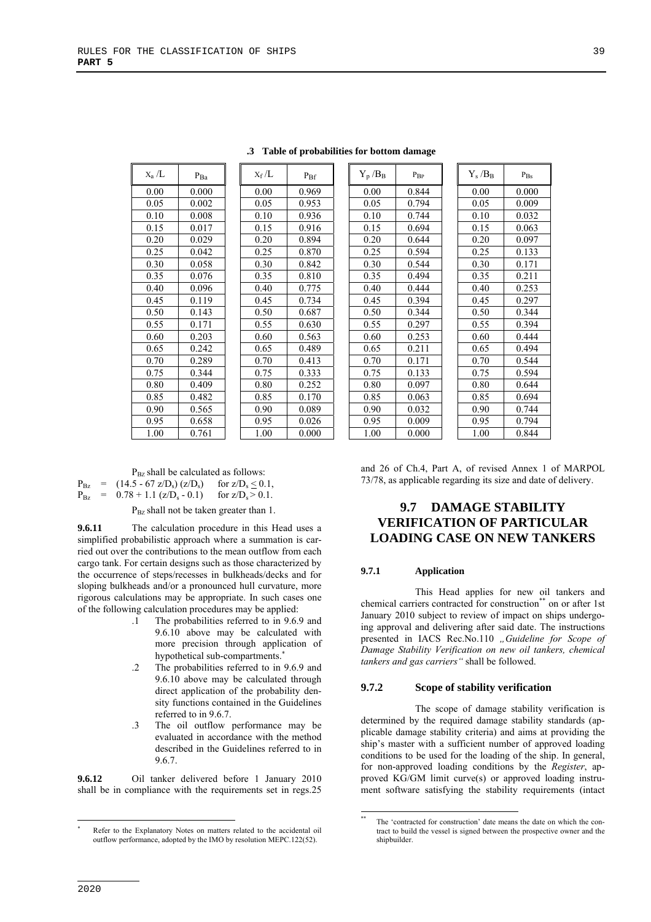**.3 Table of probabilities for bottom damage**

| $X_a/L$ | $P_{Ba}$ | $X_f/L$ | $P_{Bf}$ | $Y_p/B_B$ | $P_{BP}$ | $Y_s/B_B$ | $P_{Bs}$ |
|---|---|---|---|---|---|---|---|
| 0.00 | 0.000 | 0.00 | 0.969 | 0.00 | 0.844 | 0.00 | 0.000 |
| 0.05 | 0.002 | 0.05 | 0.953 | 0.05 | 0.794 | 0.05 | 0.009 |
| 0.10 | 0.008 | 0.10 | 0.936 | 0.10 | 0.744 | 0.10 | 0.032 |
| 0.15 | 0.017 | 0.15 | 0.916 | 0.15 | 0.694 | 0.15 | 0.063 |
| 0.20 | 0.029 | 0.20 | 0.894 | 0.20 | 0.644 | 0.20 | 0.097 |
| 0.25 | 0.042 | 0.25 | 0.870 | 0.25 | 0.594 | 0.25 | 0.133 |
| 0.30 | 0.058 | 0.30 | 0.842 | 0.30 | 0.544 | 0.30 | 0.171 |
| 0.35 | 0.076 | 0.35 | 0.810 | 0.35 | 0.494 | 0.35 | 0.211 |
| 0.40 | 0.096 | 0.40 | 0.775 | 0.40 | 0.444 | 0.40 | 0.253 |
| 0.45 | 0.119 | 0.45 | 0.734 | 0.45 | 0.394 | 0.45 | 0.297 |
| 0.50 | 0.143 | 0.50 | 0.687 | 0.50 | 0.344 | 0.50 | 0.344 |
| 0.55 | 0.171 | 0.55 | 0.630 | 0.55 | 0.297 | 0.55 | 0.394 |
| 0.60 | 0.203 | 0.60 | 0.563 | 0.60 | 0.253 | 0.60 | 0.444 |
| 0.65 | 0.242 | 0.65 | 0.489 | 0.65 | 0.211 | 0.65 | 0.494 |
| 0.70 | 0.289 | 0.70 | 0.413 | 0.70 | 0.171 | 0.70 | 0.544 |
| 0.75 | 0.344 | 0.75 | 0.333 | 0.75 | 0.133 | 0.75 | 0.594 |
| 0.80 | 0.409 | 0.80 | 0.252 | 0.80 | 0.097 | 0.80 | 0.644 |
| 0.85 | 0.482 | 0.85 | 0.170 | 0.85 | 0.063 | 0.85 | 0.694 |
| 0.90 | 0.565 | 0.90 | 0.089 | 0.90 | 0.032 | 0.90 | 0.744 |
| 0.95 | 0.658 | 0.95 | 0.026 | 0.95 | 0.009 | 0.95 | 0.794 |
| 1.00 | 0.761 | 1.00 | 0.000 | 1.00 | 0.000 | 1.00 | 0.844 |

$P_{Bz}$ shall be calculated as follows:

$P_{Bz} = (14.5 - 67\, z/D_s)\,(z/D_s)$ for $z/D_s \leq 0.1$,

$P_{Bz} = 0.78 + 1.1\,(z/D_s - 0.1)$ for $z/D_s > 0.1$.

$P_{Bz}$ shall not be taken greater than 1.

**9.6.11** The calculation procedure in this Head uses a simplified probabilistic approach where a summation is carried out over the contributions to the mean outflow from each cargo tank. For certain designs such as those characterized by the occurrence of steps/recesses in bulkheads/decks and for sloping bulkheads and/or a pronounced hull curvature, more rigorous calculations may be appropriate. In such cases one of the following calculation procedures may be applied:

.1 The probabilities referred to in 9.6.9 and 9.6.10 above may be calculated with more precision through application of hypothetical sub-compartments.*

.2 The probabilities referred to in 9.6.9 and 9.6.10 above may be calculated through direct application of the probability density functions contained in the Guidelines referred to in 9.6.7.

.3 The oil outflow performance may be evaluated in accordance with the method described in the Guidelines referred to in 9.6.7.

**9.6.12** Oil tanker delivered before 1 January 2010 shall be in compliance with the requirements set in regs.25 and 26 of Ch.4, Part A, of revised Annex 1 of MARPOL 73/78, as applicable regarding its size and date of delivery.

## 9.7 DAMAGE STABILITY VERIFICATION OF PARTICULAR LOADING CASE ON NEW TANKERS

### 9.7.1 Application

This Head applies for new oil tankers and chemical carriers contracted for construction** on or after 1st January 2010 subject to review of impact on ships undergoing approval and delivering after said date. The instructions presented in IACS Rec.No.110 *„Guideline for Scope of Damage Stability Verification on new oil tankers, chemical tankers and gas carriers"* shall be followed.

### 9.7.2 Scope of stability verification

The scope of damage stability verification is determined by the required damage stability standards (applicable damage stability criteria) and aims at providing the ship's master with a sufficient number of approved loading conditions to be used for the loading of the ship. In general, for non-approved loading conditions by the *Register*, approved KG/GM limit curve(s) or approved loading instrument software satisfying the stability requirements (intact

---

\* Refer to the Explanatory Notes on matters related to the accidental oil outflow performance, adopted by the IMO by resolution MEPC.122(52).

\*\* The 'contracted for construction' date means the date on which the contract to build the vessel is signed between the prospective owner and the shipbuilder.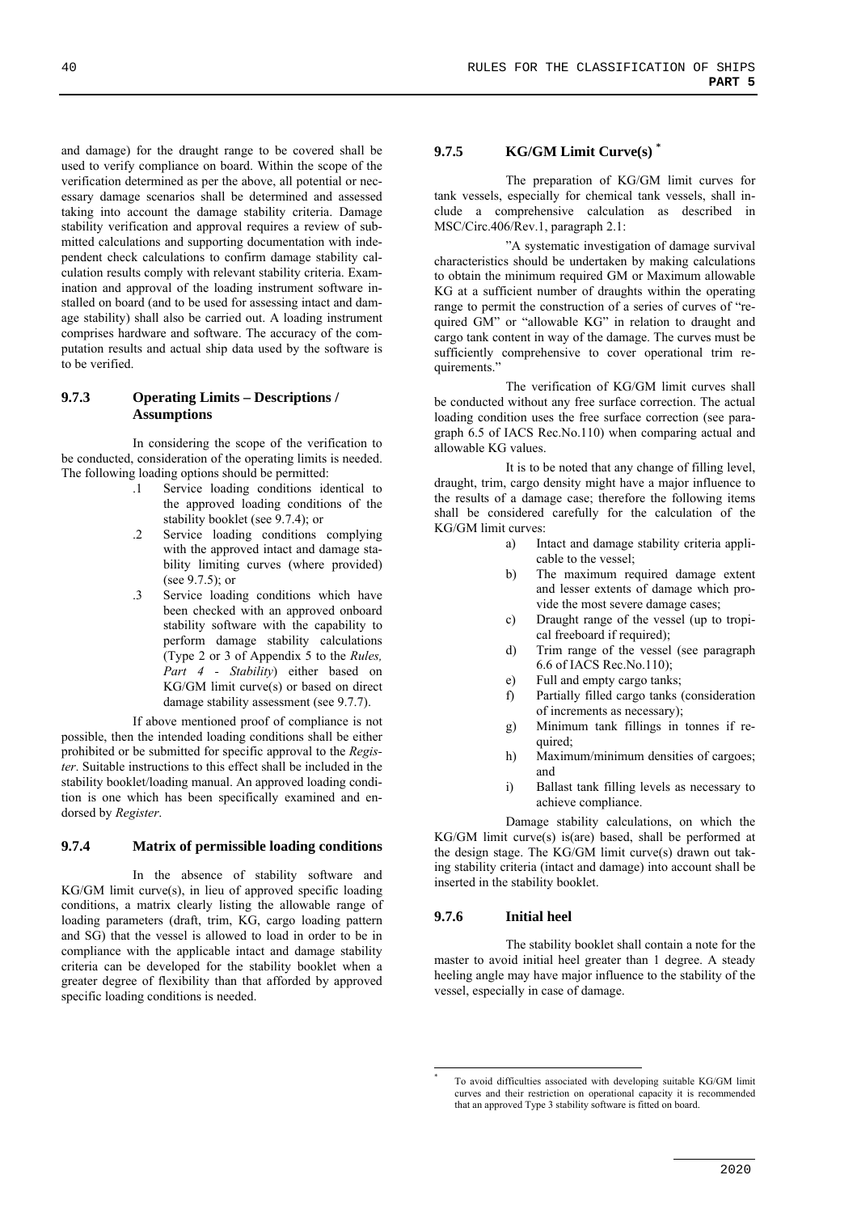and damage) for the draught range to be covered shall be used to verify compliance on board. Within the scope of the verification determined as per the above, all potential or necessary damage scenarios shall be determined and assessed taking into account the damage stability criteria. Damage stability verification and approval requires a review of submitted calculations and supporting documentation with independent check calculations to confirm damage stability calculation results comply with relevant stability criteria. Examination and approval of the loading instrument software installed on board (and to be used for assessing intact and damage stability) shall also be carried out. A loading instrument comprises hardware and software. The accuracy of the computation results and actual ship data used by the software is to be verified.

### 9.7.3 Operating Limits – Descriptions / Assumptions

In considering the scope of the verification to be conducted, consideration of the operating limits is needed. The following loading options should be permitted:

.1 Service loading conditions identical to the approved loading conditions of the stability booklet (see 9.7.4); or

.2 Service loading conditions complying with the approved intact and damage stability limiting curves (where provided) (see 9.7.5); or

.3 Service loading conditions which have been checked with an approved onboard stability software with the capability to perform damage stability calculations (Type 2 or 3 of Appendix 5 to the *Rules, Part 4 - Stability*) either based on KG/GM limit curve(s) or based on direct damage stability assessment (see 9.7.7).

If above mentioned proof of compliance is not possible, then the intended loading conditions shall be either prohibited or be submitted for specific approval to the *Register*. Suitable instructions to this effect shall be included in the stability booklet/loading manual. An approved loading condition is one which has been specifically examined and endorsed by *Register*.

### 9.7.4 Matrix of permissible loading conditions

In the absence of stability software and KG/GM limit curve(s), in lieu of approved specific loading conditions, a matrix clearly listing the allowable range of loading parameters (draft, trim, KG, cargo loading pattern and SG) that the vessel is allowed to load in order to be in compliance with the applicable intact and damage stability criteria can be developed for the stability booklet when a greater degree of flexibility than that afforded by approved specific loading conditions is needed.

### 9.7.5 KG/GM Limit Curve(s) *

The preparation of KG/GM limit curves for tank vessels, especially for chemical tank vessels, shall include a comprehensive calculation as described in MSC/Circ.406/Rev.1, paragraph 2.1:

"A systematic investigation of damage survival characteristics should be undertaken by making calculations to obtain the minimum required GM or Maximum allowable KG at a sufficient number of draughts within the operating range to permit the construction of a series of curves of "required GM" or "allowable KG" in relation to draught and cargo tank content in way of the damage. The curves must be sufficiently comprehensive to cover operational trim requirements."

The verification of KG/GM limit curves shall be conducted without any free surface correction. The actual loading condition uses the free surface correction (see paragraph 6.5 of IACS Rec.No.110) when comparing actual and allowable KG values.

It is to be noted that any change of filling level, draught, trim, cargo density might have a major influence to the results of a damage case; therefore the following items shall be considered carefully for the calculation of the KG/GM limit curves:

a) Intact and damage stability criteria applicable to the vessel;
b) The maximum required damage extent and lesser extents of damage which provide the most severe damage cases;
c) Draught range of the vessel (up to tropical freeboard if required);
d) Trim range of the vessel (see paragraph 6.6 of IACS Rec.No.110);
e) Full and empty cargo tanks;
f) Partially filled cargo tanks (consideration of increments as necessary);
g) Minimum tank fillings in tonnes if required;
h) Maximum/minimum densities of cargoes; and
i) Ballast tank filling levels as necessary to achieve compliance.

Damage stability calculations, on which the KG/GM limit curve(s) is(are) based, shall be performed at the design stage. The KG/GM limit curve(s) drawn out taking stability criteria (intact and damage) into account shall be inserted in the stability booklet.

### 9.7.6 Initial heel

The stability booklet shall contain a note for the master to avoid initial heel greater than 1 degree. A steady heeling angle may have major influence to the stability of the vessel, especially in case of damage.

* To avoid difficulties associated with developing suitable KG/GM limit curves and their restriction on operational capacity it is recommended that an approved Type 3 stability software is fitted on board.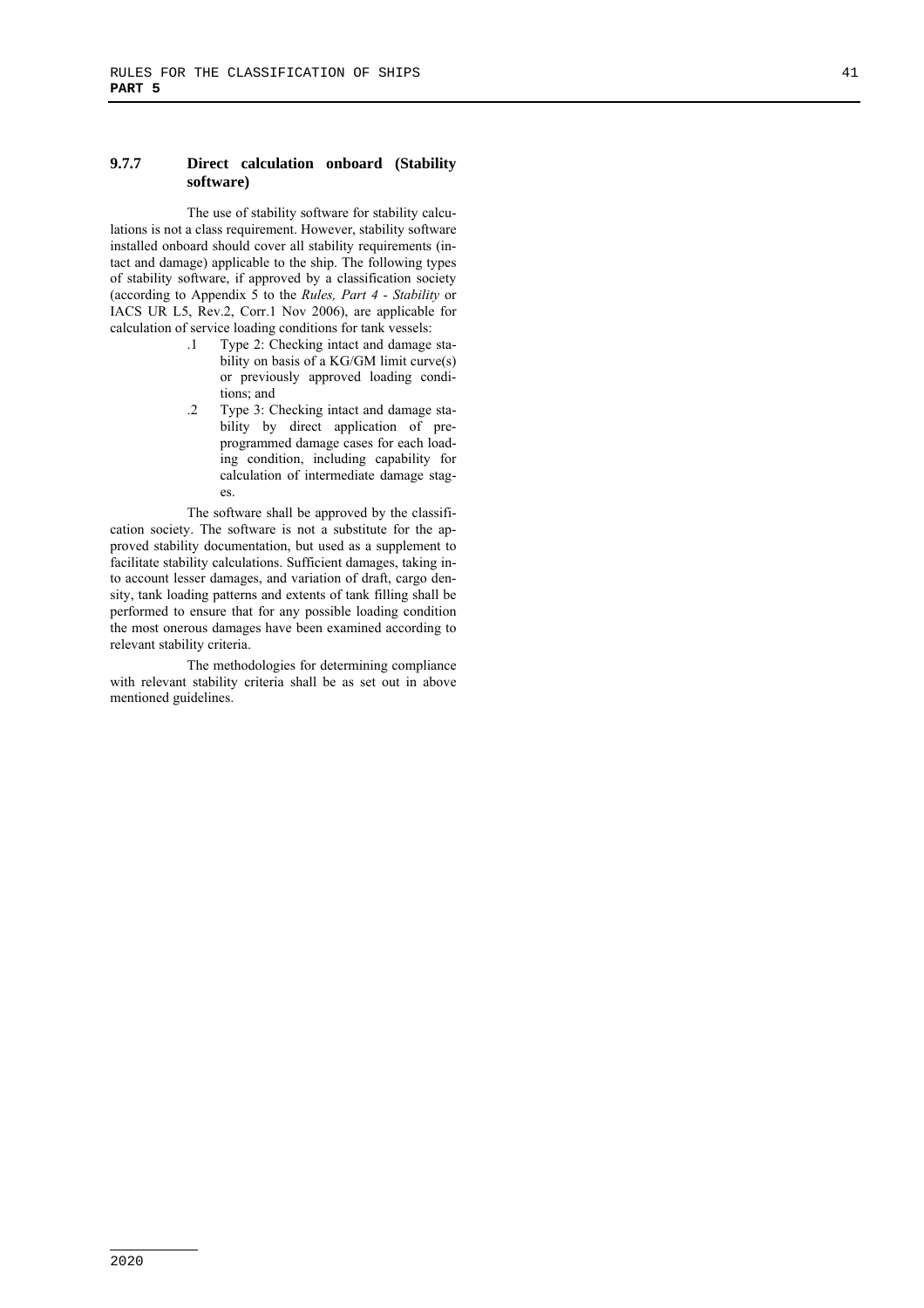#### 9.7.7 Direct calculation onboard (Stability software)

The use of stability software for stability calculations is not a class requirement. However, stability software installed onboard should cover all stability requirements (intact and damage) applicable to the ship. The following types of stability software, if approved by a classification society (according to Appendix 5 to the *Rules, Part 4 - Stability* or IACS UR L5, Rev.2, Corr.1 Nov 2006), are applicable for calculation of service loading conditions for tank vessels:

.1 Type 2: Checking intact and damage stability on basis of a KG/GM limit curve(s) or previously approved loading conditions; and

.2 Type 3: Checking intact and damage stability by direct application of preprogrammed damage cases for each loading condition, including capability for calculation of intermediate damage stages.

The software shall be approved by the classification society. The software is not a substitute for the approved stability documentation, but used as a supplement to facilitate stability calculations. Sufficient damages, taking into account lesser damages, and variation of draft, cargo density, tank loading patterns and extents of tank filling shall be performed to ensure that for any possible loading condition the most onerous damages have been examined according to relevant stability criteria.

The methodologies for determining compliance with relevant stability criteria shall be as set out in above mentioned guidelines.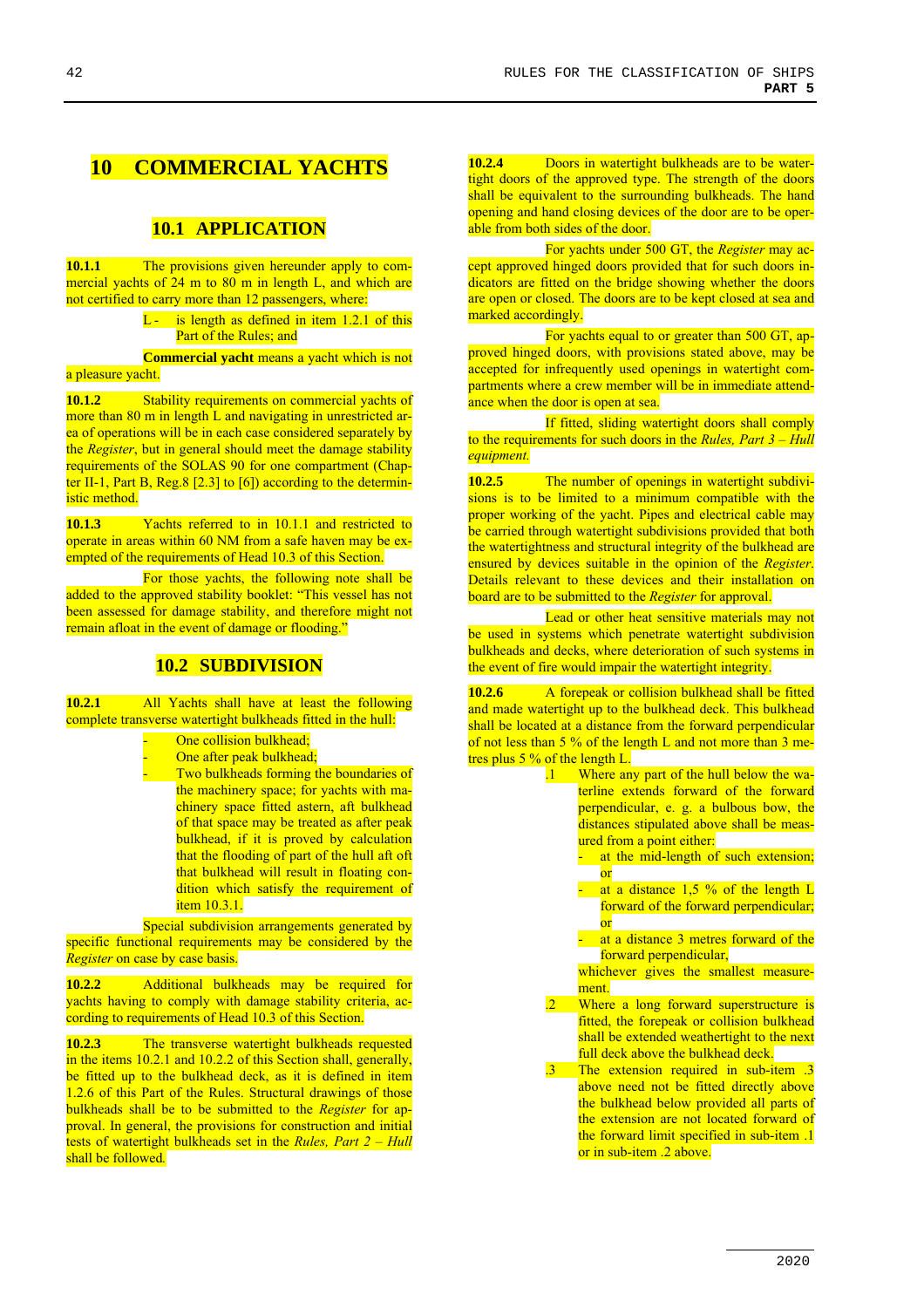# 10 COMMERCIAL YACHTS

## 10.1 APPLICATION

**10.1.1** The provisions given hereunder apply to commercial yachts of 24 m to 80 m in length L, and which are not certified to carry more than 12 passengers, where:

L - is length as defined in item 1.2.1 of this Part of the Rules; and

**Commercial yacht** means a yacht which is not a pleasure yacht.

**10.1.2** Stability requirements on commercial yachts of more than 80 m in length L and navigating in unrestricted area of operations will be in each case considered separately by the *Register*, but in general should meet the damage stability requirements of the SOLAS 90 for one compartment (Chapter II-1, Part B, Reg.8 [2.3] to [6]) according to the deterministic method.

**10.1.3** Yachts referred to in 10.1.1 and restricted to operate in areas within 60 NM from a safe haven may be exempted of the requirements of Head 10.3 of this Section.

For those yachts, the following note shall be added to the approved stability booklet: "This vessel has not been assessed for damage stability, and therefore might not remain afloat in the event of damage or flooding."

## 10.2 SUBDIVISION

**10.2.1** All Yachts shall have at least the following complete transverse watertight bulkheads fitted in the hull:

- One collision bulkhead;
- One after peak bulkhead;
- Two bulkheads forming the boundaries of the machinery space; for yachts with machinery space fitted astern, aft bulkhead of that space may be treated as after peak bulkhead, if it is proved by calculation that the flooding of part of the hull aft oft that bulkhead will result in floating condition which satisfy the requirement of item 10.3.1.

Special subdivision arrangements generated by specific functional requirements may be considered by the *Register* on case by case basis.

**10.2.2** Additional bulkheads may be required for yachts having to comply with damage stability criteria, according to requirements of Head 10.3 of this Section.

**10.2.3** The transverse watertight bulkheads requested in the items 10.2.1 and 10.2.2 of this Section shall, generally, be fitted up to the bulkhead deck, as it is defined in item 1.2.6 of this Part of the Rules. Structural drawings of those bulkheads shall be to be submitted to the *Register* for approval. In general, the provisions for construction and initial tests of watertight bulkheads set in the *Rules, Part 2 – Hull* shall be followed.

**10.2.4** Doors in watertight bulkheads are to be watertight doors of the approved type. The strength of the doors shall be equivalent to the surrounding bulkheads. The hand opening and hand closing devices of the door are to be operable from both sides of the door.

For yachts under 500 GT, the *Register* may accept approved hinged doors provided that for such doors indicators are fitted on the bridge showing whether the doors are open or closed. The doors are to be kept closed at sea and marked accordingly.

For yachts equal to or greater than 500 GT, approved hinged doors, with provisions stated above, may be accepted for infrequently used openings in watertight compartments where a crew member will be in immediate attendance when the door is open at sea.

If fitted, sliding watertight doors shall comply to the requirements for such doors in the *Rules, Part 3 – Hull equipment.*

**10.2.5** The number of openings in watertight subdivisions is to be limited to a minimum compatible with the proper working of the yacht. Pipes and electrical cable may be carried through watertight subdivisions provided that both the watertightness and structural integrity of the bulkhead are ensured by devices suitable in the opinion of the *Register*. Details relevant to these devices and their installation on board are to be submitted to the *Register* for approval.

Lead or other heat sensitive materials may not be used in systems which penetrate watertight subdivision bulkheads and decks, where deterioration of such systems in the event of fire would impair the watertight integrity.

**10.2.6** A forepeak or collision bulkhead shall be fitted and made watertight up to the bulkhead deck. This bulkhead shall be located at a distance from the forward perpendicular of not less than 5 % of the length L and not more than 3 metres plus 5 % of the length L.

.1 Where any part of the hull below the waterline extends forward of the forward perpendicular, e. g. a bulbous bow, the distances stipulated above shall be measured from a point either:
- at the mid-length of such extension; or
- at a distance 1,5 % of the length L forward of the forward perpendicular; or
- at a distance 3 metres forward of the forward perpendicular,

whichever gives the smallest measurement.

.2 Where a long forward superstructure is fitted, the forepeak or collision bulkhead shall be extended weathertight to the next full deck above the bulkhead deck.

.3 The extension required in sub-item .3 above need not be fitted directly above the bulkhead below provided all parts of the extension are not located forward of the forward limit specified in sub-item .1 or in sub-item .2 above.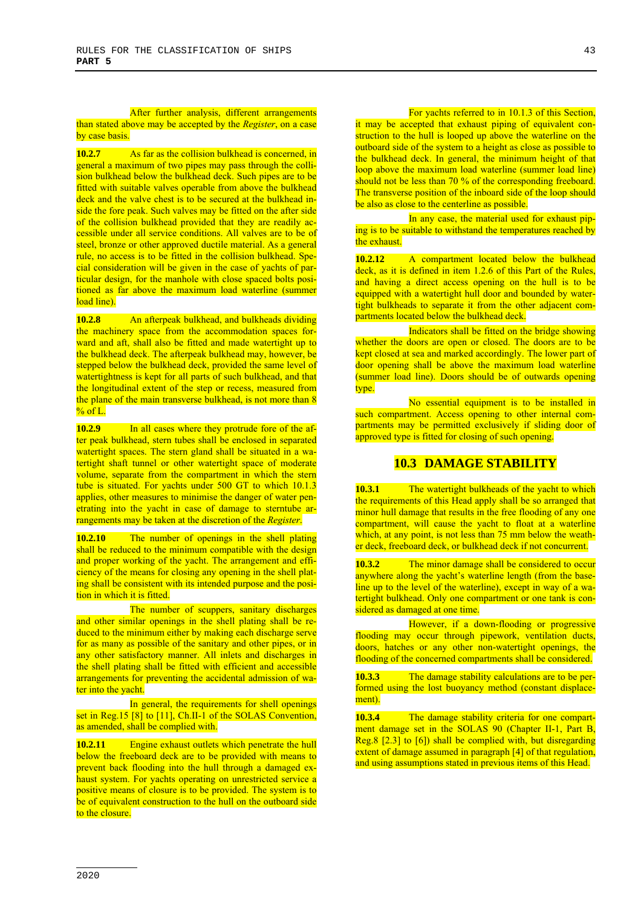After further analysis, different arrangements than stated above may be accepted by the *Register*, on a case by case basis.

**10.2.7** As far as the collision bulkhead is concerned, in general a maximum of two pipes may pass through the collision bulkhead below the bulkhead deck. Such pipes are to be fitted with suitable valves operable from above the bulkhead deck and the valve chest is to be secured at the bulkhead inside the fore peak. Such valves may be fitted on the after side of the collision bulkhead provided that they are readily accessible under all service conditions. All valves are to be of steel, bronze or other approved ductile material. As a general rule, no access is to be fitted in the collision bulkhead. Special consideration will be given in the case of yachts of particular design, for the manhole with close spaced bolts positioned as far above the maximum load waterline (summer load line).

**10.2.8** An afterpeak bulkhead, and bulkheads dividing the machinery space from the accommodation spaces forward and aft, shall also be fitted and made watertight up to the bulkhead deck. The afterpeak bulkhead may, however, be stepped below the bulkhead deck, provided the same level of watertightness is kept for all parts of such bulkhead, and that the longitudinal extent of the step or recess, measured from the plane of the main transverse bulkhead, is not more than 8 % of L.

**10.2.9** In all cases where they protrude fore of the after peak bulkhead, stern tubes shall be enclosed in separated watertight spaces. The stern gland shall be situated in a watertight shaft tunnel or other watertight space of moderate volume, separate from the compartment in which the stern tube is situated. For yachts under 500 GT to which 10.1.3 applies, other measures to minimise the danger of water penetrating into the yacht in case of damage to sterntube arrangements may be taken at the discretion of the *Register*.

**10.2.10** The number of openings in the shell plating shall be reduced to the minimum compatible with the design and proper working of the yacht. The arrangement and efficiency of the means for closing any opening in the shell plating shall be consistent with its intended purpose and the position in which it is fitted.

The number of scuppers, sanitary discharges and other similar openings in the shell plating shall be reduced to the minimum either by making each discharge serve for as many as possible of the sanitary and other pipes, or in any other satisfactory manner. All inlets and discharges in the shell plating shall be fitted with efficient and accessible arrangements for preventing the accidental admission of water into the yacht.

In general, the requirements for shell openings set in Reg.15 [8] to [11], Ch.II-1 of the SOLAS Convention, as amended, shall be complied with.

**10.2.11** Engine exhaust outlets which penetrate the hull below the freeboard deck are to be provided with means to prevent back flooding into the hull through a damaged exhaust system. For yachts operating on unrestricted service a positive means of closure is to be provided. The system is to be of equivalent construction to the hull on the outboard side to the closure.

For yachts referred to in 10.1.3 of this Section, it may be accepted that exhaust piping of equivalent construction to the hull is looped up above the waterline on the outboard side of the system to a height as close as possible to the bulkhead deck. In general, the minimum height of that loop above the maximum load waterline (summer load line) should not be less than 70 % of the corresponding freeboard. The transverse position of the inboard side of the loop should be also as close to the centerline as possible.

In any case, the material used for exhaust piping is to be suitable to withstand the temperatures reached by the exhaust.

**10.2.12** A compartment located below the bulkhead deck, as it is defined in item 1.2.6 of this Part of the Rules, and having a direct access opening on the hull is to be equipped with a watertight hull door and bounded by watertight bulkheads to separate it from the other adjacent compartments located below the bulkhead deck.

Indicators shall be fitted on the bridge showing whether the doors are open or closed. The doors are to be kept closed at sea and marked accordingly. The lower part of door opening shall be above the maximum load waterline (summer load line). Doors should be of outwards opening type.

No essential equipment is to be installed in such compartment. Access opening to other internal compartments may be permitted exclusively if sliding door of approved type is fitted for closing of such opening.

## 10.3 DAMAGE STABILITY

**10.3.1** The watertight bulkheads of the yacht to which the requirements of this Head apply shall be so arranged that minor hull damage that results in the free flooding of any one compartment, will cause the yacht to float at a waterline which, at any point, is not less than 75 mm below the weather deck, freeboard deck, or bulkhead deck if not concurrent.

**10.3.2** The minor damage shall be considered to occur anywhere along the yacht's waterline length (from the baseline up to the level of the waterline), except in way of a watertight bulkhead. Only one compartment or one tank is considered as damaged at one time.

However, if a down-flooding or progressive flooding may occur through pipework, ventilation ducts, doors, hatches or any other non-watertight openings, the flooding of the concerned compartments shall be considered.

**10.3.3** The damage stability calculations are to be performed using the lost buoyancy method (constant displacement).

**10.3.4** The damage stability criteria for one compartment damage set in the SOLAS 90 (Chapter II-1, Part B, Reg.8 [2.3] to [6]) shall be complied with, but disregarding extent of damage assumed in paragraph [4] of that regulation, and using assumptions stated in previous items of this Head.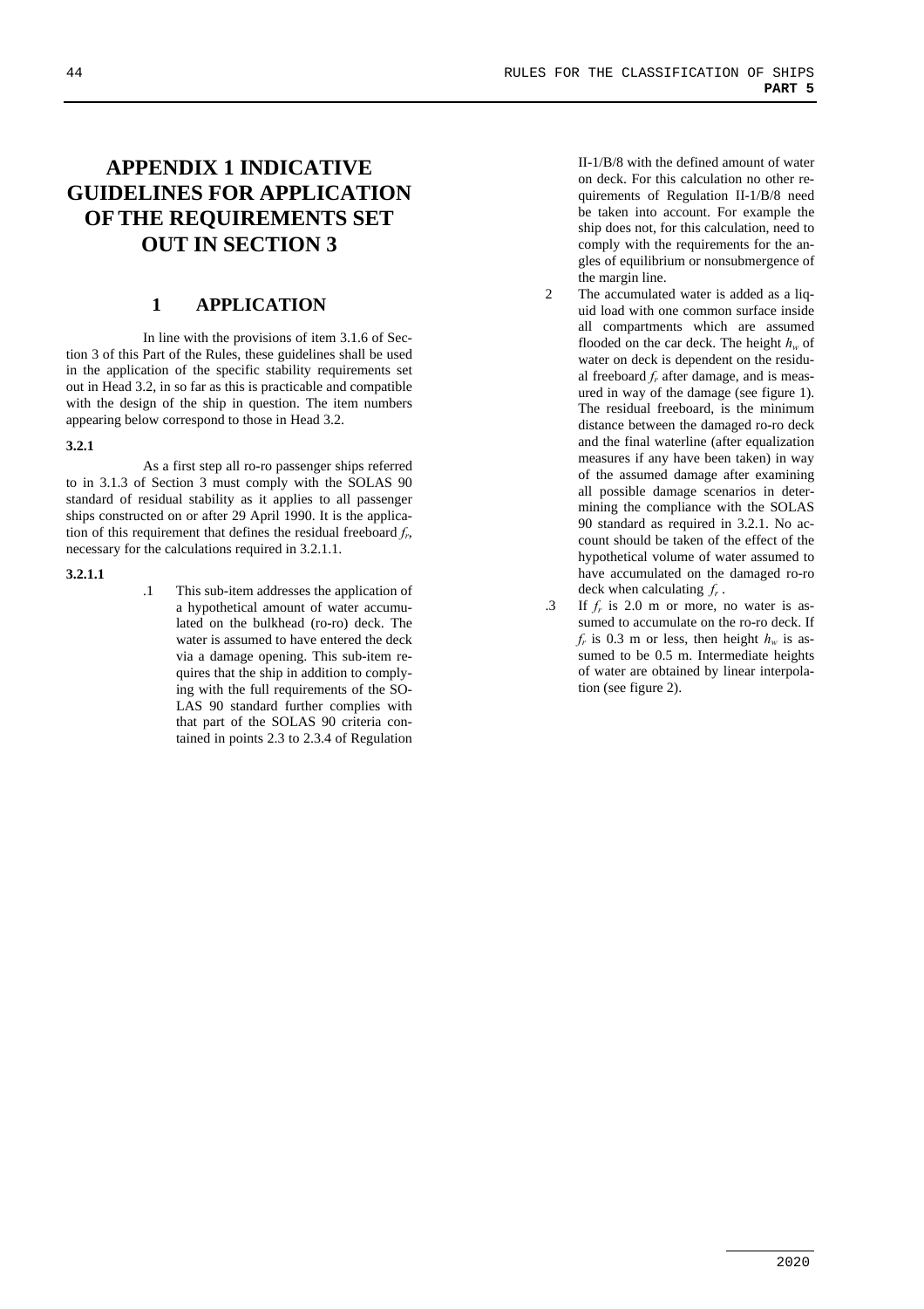# APPENDIX 1 INDICATIVE GUIDELINES FOR APPLICATION OF THE REQUIREMENTS SET OUT IN SECTION 3

## 1 APPLICATION

In line with the provisions of item 3.1.6 of Section 3 of this Part of the Rules, these guidelines shall be used in the application of the specific stability requirements set out in Head 3.2, in so far as this is practicable and compatible with the design of the ship in question. The item numbers appearing below correspond to those in Head 3.2.

**3.2.1**

As a first step all ro-ro passenger ships referred to in 3.1.3 of Section 3 must comply with the SOLAS 90 standard of residual stability as it applies to all passenger ships constructed on or after 29 April 1990. It is the application of this requirement that defines the residual freeboard $f_r$, necessary for the calculations required in 3.2.1.1.

**3.2.1.1**

.1 This sub-item addresses the application of a hypothetical amount of water accumulated on the bulkhead (ro-ro) deck. The water is assumed to have entered the deck via a damage opening. This sub-item requires that the ship in addition to complying with the full requirements of the SOLAS 90 standard further complies with that part of the SOLAS 90 criteria contained in points 2.3 to 2.3.4 of Regulation II-1/B/8 with the defined amount of water on deck. For this calculation no other requirements of Regulation II-1/B/8 need be taken into account. For example the ship does not, for this calculation, need to comply with the requirements for the angles of equilibrium or nonsubmergence of the margin line.

2 The accumulated water is added as a liquid load with one common surface inside all compartments which are assumed flooded on the car deck. The height $h_w$ of water on deck is dependent on the residual freeboard $f_r$ after damage, and is measured in way of the damage (see figure 1). The residual freeboard, is the minimum distance between the damaged ro-ro deck and the final waterline (after equalization measures if any have been taken) in way of the assumed damage after examining all possible damage scenarios in determining the compliance with the SOLAS 90 standard as required in 3.2.1. No account should be taken of the effect of the hypothetical volume of water assumed to have accumulated on the damaged ro-ro deck when calculating $f_r$.

.3 If $f_r$ is 2.0 m or more, no water is assumed to accumulate on the ro-ro deck. If $f_r$ is 0.3 m or less, then height $h_w$ is assumed to be 0.5 m. Intermediate heights of water are obtained by linear interpolation (see figure 2).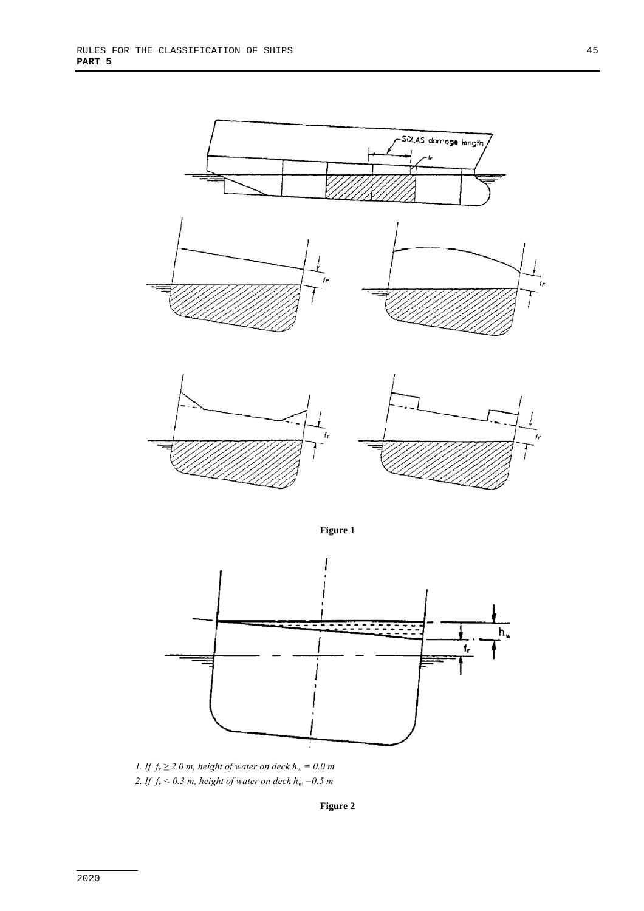Figure 1

1. If $f_r \geq 2.0$ m, height of water on deck $h_w = 0.0$ m

2. If $f_r < 0.3$ m, height of water on deck $h_w = 0.5$ m

Figure 2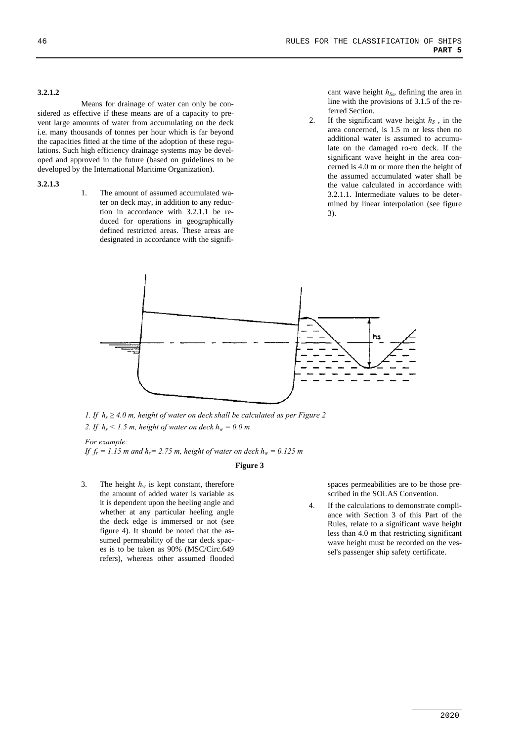**3.2.1.2**

Means for drainage of water can only be considered as effective if these means are of a capacity to prevent large amounts of water from accumulating on the deck i.e. many thousands of tonnes per hour which is far beyond the capacities fitted at the time of the adoption of these regulations. Such high efficiency drainage systems may be developed and approved in the future (based on guidelines to be developed by the International Maritime Organization).

**3.2.1.3**

1. The amount of assumed accumulated water on deck may, in addition to any reduction in accordance with 3.2.1.1 be reduced for operations in geographically defined restricted areas. These areas are designated in accordance with the significant wave height $h_{Ss}$, defining the area in line with the provisions of 3.1.5 of the referred Section.
2. If the significant wave height $h_S$ , in the area concerned, is 1.5 m or less then no additional water is assumed to accumulate on the damaged ro-ro deck. If the significant wave height in the area concerned is 4.0 m or more then the height of the assumed accumulated water shall be the value calculated in accordance with 3.2.1.1. Intermediate values to be determined by linear interpolation (see figure 3).

*1. If $h_s \geq 4.0$ m, height of water on deck shall be calculated as per Figure 2*

*2. If $h_s < 1.5$ m, height of water on deck $h_w = 0.0$ m*

*For example:*
*If $f_r = 1.15$ m and $h_s = 2.75$ m, height of water on deck $h_w = 0.125$ m*

**Figure 3**

3. The height $h_w$ is kept constant, therefore the amount of added water is variable as it is dependent upon the heeling angle and whether at any particular heeling angle the deck edge is immersed or not (see figure 4). It should be noted that the assumed permeability of the car deck spaces is to be taken as 90% (MSC/Circ.649 refers), whereas other assumed flooded spaces permeabilities are to be those prescribed in the SOLAS Convention.
4. If the calculations to demonstrate compliance with Section 3 of this Part of the Rules, relate to a significant wave height less than 4.0 m that restricting significant wave height must be recorded on the vessel's passenger ship safety certificate.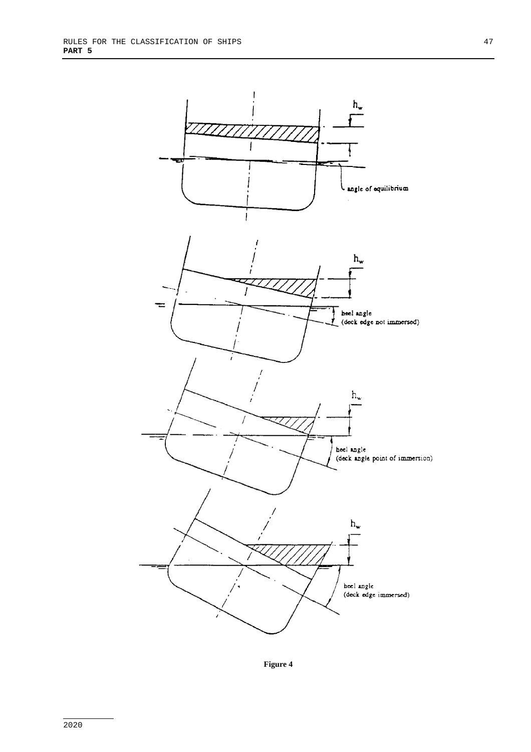Figure 4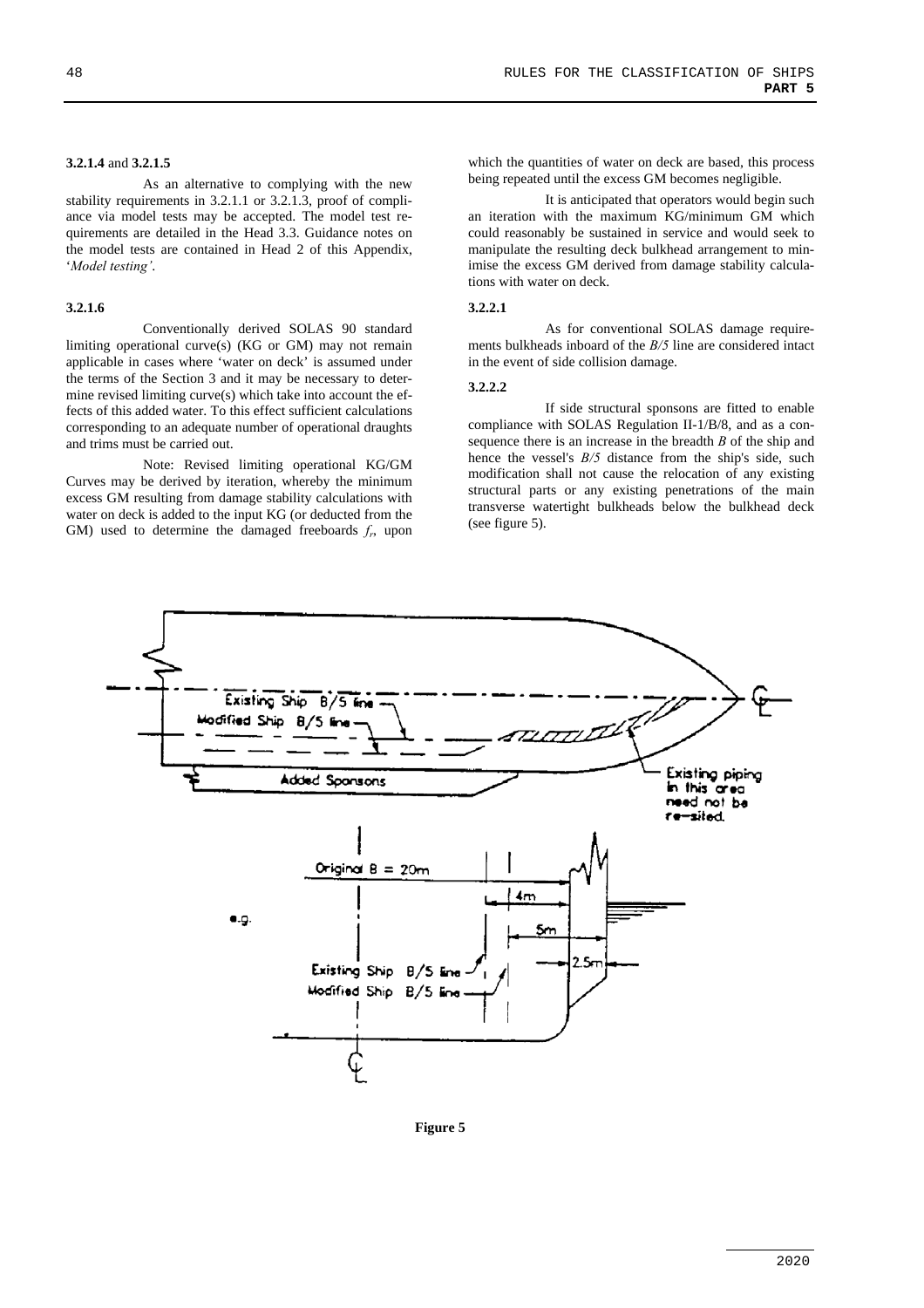**3.2.1.4** and **3.2.1.5**

As an alternative to complying with the new stability requirements in 3.2.1.1 or 3.2.1.3, proof of compliance via model tests may be accepted. The model test requirements are detailed in the Head 3.3. Guidance notes on the model tests are contained in Head 2 of this Appendix, '*Model testing'*.

**3.2.1.6**

Conventionally derived SOLAS 90 standard limiting operational curve(s) (KG or GM) may not remain applicable in cases where 'water on deck' is assumed under the terms of the Section 3 and it may be necessary to determine revised limiting curve(s) which take into account the effects of this added water. To this effect sufficient calculations corresponding to an adequate number of operational draughts and trims must be carried out.

Note: Revised limiting operational KG/GM Curves may be derived by iteration, whereby the minimum excess GM resulting from damage stability calculations with water on deck is added to the input KG (or deducted from the GM) used to determine the damaged freeboards $f_r$, upon which the quantities of water on deck are based, this process being repeated until the excess GM becomes negligible.

It is anticipated that operators would begin such an iteration with the maximum KG/minimum GM which could reasonably be sustained in service and would seek to manipulate the resulting deck bulkhead arrangement to minimise the excess GM derived from damage stability calculations with water on deck.

**3.2.2.1**

As for conventional SOLAS damage requirements bulkheads inboard of the *B/5* line are considered intact in the event of side collision damage.

**3.2.2.2**

If side structural sponsons are fitted to enable compliance with SOLAS Regulation II-1/B/8, and as a consequence there is an increase in the breadth *B* of the ship and hence the vessel's *B/5* distance from the ship's side, such modification shall not cause the relocation of any existing structural parts or any existing penetrations of the main transverse watertight bulkheads below the bulkhead deck (see figure 5).

**Figure 5**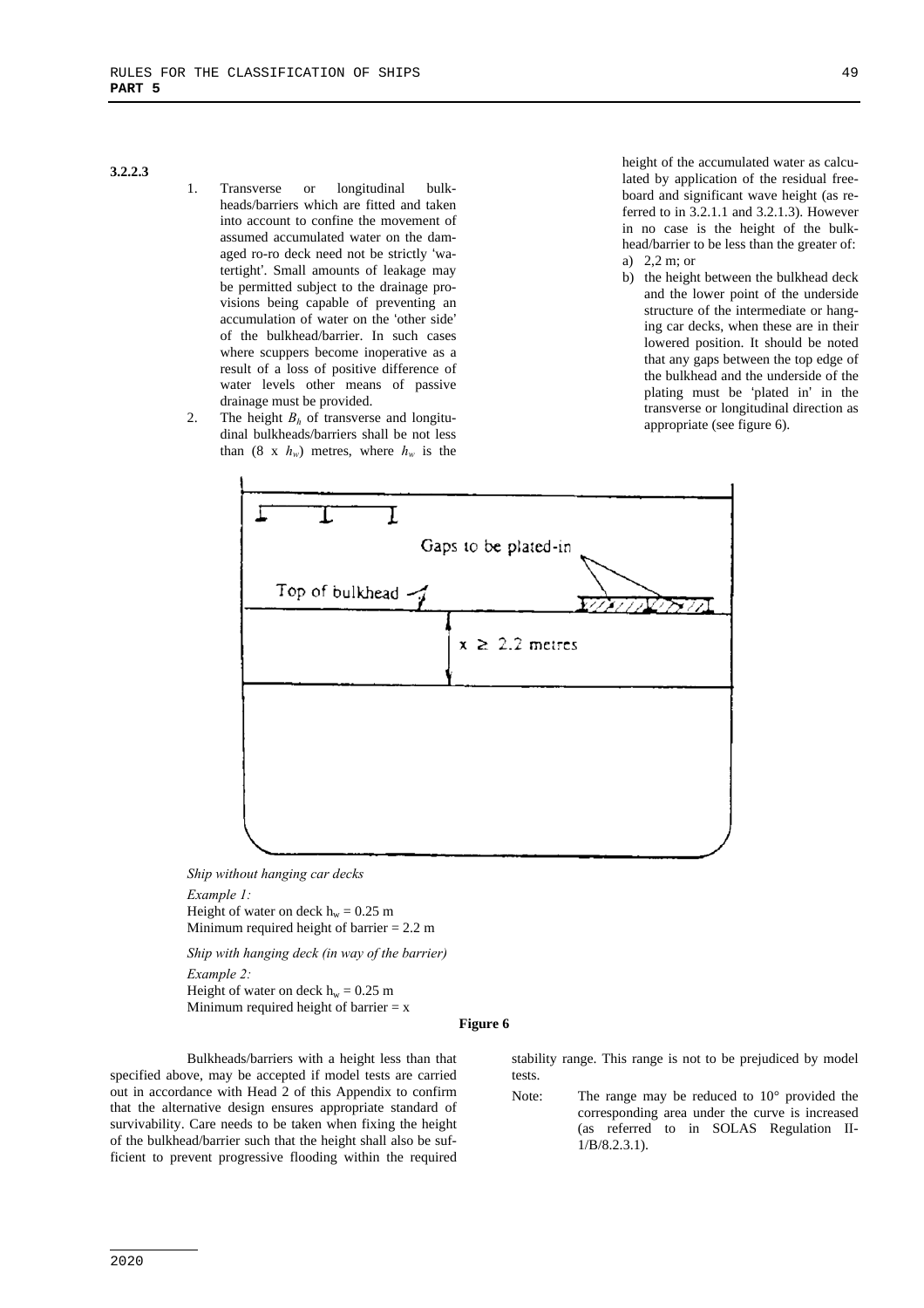**3.2.2.3**

1. Transverse or longitudinal bulkheads/barriers which are fitted and taken into account to confine the movement of assumed accumulated water on the damaged ro-ro deck need not be strictly 'watertight'. Small amounts of leakage may be permitted subject to the drainage provisions being capable of preventing an accumulation of water on the 'other side' of the bulkhead/barrier. In such cases where scuppers become inoperative as a result of a loss of positive difference of water levels other means of passive drainage must be provided.
2. The height $B_h$ of transverse and longitudinal bulkheads/barriers shall be not less than (8 x $h_w$) metres, where $h_w$ is the height of the accumulated water as calculated by application of the residual freeboard and significant wave height (as referred to in 3.2.1.1 and 3.2.1.3). However in no case is the height of the bulkhead/barrier to be less than the greater of:
   a) 2,2 m; or
   b) the height between the bulkhead deck and the lower point of the underside structure of the intermediate or hanging car decks, when these are in their lowered position. It should be noted that any gaps between the top edge of the bulkhead and the underside of the plating must be 'plated in' in the transverse or longitudinal direction as appropriate (see figure 6).

Gaps to be plated-in

Top of bulkhead

$x \geq 2.2$ metres

*Ship without hanging car decks*

*Example 1:*
Height of water on deck $h_w = 0.25$ m
Minimum required height of barrier = 2.2 m

*Ship with hanging deck (in way of the barrier)*

*Example 2:*
Height of water on deck $h_w = 0.25$ m
Minimum required height of barrier = x

**Figure 6**

Bulkheads/barriers with a height less than that specified above, may be accepted if model tests are carried out in accordance with Head 2 of this Appendix to confirm that the alternative design ensures appropriate standard of survivability. Care needs to be taken when fixing the height of the bulkhead/barrier such that the height shall also be sufficient to prevent progressive flooding within the required stability range. This range is not to be prejudiced by model tests.

Note: The range may be reduced to 10° provided the corresponding area under the curve is increased (as referred to in SOLAS Regulation II-1/B/8.2.3.1).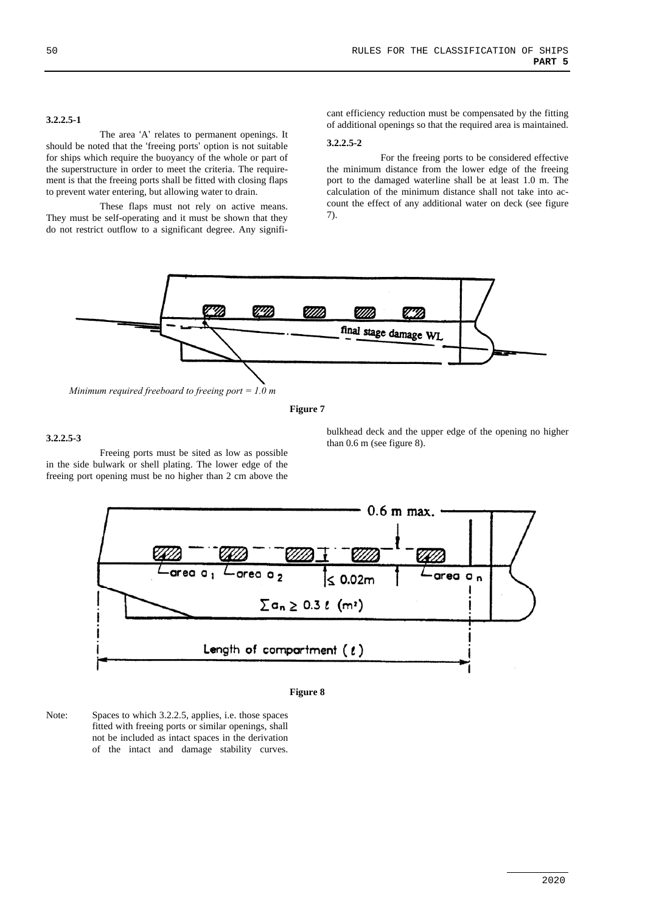### 3.2.2.5-1

The area 'A' relates to permanent openings. It should be noted that the 'freeing ports' option is not suitable for ships which require the buoyancy of the whole or part of the superstructure in order to meet the criteria. The requirement is that the freeing ports shall be fitted with closing flaps to prevent water entering, but allowing water to drain.

These flaps must not rely on active means. They must be self-operating and it must be shown that they do not restrict outflow to a significant degree. Any significant efficiency reduction must be compensated by the fitting of additional openings so that the required area is maintained.

### 3.2.2.5-2

For the freeing ports to be considered effective the minimum distance from the lower edge of the freeing port to the damaged waterline shall be at least 1.0 m. The calculation of the minimum distance shall not take into account the effect of any additional water on deck (see figure 7).

final stage damage WL

*Minimum required freeboard to freeing port = 1.0 m*

**Figure 7**

### 3.2.2.5-3

Freeing ports must be sited as low as possible in the side bulwark or shell plating. The lower edge of the freeing port opening must be no higher than 2 cm above the bulkhead deck and the upper edge of the opening no higher than 0.6 m (see figure 8).

0.6 m max.

area $a_1$ area $a_2$ $\leq 0.02$m area $a_n$

$$\sum a_n \geq 0.3\, \ell \ (m^2)$$

Length of compartment ($\ell$)

**Figure 8**

Note: Spaces to which 3.2.2.5, applies, i.e. those spaces fitted with freeing ports or similar openings, shall not be included as intact spaces in the derivation of the intact and damage stability curves.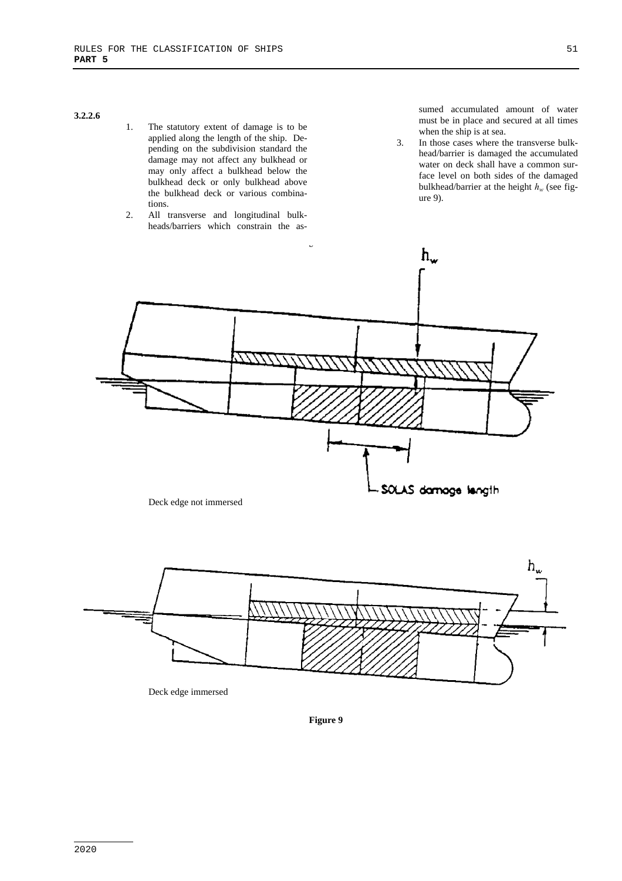**3.2.2.6**

1. The statutory extent of damage is to be applied along the length of the ship. Depending on the subdivision standard the damage may not affect any bulkhead or may only affect a bulkhead below the bulkhead deck or only bulkhead above the bulkhead deck or various combinations.
2. All transverse and longitudinal bulkheads/barriers which constrain the assumed accumulated amount of water must be in place and secured at all times when the ship is at sea.
3. In those cases where the transverse bulkhead/barrier is damaged the accumulated water on deck shall have a common surface level on both sides of the damaged bulkhead/barrier at the height $h_w$ (see figure 9).

$h_w$

SOLAS damage length

Deck edge not immersed

$h_w$

Deck edge immersed

**Figure 9**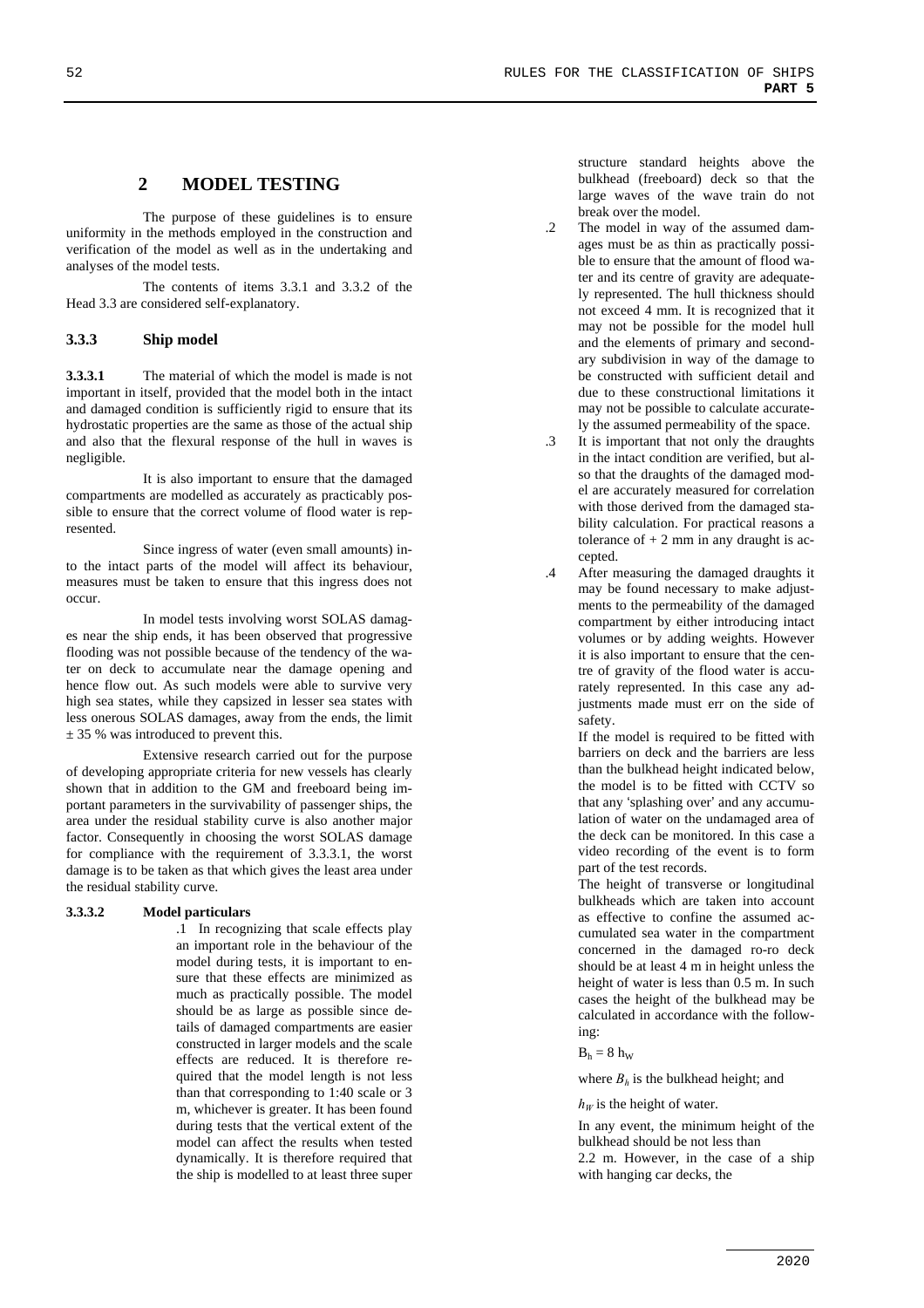## 2 MODEL TESTING

The purpose of these guidelines is to ensure uniformity in the methods employed in the construction and verification of the model as well as in the undertaking and analyses of the model tests.

The contents of items 3.3.1 and 3.3.2 of the Head 3.3 are considered self-explanatory.

### 3.3.3 Ship model

**3.3.3.1** The material of which the model is made is not important in itself, provided that the model both in the intact and damaged condition is sufficiently rigid to ensure that its hydrostatic properties are the same as those of the actual ship and also that the flexural response of the hull in waves is negligible.

It is also important to ensure that the damaged compartments are modelled as accurately as practicably possible to ensure that the correct volume of flood water is represented.

Since ingress of water (even small amounts) into the intact parts of the model will affect its behaviour, measures must be taken to ensure that this ingress does not occur.

In model tests involving worst SOLAS damages near the ship ends, it has been observed that progressive flooding was not possible because of the tendency of the water on deck to accumulate near the damage opening and hence flow out. As such models were able to survive very high sea states, while they capsized in lesser sea states with less onerous SOLAS damages, away from the ends, the limit ± 35 % was introduced to prevent this.

Extensive research carried out for the purpose of developing appropriate criteria for new vessels has clearly shown that in addition to the GM and freeboard being important parameters in the survivability of passenger ships, the area under the residual stability curve is also another major factor. Consequently in choosing the worst SOLAS damage for compliance with the requirement of 3.3.3.1, the worst damage is to be taken as that which gives the least area under the residual stability curve.

**3.3.3.2 Model particulars**

.1 In recognizing that scale effects play an important role in the behaviour of the model during tests, it is important to ensure that these effects are minimized as much as practically possible. The model should be as large as possible since details of damaged compartments are easier constructed in larger models and the scale effects are reduced. It is therefore required that the model length is not less than that corresponding to 1:40 scale or 3 m, whichever is greater. It has been found during tests that the vertical extent of the model can affect the results when tested dynamically. It is therefore required that the ship is modelled to at least three super structure standard heights above the bulkhead (freeboard) deck so that the large waves of the wave train do not break over the model.

.2 The model in way of the assumed damages must be as thin as practically possible to ensure that the amount of flood water and its centre of gravity are adequately represented. The hull thickness should not exceed 4 mm. It is recognized that it may not be possible for the model hull and the elements of primary and secondary subdivision in way of the damage to be constructed with sufficient detail and due to these constructional limitations it may not be possible to calculate accurately the assumed permeability of the space.

.3 It is important that not only the draughts in the intact condition are verified, but also that the draughts of the damaged model are accurately measured for correlation with those derived from the damaged stability calculation. For practical reasons a tolerance of + 2 mm in any draught is accepted.

.4 After measuring the damaged draughts it may be found necessary to make adjustments to the permeability of the damaged compartment by either introducing intact volumes or by adding weights. However it is also important to ensure that the centre of gravity of the flood water is accurately represented. In this case any adjustments made must err on the side of safety.

If the model is required to be fitted with barriers on deck and the barriers are less than the bulkhead height indicated below, the model is to be fitted with CCTV so that any 'splashing over' and any accumulation of water on the undamaged area of the deck can be monitored. In this case a video recording of the event is to form part of the test records.

The height of transverse or longitudinal bulkheads which are taken into account as effective to confine the assumed accumulated sea water in the compartment concerned in the damaged ro-ro deck should be at least 4 m in height unless the height of water is less than 0.5 m. In such cases the height of the bulkhead may be calculated in accordance with the following:

$B_h = 8\ h_W$

where $B_h$ is the bulkhead height; and

$h_W$ is the height of water.

In any event, the minimum height of the bulkhead should be not less than 2.2 m. However, in the case of a ship with hanging car decks, the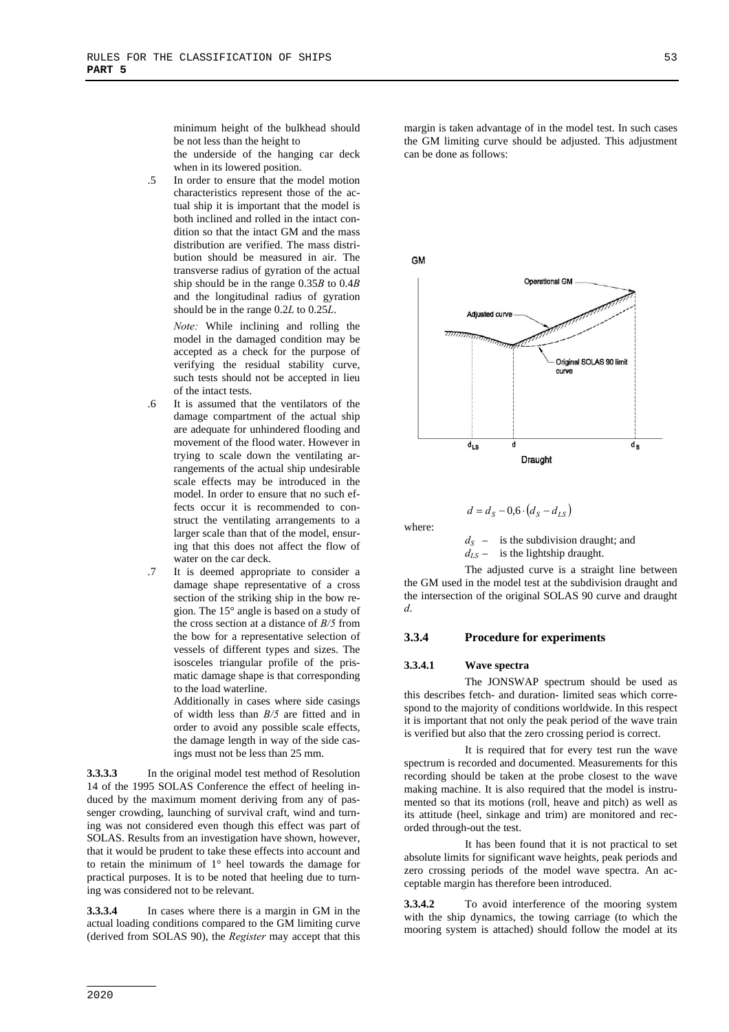minimum height of the bulkhead should be not less than the height to the underside of the hanging car deck when in its lowered position.

.5 In order to ensure that the model motion characteristics represent those of the actual ship it is important that the model is both inclined and rolled in the intact condition so that the intact GM and the mass distribution are verified. The mass distribution should be measured in air. The transverse radius of gyration of the actual ship should be in the range $0.35B$ to $0.4B$ and the longitudinal radius of gyration should be in the range $0.2L$ to $0.25L$.

*Note:* While inclining and rolling the model in the damaged condition may be accepted as a check for the purpose of verifying the residual stability curve, such tests should not be accepted in lieu of the intact tests.

.6 It is assumed that the ventilators of the damage compartment of the actual ship are adequate for unhindered flooding and movement of the flood water. However in trying to scale down the ventilating arrangements of the actual ship undesirable scale effects may be introduced in the model. In order to ensure that no such effects occur it is recommended to construct the ventilating arrangements to a larger scale than that of the model, ensuring that this does not affect the flow of water on the car deck.

.7 It is deemed appropriate to consider a damage shape representative of a cross section of the striking ship in the bow region. The 15° angle is based on a study of the cross section at a distance of *B/5* from the bow for a representative selection of vessels of different types and sizes. The isosceles triangular profile of the prismatic damage shape is that corresponding to the load waterline.

Additionally in cases where side casings of width less than *B/5* are fitted and in order to avoid any possible scale effects, the damage length in way of the side casings must not be less than 25 mm.

**3.3.3.3** In the original model test method of Resolution 14 of the 1995 SOLAS Conference the effect of heeling induced by the maximum moment deriving from any of passenger crowding, launching of survival craft, wind and turning was not considered even though this effect was part of SOLAS. Results from an investigation have shown, however, that it would be prudent to take these effects into account and to retain the minimum of 1° heel towards the damage for practical purposes. It is to be noted that heeling due to turning was considered not to be relevant.

**3.3.3.4** In cases where there is a margin in GM in the actual loading conditions compared to the GM limiting curve (derived from SOLAS 90), the *Register* may accept that this margin is taken advantage of in the model test. In such cases the GM limiting curve should be adjusted. This adjustment can be done as follows:

$$d = d_S - 0{,}6 \cdot \left(d_S - d_{LS}\right)$$

where:

$d_S$ – is the subdivision draught; and

$d_{LS}$ – is the lightship draught.

The adjusted curve is a straight line between the GM used in the model test at the subdivision draught and the intersection of the original SOLAS 90 curve and draught *d*.

### 3.3.4 Procedure for experiments

#### 3.3.4.1 Wave spectra

The JONSWAP spectrum should be used as this describes fetch- and duration- limited seas which correspond to the majority of conditions worldwide. In this respect it is important that not only the peak period of the wave train is verified but also that the zero crossing period is correct.

It is required that for every test run the wave spectrum is recorded and documented. Measurements for this recording should be taken at the probe closest to the wave making machine. It is also required that the model is instrumented so that its motions (roll, heave and pitch) as well as its attitude (heel, sinkage and trim) are monitored and recorded through-out the test.

It has been found that it is not practical to set absolute limits for significant wave heights, peak periods and zero crossing periods of the model wave spectra. An acceptable margin has therefore been introduced.

**3.3.4.2** To avoid interference of the mooring system with the ship dynamics, the towing carriage (to which the mooring system is attached) should follow the model at its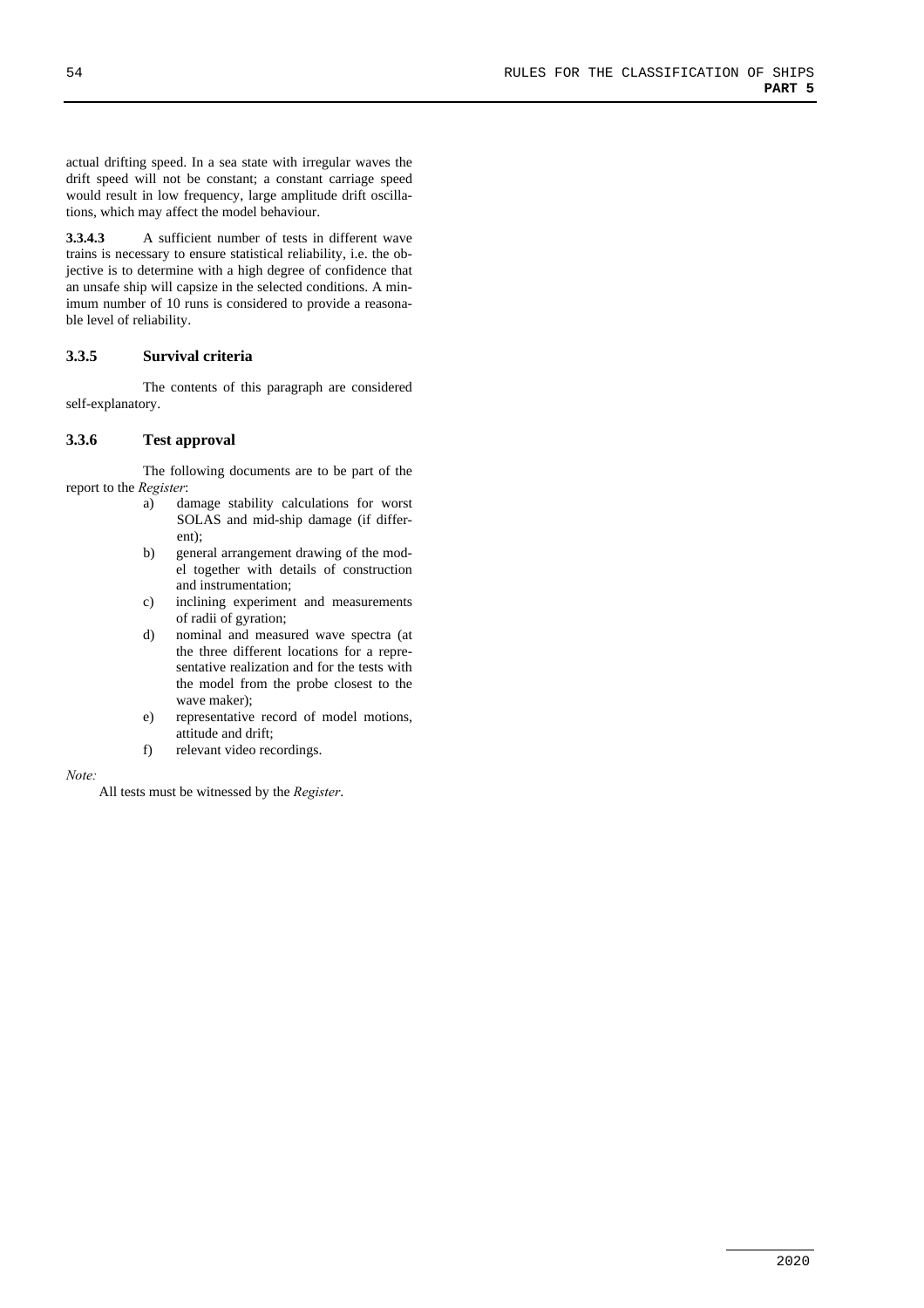actual drifting speed. In a sea state with irregular waves the drift speed will not be constant; a constant carriage speed would result in low frequency, large amplitude drift oscillations, which may affect the model behaviour.

**3.3.4.3** A sufficient number of tests in different wave trains is necessary to ensure statistical reliability, i.e. the objective is to determine with a high degree of confidence that an unsafe ship will capsize in the selected conditions. A minimum number of 10 runs is considered to provide a reasonable level of reliability.

### 3.3.5 Survival criteria

The contents of this paragraph are considered self-explanatory.

### 3.3.6 Test approval

The following documents are to be part of the report to the *Register*:

a) damage stability calculations for worst SOLAS and mid-ship damage (if different);
b) general arrangement drawing of the model together with details of construction and instrumentation;
c) inclining experiment and measurements of radii of gyration;
d) nominal and measured wave spectra (at the three different locations for a representative realization and for the tests with the model from the probe closest to the wave maker);
e) representative record of model motions, attitude and drift;
f) relevant video recordings.

*Note:*

All tests must be witnessed by the *Register*.